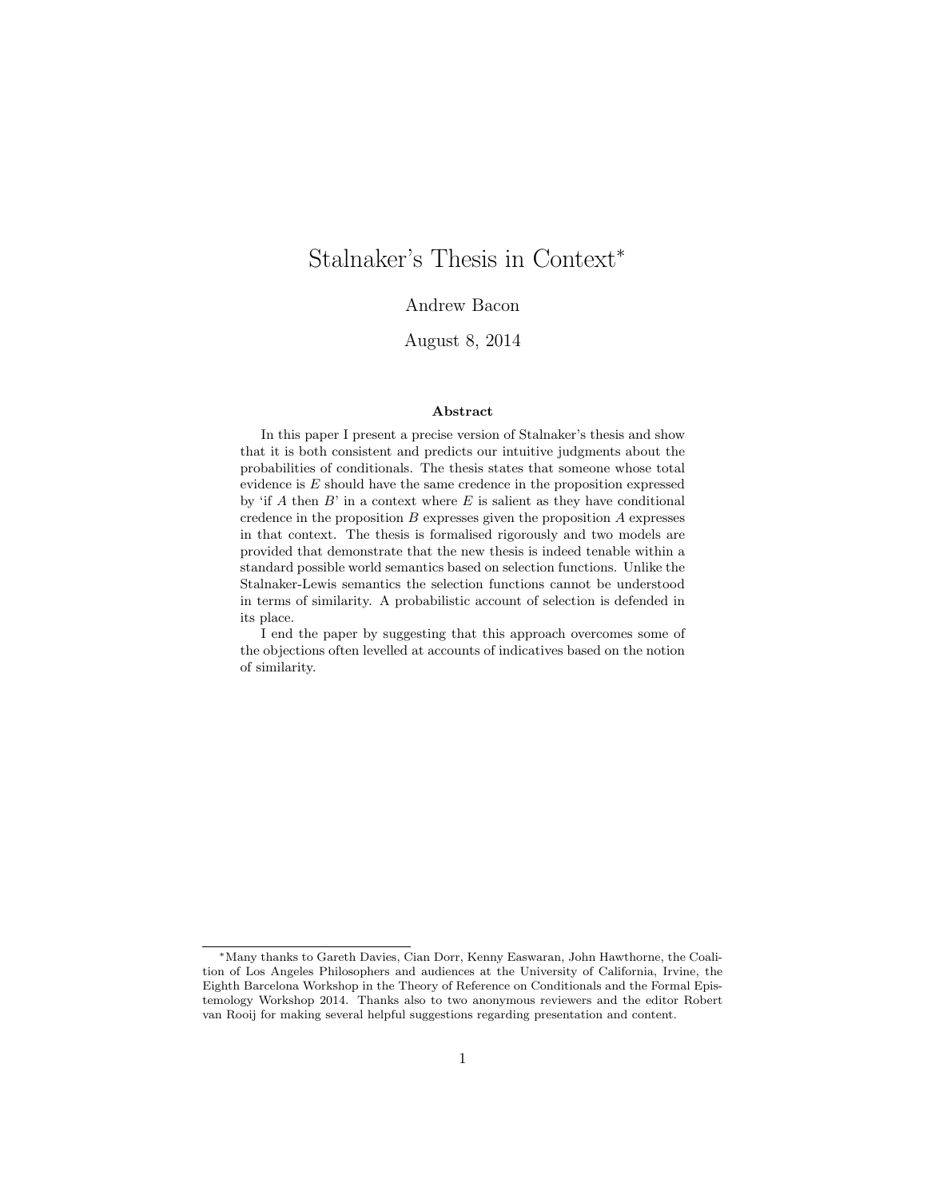# Stalnaker's Thesis in Context*

Andrew Bacon

August 8, 2014

## Abstract

In this paper I present a precise version of Stalnaker's thesis and show that it is both consistent and predicts our intuitive judgments about the probabilities of conditionals. The thesis states that someone whose total evidence is $E$ should have the same credence in the proposition expressed by 'if $A$ then $B$' in a context where $E$ is salient as they have conditional credence in the proposition $B$ expresses given the proposition $A$ expresses in that context. The thesis is formalised rigorously and two models are provided that demonstrate that the new thesis is indeed tenable within a standard possible world semantics based on selection functions. Unlike the Stalnaker-Lewis semantics the selection functions cannot be understood in terms of similarity. A probabilistic account of selection is defended in its place.

I end the paper by suggesting that this approach overcomes some of the objections often levelled at accounts of indicatives based on the notion of similarity.

---

*Many thanks to Gareth Davies, Cian Dorr, Kenny Easwaran, John Hawthorne, the Coalition of Los Angeles Philosophers and audiences at the University of California, Irvine, the Eighth Barcelona Workshop in the Theory of Reference on Conditionals and the Formal Epistemology Workshop 2014. Thanks also to two anonymous reviewers and the editor Robert van Rooij for making several helpful suggestions regarding presentation and content.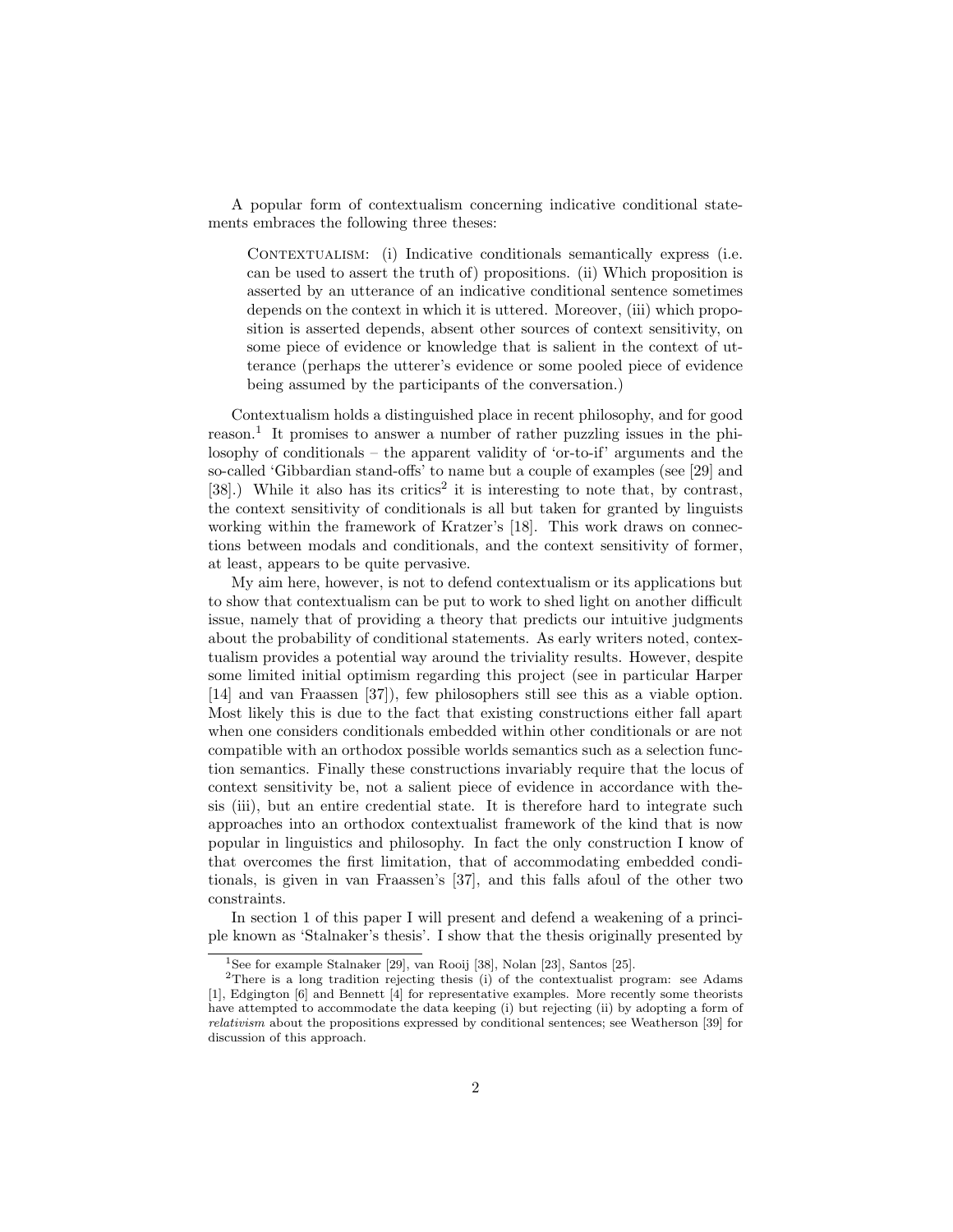A popular form of contextualism concerning indicative conditional statements embraces the following three theses:

> Contextualism: (i) Indicative conditionals semantically express (i.e. can be used to assert the truth of) propositions. (ii) Which proposition is asserted by an utterance of an indicative conditional sentence sometimes depends on the context in which it is uttered. Moreover, (iii) which proposition is asserted depends, absent other sources of context sensitivity, on some piece of evidence or knowledge that is salient in the context of utterance (perhaps the utterer's evidence or some pooled piece of evidence being assumed by the participants of the conversation.)

Contextualism holds a distinguished place in recent philosophy, and for good reason.[1] It promises to answer a number of rather puzzling issues in the philosophy of conditionals – the apparent validity of 'or-to-if' arguments and the so-called 'Gibbardian stand-offs' to name but a couple of examples (see [29] and [38].) While it also has its critics[2] it is interesting to note that, by contrast, the context sensitivity of conditionals is all but taken for granted by linguists working within the framework of Kratzer's [18]. This work draws on connections between modals and conditionals, and the context sensitivity of former, at least, appears to be quite pervasive.

My aim here, however, is not to defend contextualism or its applications but to show that contextualism can be put to work to shed light on another difficult issue, namely that of providing a theory that predicts our intuitive judgments about the probability of conditional statements. As early writers noted, contextualism provides a potential way around the triviality results. However, despite some limited initial optimism regarding this project (see in particular Harper [14] and van Fraassen [37]), few philosophers still see this as a viable option. Most likely this is due to the fact that existing constructions either fall apart when one considers conditionals embedded within other conditionals or are not compatible with an orthodox possible worlds semantics such as a selection function semantics. Finally these constructions invariably require that the locus of context sensitivity be, not a salient piece of evidence in accordance with thesis (iii), but an entire credential state. It is therefore hard to integrate such approaches into an orthodox contextualist framework of the kind that is now popular in linguistics and philosophy. In fact the only construction I know of that overcomes the first limitation, that of accommodating embedded conditionals, is given in van Fraassen's [37], and this falls afoul of the other two constraints.

In section 1 of this paper I will present and defend a weakening of a principle known as 'Stalnaker's thesis'. I show that the thesis originally presented by

[1] See for example Stalnaker [29], van Rooij [38], Nolan [23], Santos [25].

[2] There is a long tradition rejecting thesis (i) of the contextualist program: see Adams [1], Edgington [6] and Bennett [4] for representative examples. More recently some theorists have attempted to accommodate the data keeping (i) but rejecting (ii) by adopting a form of *relativism* about the propositions expressed by conditional sentences; see Weatherson [39] for discussion of this approach.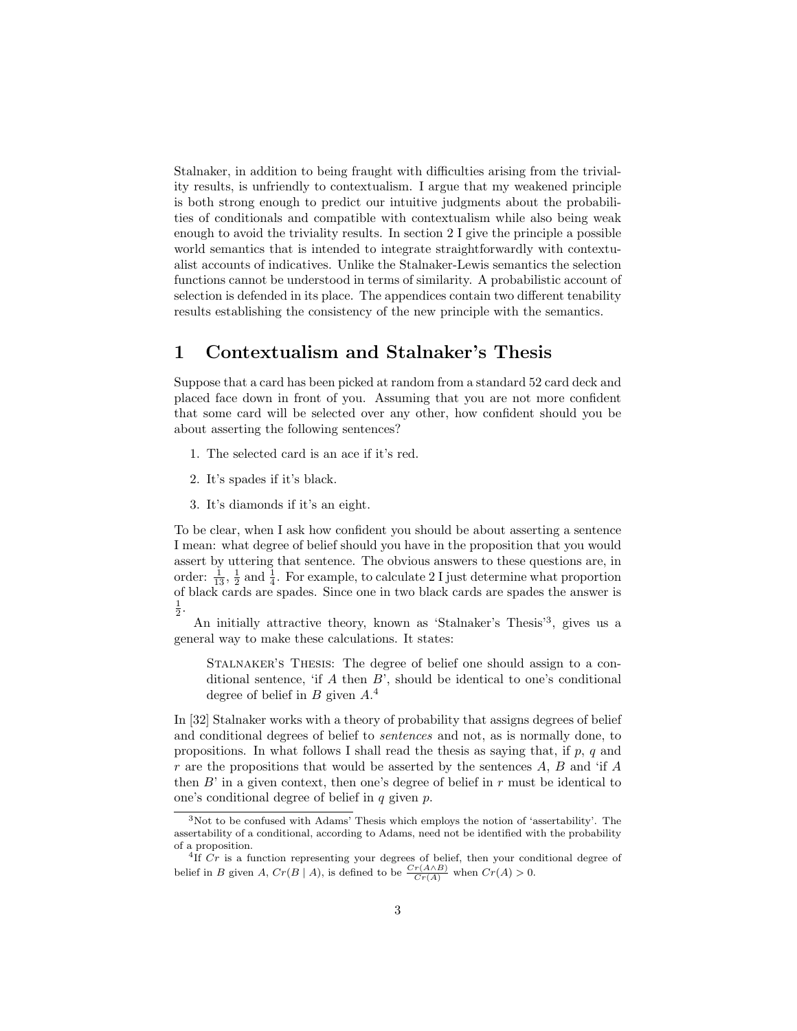Stalnaker, in addition to being fraught with difficulties arising from the triviality results, is unfriendly to contextualism. I argue that my weakened principle is both strong enough to predict our intuitive judgments about the probabilities of conditionals and compatible with contextualism while also being weak enough to avoid the triviality results. In section 2 I give the principle a possible world semantics that is intended to integrate straightforwardly with contextualist accounts of indicatives. Unlike the Stalnaker-Lewis semantics the selection functions cannot be understood in terms of similarity. A probabilistic account of selection is defended in its place. The appendices contain two different tenability results establishing the consistency of the new principle with the semantics.

# 1 Contextualism and Stalnaker's Thesis

Suppose that a card has been picked at random from a standard 52 card deck and placed face down in front of you. Assuming that you are not more confident that some card will be selected over any other, how confident should you be about asserting the following sentences?

1. The selected card is an ace if it's red.
2. It's spades if it's black.
3. It's diamonds if it's an eight.

To be clear, when I ask how confident you should be about asserting a sentence I mean: what degree of belief should you have in the proposition that you would assert by uttering that sentence. The obvious answers to these questions are, in order: $\frac{1}{13}$, $\frac{1}{2}$ and $\frac{1}{4}$. For example, to calculate 2 I just determine what proportion of black cards are spades. Since one in two black cards are spades the answer is $\frac{1}{2}$.

An initially attractive theory, known as 'Stalnaker's Thesis'[3], gives us a general way to make these calculations. It states:

> Stalnaker's Thesis: The degree of belief one should assign to a conditional sentence, 'if $A$ then $B$', should be identical to one's conditional degree of belief in $B$ given $A$.[4]

In [32] Stalnaker works with a theory of probability that assigns degrees of belief and conditional degrees of belief to *sentences* and not, as is normally done, to propositions. In what follows I shall read the thesis as saying that, if $p$, $q$ and $r$ are the propositions that would be asserted by the sentences $A$, $B$ and 'if $A$ then $B$' in a given context, then one's degree of belief in $r$ must be identical to one's conditional degree of belief in $q$ given $p$.

[3] Not to be confused with Adams' Thesis which employs the notion of 'assertability'. The assertability of a conditional, according to Adams, need not be identified with the probability of a proposition.

[4] If $Cr$ is a function representing your degrees of belief, then your conditional degree of belief in $B$ given $A$, $Cr(B \mid A)$, is defined to be $\frac{Cr(A \wedge B)}{Cr(A)}$ when $Cr(A) > 0$.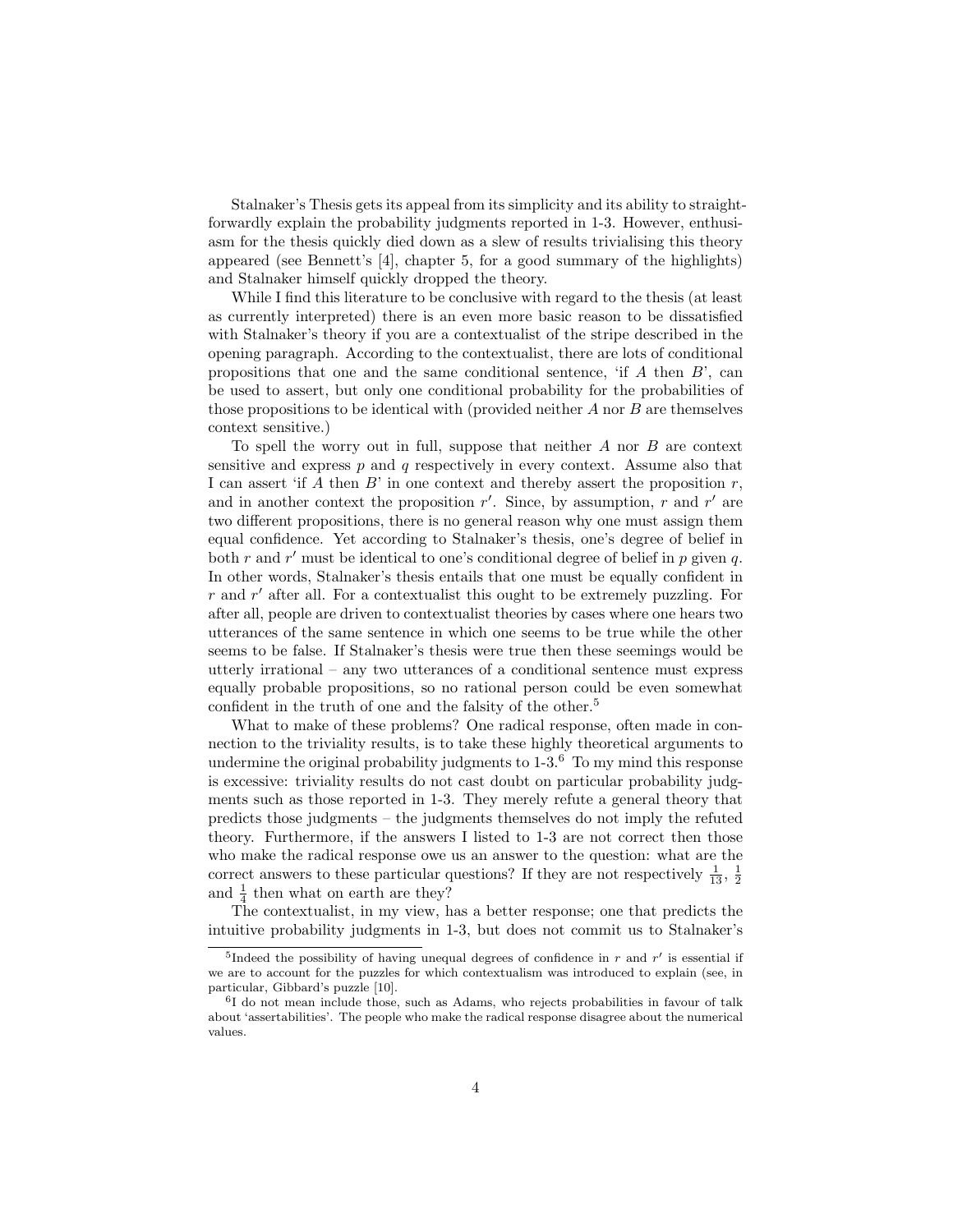Stalnaker's Thesis gets its appeal from its simplicity and its ability to straightforwardly explain the probability judgments reported in 1-3. However, enthusiasm for the thesis quickly died down as a slew of results trivialising this theory appeared (see Bennett's [4], chapter 5, for a good summary of the highlights) and Stalnaker himself quickly dropped the theory.

While I find this literature to be conclusive with regard to the thesis (at least as currently interpreted) there is an even more basic reason to be dissatisfied with Stalnaker's theory if you are a contextualist of the stripe described in the opening paragraph. According to the contextualist, there are lots of conditional propositions that one and the same conditional sentence, 'if $A$ then $B$', can be used to assert, but only one conditional probability for the probabilities of those propositions to be identical with (provided neither $A$ nor $B$ are themselves context sensitive.)

To spell the worry out in full, suppose that neither $A$ nor $B$ are context sensitive and express $p$ and $q$ respectively in every context. Assume also that I can assert 'if $A$ then $B$' in one context and thereby assert the proposition $r$, and in another context the proposition $r'$. Since, by assumption, $r$ and $r'$ are two different propositions, there is no general reason why one must assign them equal confidence. Yet according to Stalnaker's thesis, one's degree of belief in both $r$ and $r'$ must be identical to one's conditional degree of belief in $p$ given $q$. In other words, Stalnaker's thesis entails that one must be equally confident in $r$ and $r'$ after all. For a contextualist this ought to be extremely puzzling. For after all, people are driven to contextualist theories by cases where one hears two utterances of the same sentence in which one seems to be true while the other seems to be false. If Stalnaker's thesis were true then these seemings would be utterly irrational – any two utterances of a conditional sentence must express equally probable propositions, so no rational person could be even somewhat confident in the truth of one and the falsity of the other.[5]

What to make of these problems? One radical response, often made in connection to the triviality results, is to take these highly theoretical arguments to undermine the original probability judgments to 1-3.[6] To my mind this response is excessive: triviality results do not cast doubt on particular probability judgments such as those reported in 1-3. They merely refute a general theory that predicts those judgments – the judgments themselves do not imply the refuted theory. Furthermore, if the answers I listed to 1-3 are not correct then those who make the radical response owe us an answer to the question: what are the correct answers to these particular questions? If they are not respectively $\frac{1}{13}$, $\frac{1}{2}$ and $\frac{1}{4}$ then what on earth are they?

The contextualist, in my view, has a better response; one that predicts the intuitive probability judgments in 1-3, but does not commit us to Stalnaker's

[5] Indeed the possibility of having unequal degrees of confidence in $r$ and $r'$ is essential if we are to account for the puzzles for which contextualism was introduced to explain (see, in particular, Gibbard's puzzle [10].

[6] I do not mean include those, such as Adams, who rejects probabilities in favour of talk about 'assertabilities'. The people who make the radical response disagree about the numerical values.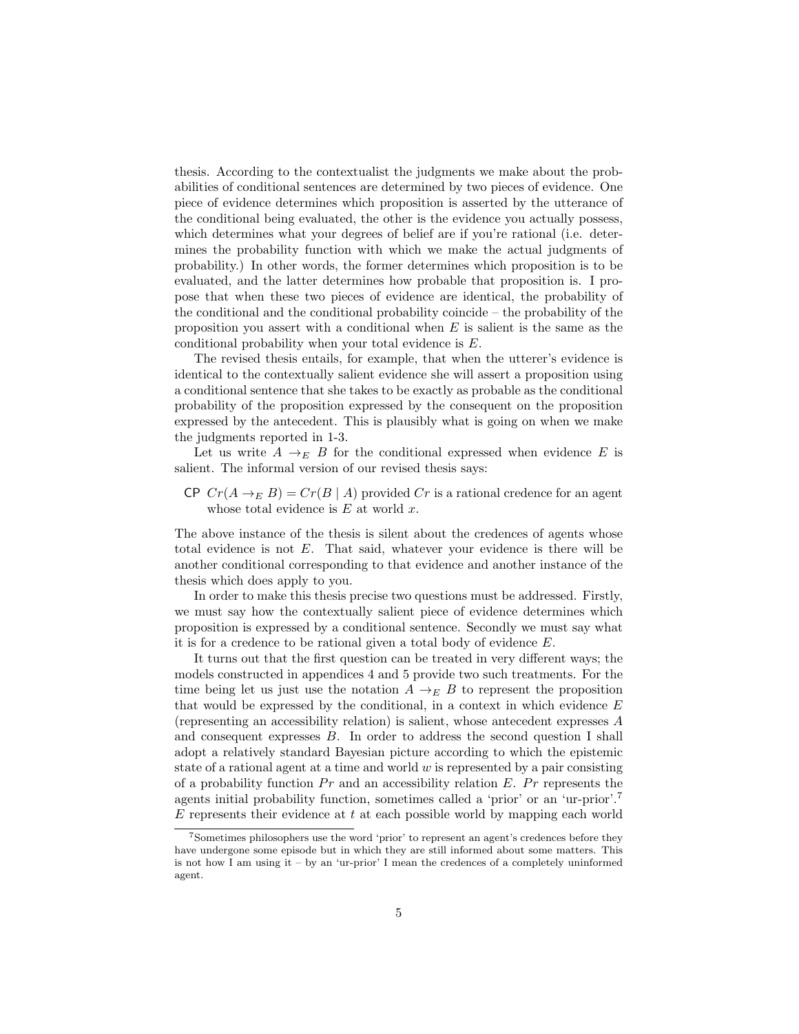thesis. According to the contextualist the judgments we make about the probabilities of conditional sentences are determined by two pieces of evidence. One piece of evidence determines which proposition is asserted by the utterance of the conditional being evaluated, the other is the evidence you actually possess, which determines what your degrees of belief are if you're rational (i.e. determines the probability function with which we make the actual judgments of probability.) In other words, the former determines which proposition is to be evaluated, and the latter determines how probable that proposition is. I propose that when these two pieces of evidence are identical, the probability of the conditional and the conditional probability coincide – the probability of the proposition you assert with a conditional when $E$ is salient is the same as the conditional probability when your total evidence is $E$.

The revised thesis entails, for example, that when the utterer's evidence is identical to the contextually salient evidence she will assert a proposition using a conditional sentence that she takes to be exactly as probable as the conditional probability of the proposition expressed by the consequent on the proposition expressed by the antecedent. This is plausibly what is going on when we make the judgments reported in 1-3.

Let us write $A \rightarrow_E B$ for the conditional expressed when evidence $E$ is salient. The informal version of our revised thesis says:

CP $Cr(A \rightarrow_E B) = Cr(B \mid A)$ provided $Cr$ is a rational credence for an agent whose total evidence is $E$ at world $x$.

The above instance of the thesis is silent about the credences of agents whose total evidence is not $E$. That said, whatever your evidence is there will be another conditional corresponding to that evidence and another instance of the thesis which does apply to you.

In order to make this thesis precise two questions must be addressed. Firstly, we must say how the contextually salient piece of evidence determines which proposition is expressed by a conditional sentence. Secondly we must say what it is for a credence to be rational given a total body of evidence $E$.

It turns out that the first question can be treated in very different ways; the models constructed in appendices 4 and 5 provide two such treatments. For the time being let us just use the notation $A \rightarrow_E B$ to represent the proposition that would be expressed by the conditional, in a context in which evidence $E$ (representing an accessibility relation) is salient, whose antecedent expresses $A$ and consequent expresses $B$. In order to address the second question I shall adopt a relatively standard Bayesian picture according to which the epistemic state of a rational agent at a time and world $w$ is represented by a pair consisting of a probability function $Pr$ and an accessibility relation $E$. $Pr$ represents the agents initial probability function, sometimes called a 'prior' or an 'ur-prior'.[7] $E$ represents their evidence at $t$ at each possible world by mapping each world

[7] Sometimes philosophers use the word 'prior' to represent an agent's credences before they have undergone some episode but in which they are still informed about some matters. This is not how I am using it – by an 'ur-prior' I mean the credences of a completely uninformed agent.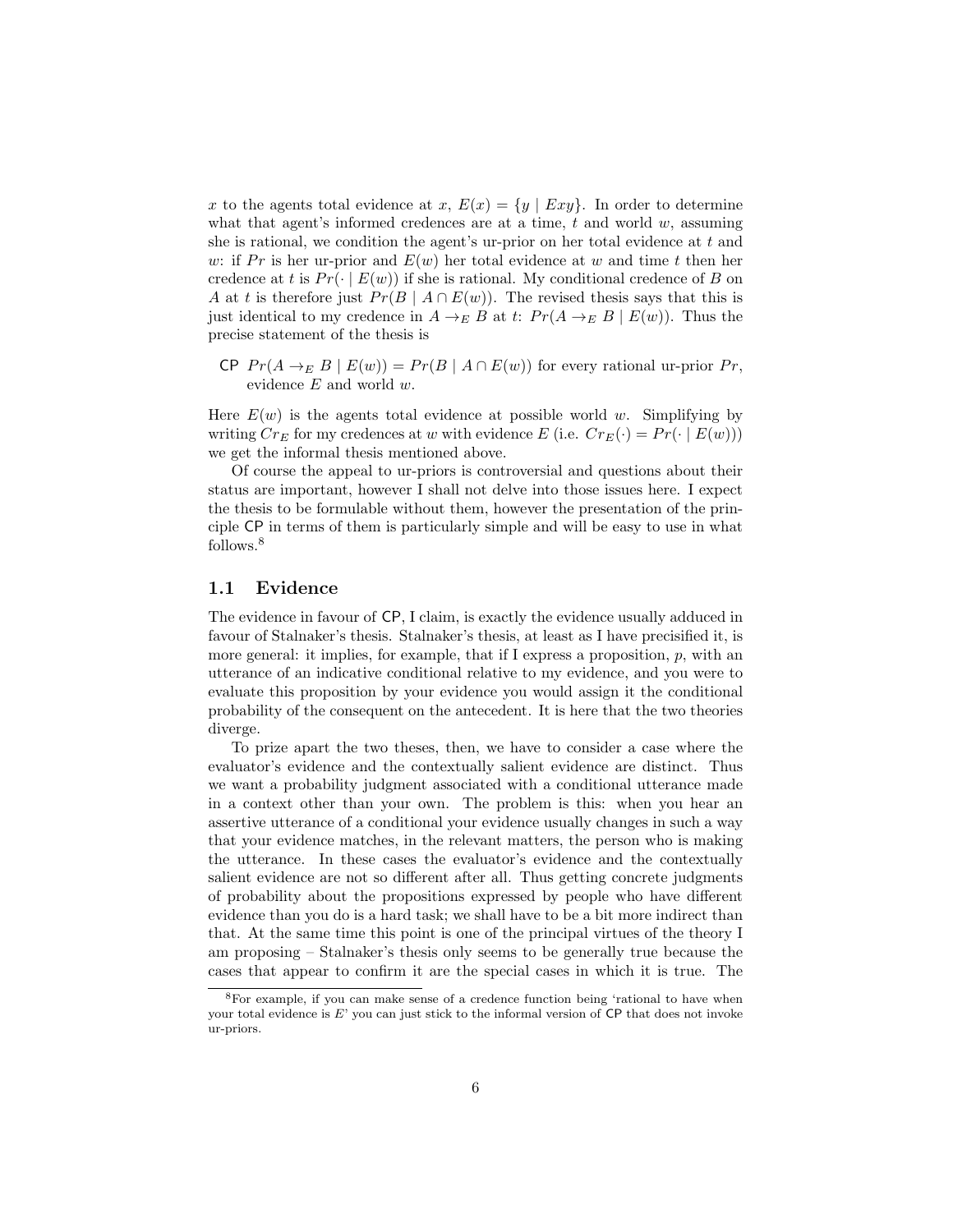$x$ to the agents total evidence at $x$, $E(x) = \{y \mid Exy\}$. In order to determine what that agent's informed credences are at a time, $t$ and world $w$, assuming she is rational, we condition the agent's ur-prior on her total evidence at $t$ and $w$: if $Pr$ is her ur-prior and $E(w)$ her total evidence at $w$ and time $t$ then her credence at $t$ is $Pr(\cdot \mid E(w))$ if she is rational. My conditional credence of $B$ on $A$ at $t$ is therefore just $Pr(B \mid A \cap E(w))$. The revised thesis says that this is just identical to my credence in $A \to_E B$ at $t$: $Pr(A \to_E B \mid E(w))$. Thus the precise statement of the thesis is

CP $Pr(A \to_E B \mid E(w)) = Pr(B \mid A \cap E(w))$ for every rational ur-prior $Pr$, evidence $E$ and world $w$.

Here $E(w)$ is the agents total evidence at possible world $w$. Simplifying by writing $Cr_E$ for my credences at $w$ with evidence $E$ (i.e. $Cr_E(\cdot) = Pr(\cdot \mid E(w))$) we get the informal thesis mentioned above.

Of course the appeal to ur-priors is controversial and questions about their status are important, however I shall not delve into those issues here. I expect the thesis to be formulable without them, however the presentation of the principle CP in terms of them is particularly simple and will be easy to use in what follows.[8]

## 1.1 Evidence

The evidence in favour of CP, I claim, is exactly the evidence usually adduced in favour of Stalnaker's thesis. Stalnaker's thesis, at least as I have precisified it, is more general: it implies, for example, that if I express a proposition, $p$, with an utterance of an indicative conditional relative to my evidence, and you were to evaluate this proposition by your evidence you would assign it the conditional probability of the consequent on the antecedent. It is here that the two theories diverge.

To prize apart the two theses, then, we have to consider a case where the evaluator's evidence and the contextually salient evidence are distinct. Thus we want a probability judgment associated with a conditional utterance made in a context other than your own. The problem is this: when you hear an assertive utterance of a conditional your evidence usually changes in such a way that your evidence matches, in the relevant matters, the person who is making the utterance. In these cases the evaluator's evidence and the contextually salient evidence are not so different after all. Thus getting concrete judgments of probability about the propositions expressed by people who have different evidence than you do is a hard task; we shall have to be a bit more indirect than that. At the same time this point is one of the principal virtues of the theory I am proposing – Stalnaker's thesis only seems to be generally true because the cases that appear to confirm it are the special cases in which it is true. The

[8] For example, if you can make sense of a credence function being 'rational to have when your total evidence is $E$' you can just stick to the informal version of CP that does not invoke ur-priors.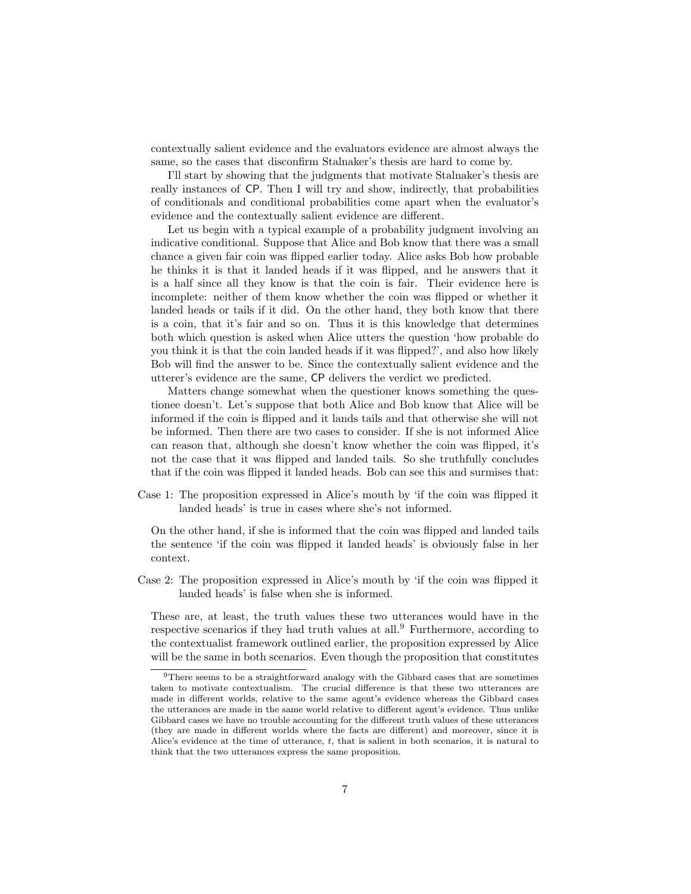contextually salient evidence and the evaluators evidence are almost always the same, so the cases that disconfirm Stalnaker's thesis are hard to come by.

I'll start by showing that the judgments that motivate Stalnaker's thesis are really instances of CP. Then I will try and show, indirectly, that probabilities of conditionals and conditional probabilities come apart when the evaluator's evidence and the contextually salient evidence are different.

Let us begin with a typical example of a probability judgment involving an indicative conditional. Suppose that Alice and Bob know that there was a small chance a given fair coin was flipped earlier today. Alice asks Bob how probable he thinks it is that it landed heads if it was flipped, and he answers that it is a half since all they know is that the coin is fair. Their evidence here is incomplete: neither of them know whether the coin was flipped or whether it landed heads or tails if it did. On the other hand, they both know that there is a coin, that it's fair and so on. Thus it is this knowledge that determines both which question is asked when Alice utters the question 'how probable do you think it is that the coin landed heads if it was flipped?', and also how likely Bob will find the answer to be. Since the contextually salient evidence and the utterer's evidence are the same, CP delivers the verdict we predicted.

Matters change somewhat when the questioner knows something the questionee doesn't. Let's suppose that both Alice and Bob know that Alice will be informed if the coin is flipped and it lands tails and that otherwise she will not be informed. Then there are two cases to consider. If she is not informed Alice can reason that, although she doesn't know whether the coin was flipped, it's not the case that it was flipped and landed tails. So she truthfully concludes that if the coin was flipped it landed heads. Bob can see this and surmises that:

Case 1: The proposition expressed in Alice's mouth by 'if the coin was flipped it landed heads' is true in cases where she's not informed.

On the other hand, if she is informed that the coin was flipped and landed tails the sentence 'if the coin was flipped it landed heads' is obviously false in her context.

Case 2: The proposition expressed in Alice's mouth by 'if the coin was flipped it landed heads' is false when she is informed.

These are, at least, the truth values these two utterances would have in the respective scenarios if they had truth values at all.[9] Furthermore, according to the contextualist framework outlined earlier, the proposition expressed by Alice will be the same in both scenarios. Even though the proposition that constitutes

[9] There seems to be a straightforward analogy with the Gibbard cases that are sometimes taken to motivate contextualism. The crucial difference is that these two utterances are made in different worlds, relative to the same agent's evidence whereas the Gibbard cases the utterances are made in the same world relative to different agent's evidence. Thus unlike Gibbard cases we have no trouble accounting for the different truth values of these utterances (they are made in different worlds where the facts are different) and moreover, since it is Alice's evidence at the time of utterance, $t$, that is salient in both scenarios, it is natural to think that the two utterances express the same proposition.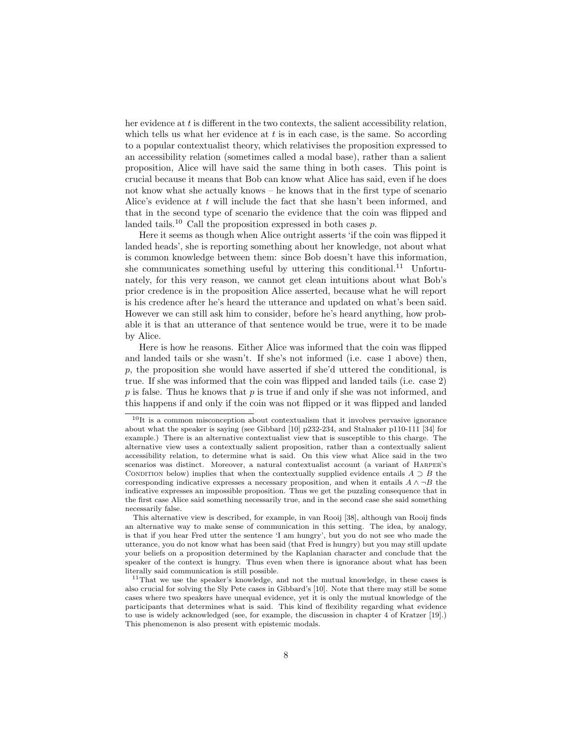her evidence at $t$ is different in the two contexts, the salient accessibility relation, which tells us what her evidence at $t$ is in each case, is the same. So according to a popular contextualist theory, which relativises the proposition expressed to an accessibility relation (sometimes called a modal base), rather than a salient proposition, Alice will have said the same thing in both cases. This point is crucial because it means that Bob can know what Alice has said, even if he does not know what she actually knows – he knows that in the first type of scenario Alice's evidence at $t$ will include the fact that she hasn't been informed, and that in the second type of scenario the evidence that the coin was flipped and landed tails.[10] Call the proposition expressed in both cases $p$.

Here it seems as though when Alice outright asserts 'if the coin was flipped it landed heads', she is reporting something about her knowledge, not about what is common knowledge between them: since Bob doesn't have this information, she communicates something useful by uttering this conditional.[11] Unfortunately, for this very reason, we cannot get clean intuitions about what Bob's prior credence is in the proposition Alice asserted, because what he will report is his credence after he's heard the utterance and updated on what's been said. However we can still ask him to consider, before he's heard anything, how probable it is that an utterance of that sentence would be true, were it to be made by Alice.

Here is how he reasons. Either Alice was informed that the coin was flipped and landed tails or she wasn't. If she's not informed (i.e. case 1 above) then, $p$, the proposition she would have asserted if she'd uttered the conditional, is true. If she was informed that the coin was flipped and landed tails (i.e. case 2) $p$ is false. Thus he knows that $p$ is true if and only if she was not informed, and this happens if and only if the coin was not flipped or it was flipped and landed

---

[10] It is a common misconception about contextualism that it involves pervasive ignorance about what the speaker is saying (see Gibbard [10] p232-234, and Stalnaker p110-111 [34] for example.) There is an alternative contextualist view that is susceptible to this charge. The alternative view uses a contextually salient proposition, rather than a contextually salient accessibility relation, to determine what is said. On this view what Alice said in the two scenarios was distinct. Moreover, a natural contextualist account (a variant of HARPER'S CONDITION below) implies that when the contextually supplied evidence entails $A \supset B$ the corresponding indicative expresses a necessary proposition, and when it entails $A \wedge \neg B$ the indicative expresses an impossible proposition. Thus we get the puzzling consequence that in the first case Alice said something necessarily true, and in the second case she said something necessarily false.

This alternative view is described, for example, in van Rooij [38], although van Rooij finds an alternative way to make sense of communication in this setting. The idea, by analogy, is that if you hear Fred utter the sentence 'I am hungry', but you do not see who made the utterance, you do not know what has been said (that Fred is hungry) but you may still update your beliefs on a proposition determined by the Kaplanian character and conclude that the speaker of the context is hungry. Thus even when there is ignorance about what has been literally said communication is still possible.

[11] That we use the speaker's knowledge, and not the mutual knowledge, in these cases is also crucial for solving the Sly Pete cases in Gibbard's [10]. Note that there may still be some cases where two speakers have unequal evidence, yet it is only the mutual knowledge of the participants that determines what is said. This kind of flexibility regarding what evidence to use is widely acknowledged (see, for example, the discussion in chapter 4 of Kratzer [19].) This phenomenon is also present with epistemic modals.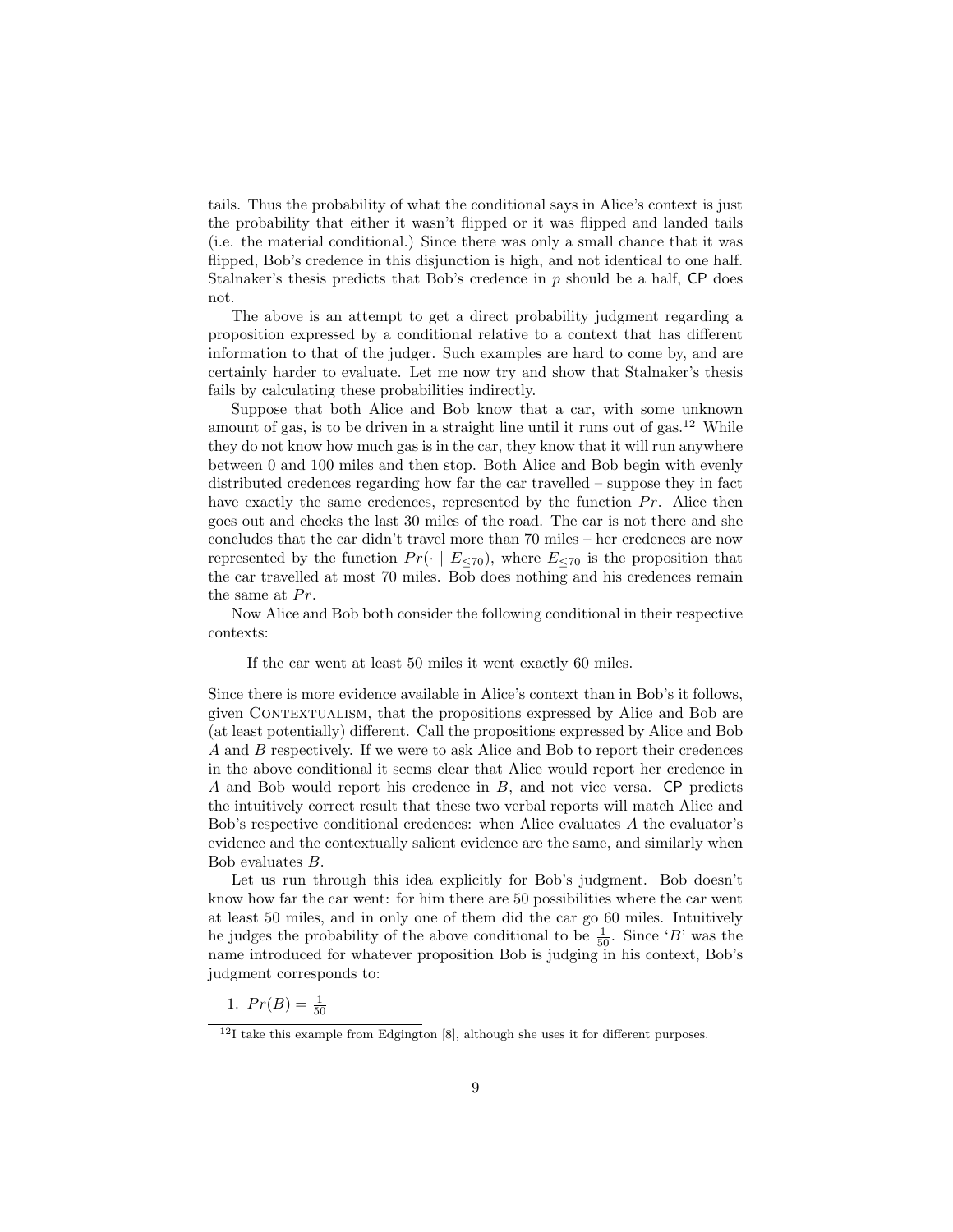tails. Thus the probability of what the conditional says in Alice's context is just the probability that either it wasn't flipped or it was flipped and landed tails (i.e. the material conditional.) Since there was only a small chance that it was flipped, Bob's credence in this disjunction is high, and not identical to one half. Stalnaker's thesis predicts that Bob's credence in $p$ should be a half, CP does not.

The above is an attempt to get a direct probability judgment regarding a proposition expressed by a conditional relative to a context that has different information to that of the judger. Such examples are hard to come by, and are certainly harder to evaluate. Let me now try and show that Stalnaker's thesis fails by calculating these probabilities indirectly.

Suppose that both Alice and Bob know that a car, with some unknown amount of gas, is to be driven in a straight line until it runs out of gas.[12] While they do not know how much gas is in the car, they know that it will run anywhere between 0 and 100 miles and then stop. Both Alice and Bob begin with evenly distributed credences regarding how far the car travelled – suppose they in fact have exactly the same credences, represented by the function $Pr$. Alice then goes out and checks the last 30 miles of the road. The car is not there and she concludes that the car didn't travel more than 70 miles – her credences are now represented by the function $Pr(\cdot \mid E_{\leq 70})$, where $E_{\leq 70}$ is the proposition that the car travelled at most 70 miles. Bob does nothing and his credences remain the same at $Pr$.

Now Alice and Bob both consider the following conditional in their respective contexts:

> If the car went at least 50 miles it went exactly 60 miles.

Since there is more evidence available in Alice's context than in Bob's it follows, given Contextualism, that the propositions expressed by Alice and Bob are (at least potentially) different. Call the propositions expressed by Alice and Bob $A$ and $B$ respectively. If we were to ask Alice and Bob to report their credences in the above conditional it seems clear that Alice would report her credence in $A$ and Bob would report his credence in $B$, and not vice versa. CP predicts the intuitively correct result that these two verbal reports will match Alice and Bob's respective conditional credences: when Alice evaluates $A$ the evaluator's evidence and the contextually salient evidence are the same, and similarly when Bob evaluates $B$.

Let us run through this idea explicitly for Bob's judgment. Bob doesn't know how far the car went: for him there are 50 possibilities where the car went at least 50 miles, and in only one of them did the car go 60 miles. Intuitively he judges the probability of the above conditional to be $\frac{1}{50}$. Since '$B$' was the name introduced for whatever proposition Bob is judging in his context, Bob's judgment corresponds to:

1. $Pr(B) = \frac{1}{50}$

[12] I take this example from Edgington [8], although she uses it for different purposes.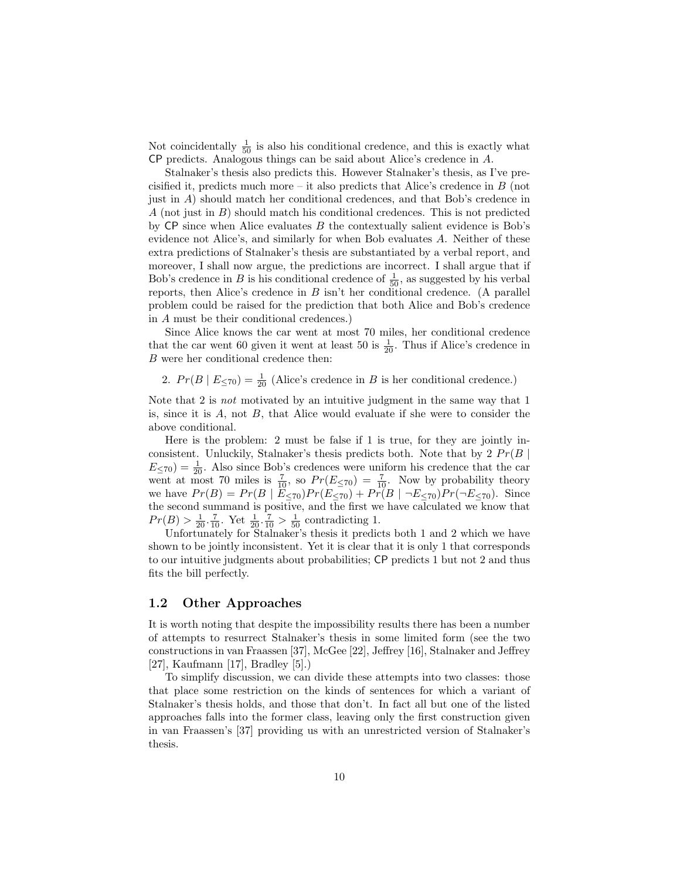Not coincidentally $\frac{1}{50}$ is also his conditional credence, and this is exactly what CP predicts. Analogous things can be said about Alice's credence in $A$.

Stalnaker's thesis also predicts this. However Stalnaker's thesis, as I've precisified it, predicts much more – it also predicts that Alice's credence in $B$ (not just in $A$) should match her conditional credences, and that Bob's credence in $A$ (not just in $B$) should match his conditional credences. This is not predicted by CP since when Alice evaluates $B$ the contextually salient evidence is Bob's evidence not Alice's, and similarly for when Bob evaluates $A$. Neither of these extra predictions of Stalnaker's thesis are substantiated by a verbal report, and moreover, I shall now argue, the predictions are incorrect. I shall argue that if Bob's credence in $B$ is his conditional credence of $\frac{1}{50}$, as suggested by his verbal reports, then Alice's credence in $B$ isn't her conditional credence. (A parallel problem could be raised for the prediction that both Alice and Bob's credence in $A$ must be their conditional credences.)

Since Alice knows the car went at most 70 miles, her conditional credence that the car went 60 given it went at least 50 is $\frac{1}{20}$. Thus if Alice's credence in $B$ were her conditional credence then:

2. $Pr(B \mid E_{\leq 70}) = \frac{1}{20}$ (Alice's credence in $B$ is her conditional credence.)

Note that 2 is *not* motivated by an intuitive judgment in the same way that 1 is, since it is $A$, not $B$, that Alice would evaluate if she were to consider the above conditional.

Here is the problem: 2 must be false if 1 is true, for they are jointly inconsistent. Unluckily, Stalnaker's thesis predicts both. Note that by 2 $Pr(B \mid E_{\leq 70}) = \frac{1}{20}$. Also since Bob's credences were uniform his credence that the car went at most 70 miles is $\frac{7}{10}$, so $Pr(E_{\leq 70}) = \frac{7}{10}$. Now by probability theory we have $Pr(B) = Pr(B \mid E_{\leq 70})Pr(E_{\leq 70}) + Pr(B \mid \neg E_{\leq 70})Pr(\neg E_{\leq 70})$. Since the second summand is positive, and the first we have calculated we know that $Pr(B) > \frac{1}{20} \cdot \frac{7}{10}$. Yet $\frac{1}{20} \cdot \frac{7}{10} > \frac{1}{50}$ contradicting 1.

Unfortunately for Stalnaker's thesis it predicts both 1 and 2 which we have shown to be jointly inconsistent. Yet it is clear that it is only 1 that corresponds to our intuitive judgments about probabilities; CP predicts 1 but not 2 and thus fits the bill perfectly.

### 1.2 Other Approaches

It is worth noting that despite the impossibility results there has been a number of attempts to resurrect Stalnaker's thesis in some limited form (see the two constructions in van Fraassen [37], McGee [22], Jeffrey [16], Stalnaker and Jeffrey [27], Kaufmann [17], Bradley [5].)

To simplify discussion, we can divide these attempts into two classes: those that place some restriction on the kinds of sentences for which a variant of Stalnaker's thesis holds, and those that don't. In fact all but one of the listed approaches falls into the former class, leaving only the first construction given in van Fraassen's [37] providing us with an unrestricted version of Stalnaker's thesis.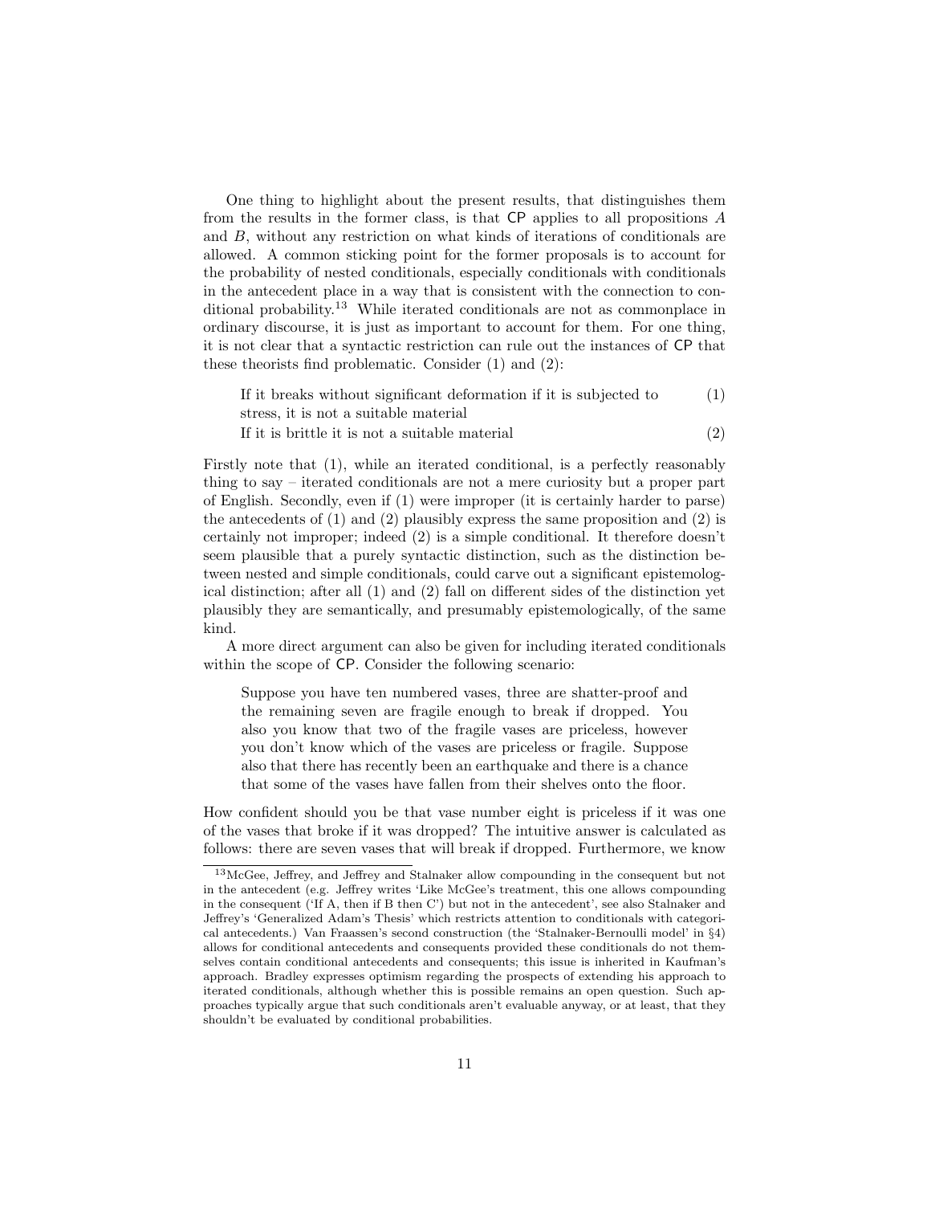One thing to highlight about the present results, that distinguishes them from the results in the former class, is that CP applies to all propositions $A$ and $B$, without any restriction on what kinds of iterations of conditionals are allowed. A common sticking point for the former proposals is to account for the probability of nested conditionals, especially conditionals with conditionals in the antecedent place in a way that is consistent with the connection to conditional probability.[13] While iterated conditionals are not as commonplace in ordinary discourse, it is just as important to account for them. For one thing, it is not clear that a syntactic restriction can rule out the instances of CP that these theorists find problematic. Consider (1) and (2):

> If it breaks without significant deformation if it is subjected to stress, it is not a suitable material (1)
>
> If it is brittle it is not a suitable material (2)

Firstly note that (1), while an iterated conditional, is a perfectly reasonably thing to say – iterated conditionals are not a mere curiosity but a proper part of English. Secondly, even if (1) were improper (it is certainly harder to parse) the antecedents of (1) and (2) plausibly express the same proposition and (2) is certainly not improper; indeed (2) is a simple conditional. It therefore doesn't seem plausible that a purely syntactic distinction, such as the distinction between nested and simple conditionals, could carve out a significant epistemological distinction; after all (1) and (2) fall on different sides of the distinction yet plausibly they are semantically, and presumably epistemologically, of the same kind.

A more direct argument can also be given for including iterated conditionals within the scope of CP. Consider the following scenario:

> Suppose you have ten numbered vases, three are shatter-proof and the remaining seven are fragile enough to break if dropped. You also you know that two of the fragile vases are priceless, however you don't know which of the vases are priceless or fragile. Suppose also that there has recently been an earthquake and there is a chance that some of the vases have fallen from their shelves onto the floor.

How confident should you be that vase number eight is priceless if it was one of the vases that broke if it was dropped? The intuitive answer is calculated as follows: there are seven vases that will break if dropped. Furthermore, we know

---

[13] McGee, Jeffrey, and Jeffrey and Stalnaker allow compounding in the consequent but not in the antecedent (e.g. Jeffrey writes 'Like McGee's treatment, this one allows compounding in the consequent ('If A, then if B then C') but not in the antecedent', see also Stalnaker and Jeffrey's 'Generalized Adam's Thesis' which restricts attention to conditionals with categorical antecedents.) Van Fraassen's second construction (the 'Stalnaker-Bernoulli model' in §4) allows for conditional antecedents and consequents provided these conditionals do not themselves contain conditional antecedents and consequents; this issue is inherited in Kaufman's approach. Bradley expresses optimism regarding the prospects of extending his approach to iterated conditionals, although whether this is possible remains an open question. Such approaches typically argue that such conditionals aren't evaluable anyway, or at least, that they shouldn't be evaluated by conditional probabilities.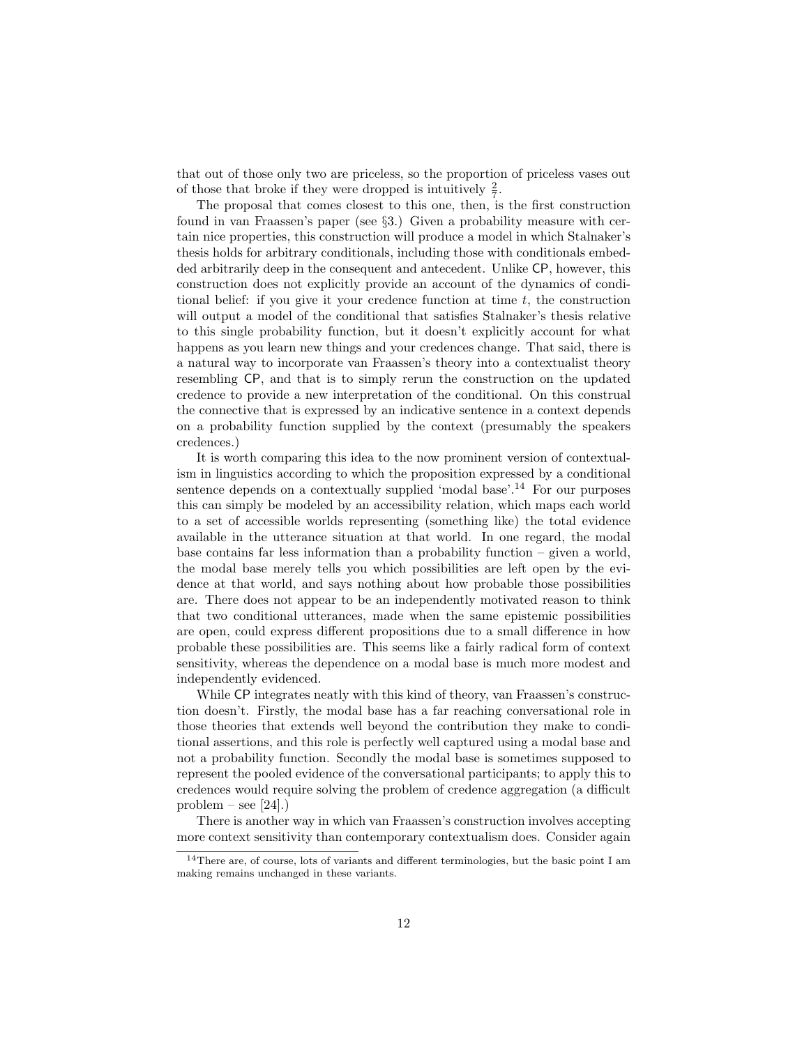that out of those only two are priceless, so the proportion of priceless vases out of those that broke if they were dropped is intuitively $\frac{2}{7}$.

The proposal that comes closest to this one, then, is the first construction found in van Fraassen's paper (see §3.) Given a probability measure with certain nice properties, this construction will produce a model in which Stalnaker's thesis holds for arbitrary conditionals, including those with conditionals embedded arbitrarily deep in the consequent and antecedent. Unlike CP, however, this construction does not explicitly provide an account of the dynamics of conditional belief: if you give it your credence function at time $t$, the construction will output a model of the conditional that satisfies Stalnaker's thesis relative to this single probability function, but it doesn't explicitly account for what happens as you learn new things and your credences change. That said, there is a natural way to incorporate van Fraassen's theory into a contextualist theory resembling CP, and that is to simply rerun the construction on the updated credence to provide a new interpretation of the conditional. On this construal the connective that is expressed by an indicative sentence in a context depends on a probability function supplied by the context (presumably the speakers credences.)

It is worth comparing this idea to the now prominent version of contextualism in linguistics according to which the proposition expressed by a conditional sentence depends on a contextually supplied 'modal base'.[14] For our purposes this can simply be modeled by an accessibility relation, which maps each world to a set of accessible worlds representing (something like) the total evidence available in the utterance situation at that world. In one regard, the modal base contains far less information than a probability function – given a world, the modal base merely tells you which possibilities are left open by the evidence at that world, and says nothing about how probable those possibilities are. There does not appear to be an independently motivated reason to think that two conditional utterances, made when the same epistemic possibilities are open, could express different propositions due to a small difference in how probable these possibilities are. This seems like a fairly radical form of context sensitivity, whereas the dependence on a modal base is much more modest and independently evidenced.

While CP integrates neatly with this kind of theory, van Fraassen's construction doesn't. Firstly, the modal base has a far reaching conversational role in those theories that extends well beyond the contribution they make to conditional assertions, and this role is perfectly well captured using a modal base and not a probability function. Secondly the modal base is sometimes supposed to represent the pooled evidence of the conversational participants; to apply this to credences would require solving the problem of credence aggregation (a difficult problem – see [24].)

There is another way in which van Fraassen's construction involves accepting more context sensitivity than contemporary contextualism does. Consider again

[14] There are, of course, lots of variants and different terminologies, but the basic point I am making remains unchanged in these variants.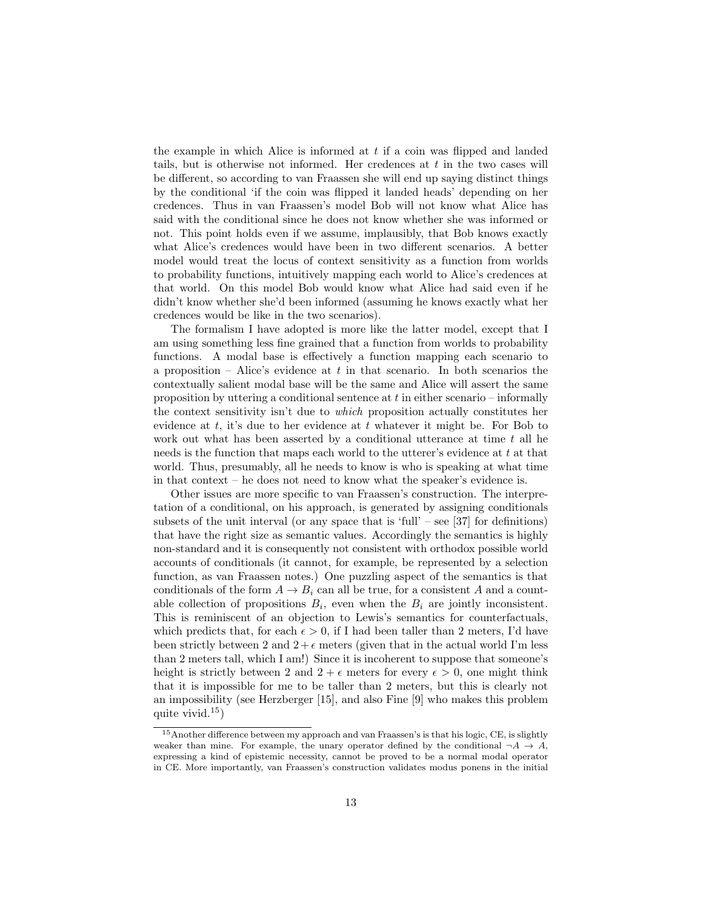the example in which Alice is informed at $t$ if a coin was flipped and landed tails, but is otherwise not informed. Her credences at $t$ in the two cases will be different, so according to van Fraassen she will end up saying distinct things by the conditional 'if the coin was flipped it landed heads' depending on her credences. Thus in van Fraassen's model Bob will not know what Alice has said with the conditional since he does not know whether she was informed or not. This point holds even if we assume, implausibly, that Bob knows exactly what Alice's credences would have been in two different scenarios. A better model would treat the locus of context sensitivity as a function from worlds to probability functions, intuitively mapping each world to Alice's credences at that world. On this model Bob would know what Alice had said even if he didn't know whether she'd been informed (assuming he knows exactly what her credences would be like in the two scenarios).

The formalism I have adopted is more like the latter model, except that I am using something less fine grained that a function from worlds to probability functions. A modal base is effectively a function mapping each scenario to a proposition – Alice's evidence at $t$ in that scenario. In both scenarios the contextually salient modal base will be the same and Alice will assert the same proposition by uttering a conditional sentence at $t$ in either scenario – informally the context sensitivity isn't due to *which* proposition actually constitutes her evidence at $t$, it's due to her evidence at $t$ whatever it might be. For Bob to work out what has been asserted by a conditional utterance at time $t$ all he needs is the function that maps each world to the utterer's evidence at $t$ at that world. Thus, presumably, all he needs to know is who is speaking at what time in that context – he does not need to know what the speaker's evidence is.

Other issues are more specific to van Fraassen's construction. The interpretation of a conditional, on his approach, is generated by assigning conditionals subsets of the unit interval (or any space that is 'full' – see [37] for definitions) that have the right size as semantic values. Accordingly the semantics is highly non-standard and it is consequently not consistent with orthodox possible world accounts of conditionals (it cannot, for example, be represented by a selection function, as van Fraassen notes.) One puzzling aspect of the semantics is that conditionals of the form $A \to B_i$ can all be true, for a consistent $A$ and a countable collection of propositions $B_i$, even when the $B_i$ are jointly inconsistent. This is reminiscent of an objection to Lewis's semantics for counterfactuals, which predicts that, for each $\epsilon > 0$, if I had been taller than 2 meters, I'd have been strictly between 2 and $2+\epsilon$ meters (given that in the actual world I'm less than 2 meters tall, which I am!) Since it is incoherent to suppose that someone's height is strictly between 2 and $2+\epsilon$ meters for every $\epsilon > 0$, one might think that it is impossible for me to be taller than 2 meters, but this is clearly not an impossibility (see Herzberger [15], and also Fine [9] who makes this problem quite vivid.[15])

[15] Another difference between my approach and van Fraassen's is that his logic, CE, is slightly weaker than mine. For example, the unary operator defined by the conditional $\neg A \to A$, expressing a kind of epistemic necessity, cannot be proved to be a normal modal operator in CE. More importantly, van Fraassen's construction validates modus ponens in the initial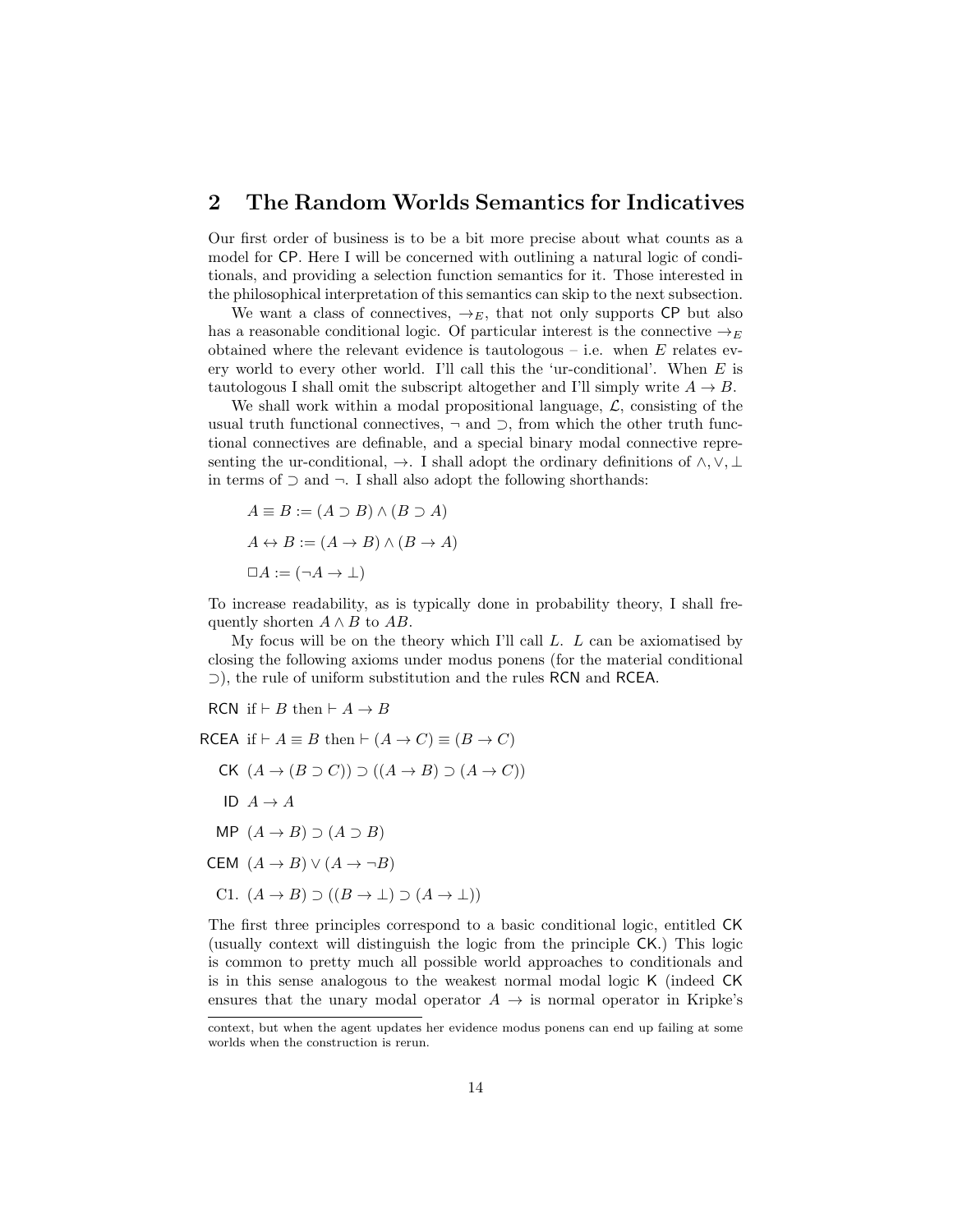## 2 The Random Worlds Semantics for Indicatives

Our first order of business is to be a bit more precise about what counts as a model for CP. Here I will be concerned with outlining a natural logic of conditionals, and providing a selection function semantics for it. Those interested in the philosophical interpretation of this semantics can skip to the next subsection.

We want a class of connectives, $\to_E$, that not only supports CP but also has a reasonable conditional logic. Of particular interest is the connective $\to_E$ obtained where the relevant evidence is tautologous – i.e. when $E$ relates every world to every other world. I'll call this the 'ur-conditional'. When $E$ is tautologous I shall omit the subscript altogether and I'll simply write $A \to B$.

We shall work within a modal propositional language, $\mathcal{L}$, consisting of the usual truth functional connectives, $\neg$ and $\supset$, from which the other truth functional connectives are definable, and a special binary modal connective representing the ur-conditional, $\to$. I shall adopt the ordinary definitions of $\wedge, \vee, \bot$ in terms of $\supset$ and $\neg$. I shall also adopt the following shorthands:

$$A \equiv B := (A \supset B) \wedge (B \supset A)$$

$$A \leftrightarrow B := (A \to B) \wedge (B \to A)$$

$$\Box A := (\neg A \to \bot)$$

To increase readability, as is typically done in probability theory, I shall frequently shorten $A \wedge B$ to $AB$.

My focus will be on the theory which I'll call $L$. $L$ can be axiomatised by closing the following axioms under modus ponens (for the material conditional $\supset$), the rule of uniform substitution and the rules RCN and RCEA.

RCN if $\vdash B$ then $\vdash A \to B$

RCEA if $\vdash A \equiv B$ then $\vdash (A \to C) \equiv (B \to C)$

CK $(A \to (B \supset C)) \supset ((A \to B) \supset (A \to C))$

ID $A \to A$

MP $(A \to B) \supset (A \supset B)$

CEM $(A \to B) \vee (A \to \neg B)$

C1. $(A \to B) \supset ((B \to \bot) \supset (A \to \bot))$

The first three principles correspond to a basic conditional logic, entitled CK (usually context will distinguish the logic from the principle CK.) This logic is common to pretty much all possible world approaches to conditionals and is in this sense analogous to the weakest normal modal logic K (indeed CK ensures that the unary modal operator $A \to$ is normal operator in Kripke's

context, but when the agent updates her evidence modus ponens can end up failing at some worlds when the construction is rerun.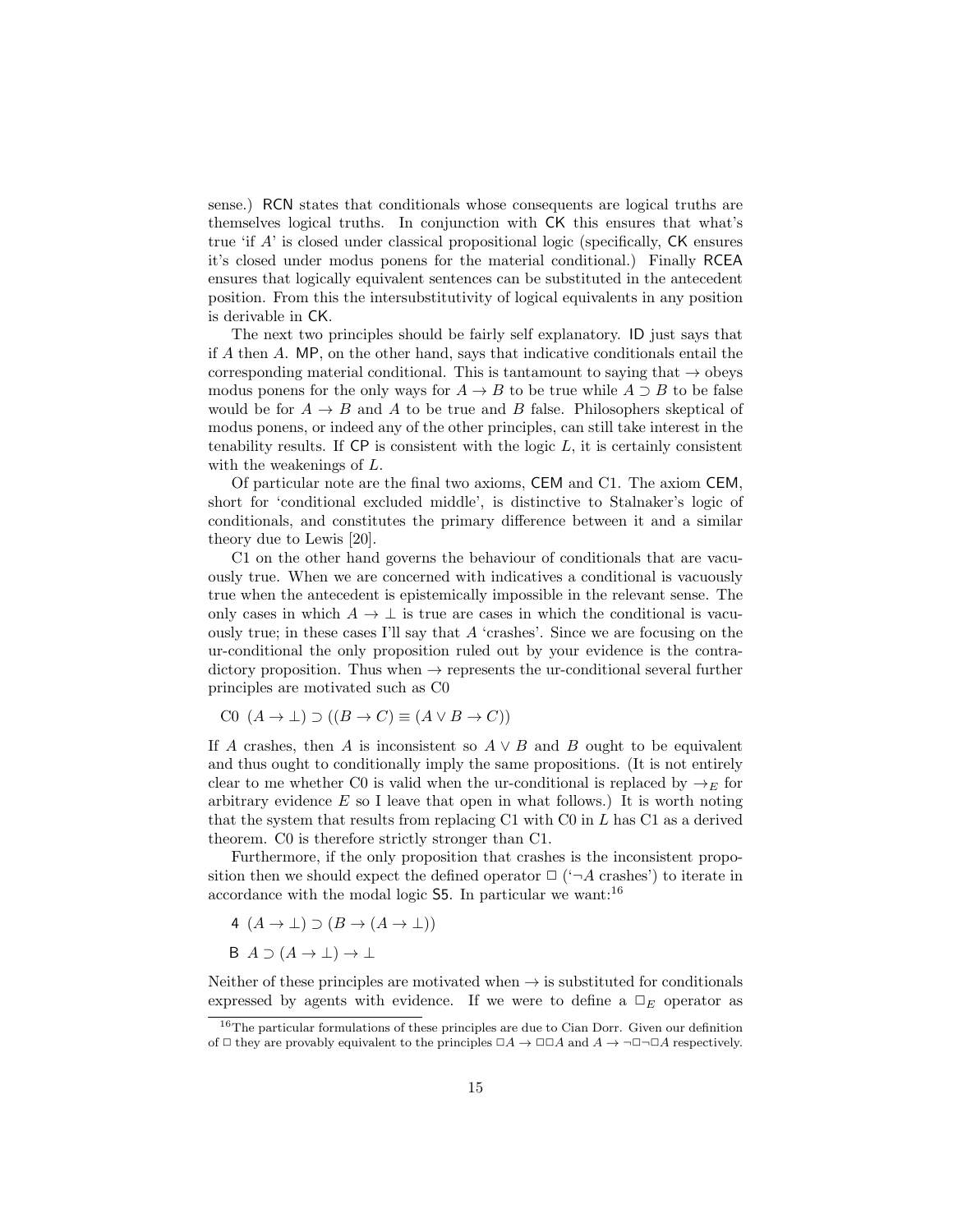sense.) RCN states that conditionals whose consequents are logical truths are themselves logical truths. In conjunction with CK this ensures that what's true 'if $A$' is closed under classical propositional logic (specifically, CK ensures it's closed under modus ponens for the material conditional.) Finally RCEA ensures that logically equivalent sentences can be substituted in the antecedent position. From this the intersubstitutivity of logical equivalents in any position is derivable in CK.

The next two principles should be fairly self explanatory. ID just says that if $A$ then $A$. MP, on the other hand, says that indicative conditionals entail the corresponding material conditional. This is tantamount to saying that $\rightarrow$ obeys modus ponens for the only ways for $A \rightarrow B$ to be true while $A \supset B$ to be false would be for $A \rightarrow B$ and $A$ to be true and $B$ false. Philosophers skeptical of modus ponens, or indeed any of the other principles, can still take interest in the tenability results. If CP is consistent with the logic $L$, it is certainly consistent with the weakenings of $L$.

Of particular note are the final two axioms, CEM and C1. The axiom CEM, short for 'conditional excluded middle', is distinctive to Stalnaker's logic of conditionals, and constitutes the primary difference between it and a similar theory due to Lewis [20].

C1 on the other hand governs the behaviour of conditionals that are vacuously true. When we are concerned with indicatives a conditional is vacuously true when the antecedent is epistemically impossible in the relevant sense. The only cases in which $A \rightarrow \bot$ is true are cases in which the conditional is vacuously true; in these cases I'll say that $A$ 'crashes'. Since we are focusing on the ur-conditional the only proposition ruled out by your evidence is the contradictory proposition. Thus when $\rightarrow$ represents the ur-conditional several further principles are motivated such as C0

C0 $(A \rightarrow \bot) \supset ((B \rightarrow C) \equiv (A \vee B \rightarrow C))$

If $A$ crashes, then $A$ is inconsistent so $A \vee B$ and $B$ ought to be equivalent and thus ought to conditionally imply the same propositions. (It is not entirely clear to me whether C0 is valid when the ur-conditional is replaced by $\rightarrow_E$ for arbitrary evidence $E$ so I leave that open in what follows.) It is worth noting that the system that results from replacing C1 with C0 in $L$ has C1 as a derived theorem. C0 is therefore strictly stronger than C1.

Furthermore, if the only proposition that crashes is the inconsistent proposition then we should expect the defined operator $\Box$ ('$\neg A$ crashes') to iterate in accordance with the modal logic S5. In particular we want:[16]

4 $(A \rightarrow \bot) \supset (B \rightarrow (A \rightarrow \bot))$

B $A \supset (A \rightarrow \bot) \rightarrow \bot$

Neither of these principles are motivated when $\rightarrow$ is substituted for conditionals expressed by agents with evidence. If we were to define a $\Box_E$ operator as

[16] The particular formulations of these principles are due to Cian Dorr. Given our definition of $\Box$ they are provably equivalent to the principles $\Box A \rightarrow \Box\Box A$ and $A \rightarrow \neg\Box\neg\Box A$ respectively.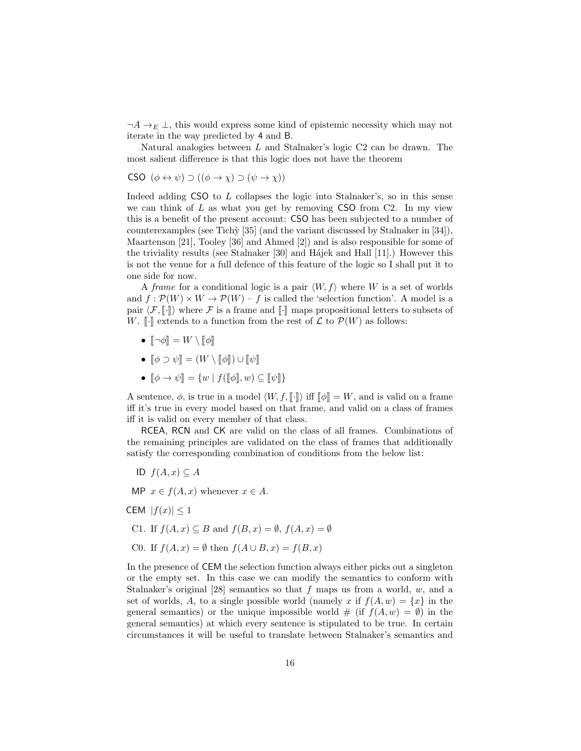$\neg A \to_E \bot$, this would express some kind of epistemic necessity which may not iterate in the way predicted by 4 and B.

Natural analogies between $L$ and Stalnaker's logic C2 can be drawn. The most salient difference is that this logic does not have the theorem

CSO $(\phi \leftrightarrow \psi) \supset ((\phi \to \chi) \supset (\psi \to \chi))$

Indeed adding CSO to $L$ collapses the logic into Stalnaker's, so in this sense we can think of $L$ as what you get by removing CSO from C2. In my view this is a benefit of the present account: CSO has been subjected to a number of counterexamples (see Tichỳ [35] (and the variant discussed by Stalnaker in [34]), Maartenson [21], Tooley [36] and Ahmed [2]) and is also responsible for some of the triviality results (see Stalnaker [30] and Hájek and Hall [11].) However this is not the venue for a full defence of this feature of the logic so I shall put it to one side for now.

A *frame* for a conditional logic is a pair $\langle W, f\rangle$ where $W$ is a set of worlds and $f : \mathcal{P}(W) \times W \to \mathcal{P}(W)$ – $f$ is called the 'selection function'. A model is a pair $\langle \mathcal{F}, [\![\cdot]\!]\rangle$ where $\mathcal{F}$ is a frame and $[\![\cdot]\!]$ maps propositional letters to subsets of $W$. $[\![\cdot]\!]$ extends to a function from the rest of $\mathcal{L}$ to $\mathcal{P}(W)$ as follows:

- $[\![\neg\phi]\!] = W \setminus [\![\phi]\!]$
- $[\![\phi \supset \psi]\!] = (W \setminus [\![\phi]\!]) \cup [\![\psi]\!]$
- $[\![\phi \to \psi]\!] = \{w \mid f([\![\phi]\!], w) \subseteq [\![\psi]\!]\}$

A sentence, $\phi$, is true in a model $\langle W, f, [\![\cdot]\!]\rangle$ iff $[\![\phi]\!] = W$, and is valid on a frame iff it's true in every model based on that frame, and valid on a class of frames iff it is valid on every member of that class.

RCEA, RCN and CK are valid on the class of all frames. Combinations of the remaining principles are validated on the class of frames that additionally satisfy the corresponding combination of conditions from the below list:

ID $f(A, x) \subseteq A$

MP $x \in f(A, x)$ whenever $x \in A$.

CEM $|f(x)| \leq 1$

C1. If $f(A, x) \subseteq B$ and $f(B, x) = \emptyset$, $f(A, x) = \emptyset$

C0. If $f(A, x) = \emptyset$ then $f(A \cup B, x) = f(B, x)$

In the presence of CEM the selection function always either picks out a singleton or the empty set. In this case we can modify the semantics to conform with Stalnaker's original [28] semantics so that $f$ maps us from a world, $w$, and a set of worlds, $A$, to a single possible world (namely $x$ if $f(A, w) = \{x\}$ in the general semantics) or the unique impossible world $\#$ (if $f(A, w) = \emptyset$) in the general semantics) at which every sentence is stipulated to be true. In certain circumstances it will be useful to translate between Stalnaker's semantics and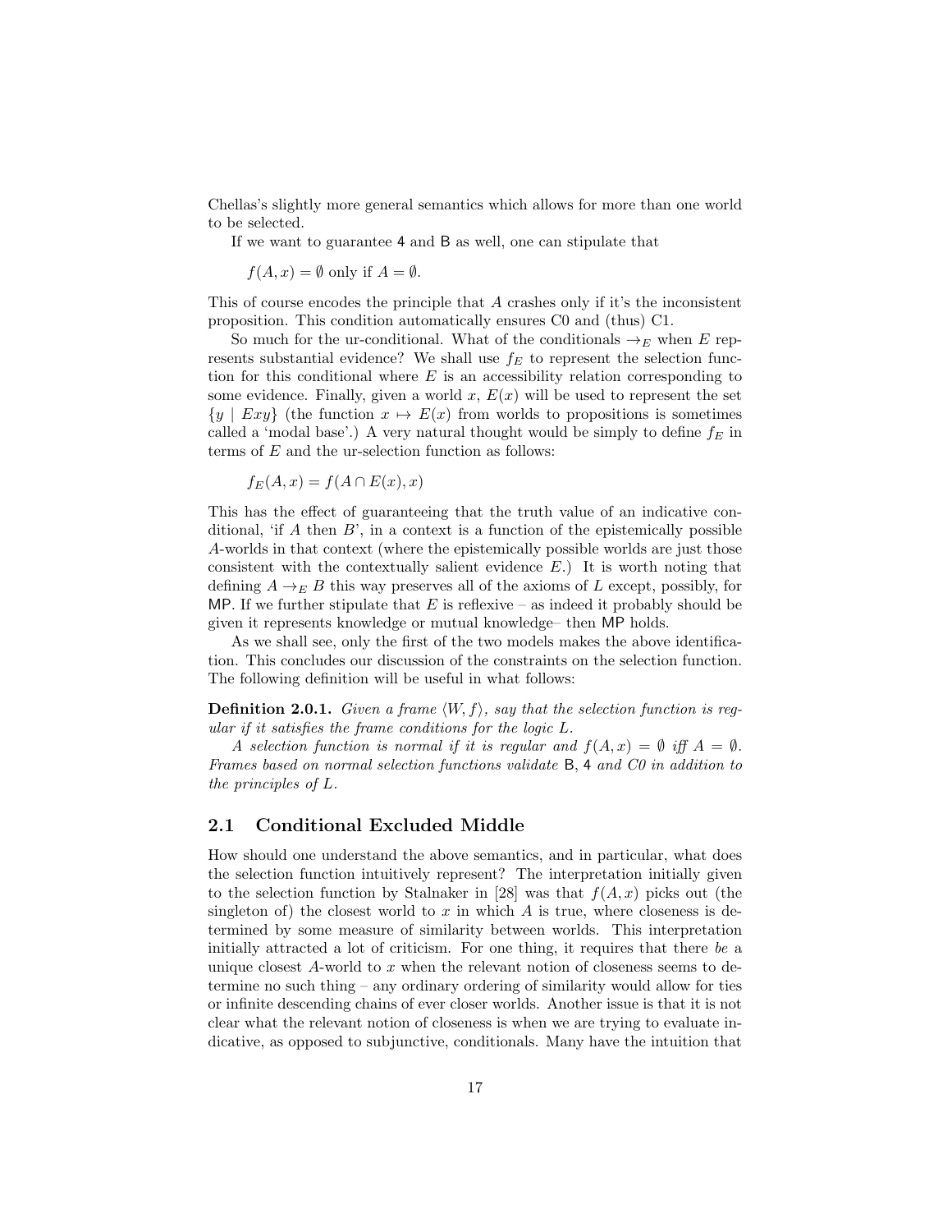Chellas's slightly more general semantics which allows for more than one world to be selected.

If we want to guarantee 4 and B as well, one can stipulate that

$f(A, x) = \emptyset$ only if $A = \emptyset$.

This of course encodes the principle that $A$ crashes only if it's the inconsistent proposition. This condition automatically ensures C0 and (thus) C1.

So much for the ur-conditional. What of the conditionals $\rightarrow_E$ when $E$ represents substantial evidence? We shall use $f_E$ to represent the selection function for this conditional where $E$ is an accessibility relation corresponding to some evidence. Finally, given a world $x$, $E(x)$ will be used to represent the set $\{y \mid Exy\}$ (the function $x \mapsto E(x)$ from worlds to propositions is sometimes called a 'modal base'.) A very natural thought would be simply to define $f_E$ in terms of $E$ and the ur-selection function as follows:

$f_E(A, x) = f(A \cap E(x), x)$

This has the effect of guaranteeing that the truth value of an indicative conditional, 'if $A$ then $B$', in a context is a function of the epistemically possible $A$-worlds in that context (where the epistemically possible worlds are just those consistent with the contextually salient evidence $E$.) It is worth noting that defining $A \rightarrow_E B$ this way preserves all of the axioms of $L$ except, possibly, for MP. If we further stipulate that $E$ is reflexive – as indeed it probably should be given it represents knowledge or mutual knowledge– then MP holds.

As we shall see, only the first of the two models makes the above identification. This concludes our discussion of the constraints on the selection function. The following definition will be useful in what follows:

**Definition 2.0.1.** *Given a frame $\langle W, f \rangle$, say that the selection function is regular if it satisfies the frame conditions for the logic $L$.*

*A selection function is normal if it is regular and $f(A, x) = \emptyset$ iff $A = \emptyset$. Frames based on normal selection functions validate* B, 4 *and C0 in addition to the principles of $L$.*

## 2.1 Conditional Excluded Middle

How should one understand the above semantics, and in particular, what does the selection function intuitively represent? The interpretation initially given to the selection function by Stalnaker in [28] was that $f(A, x)$ picks out (the singleton of) the closest world to $x$ in which $A$ is true, where closeness is determined by some measure of similarity between worlds. This interpretation initially attracted a lot of criticism. For one thing, it requires that there *be* a unique closest $A$-world to $x$ when the relevant notion of closeness seems to determine no such thing – any ordinary ordering of similarity would allow for ties or infinite descending chains of ever closer worlds. Another issue is that it is not clear what the relevant notion of closeness is when we are trying to evaluate indicative, as opposed to subjunctive, conditionals. Many have the intuition that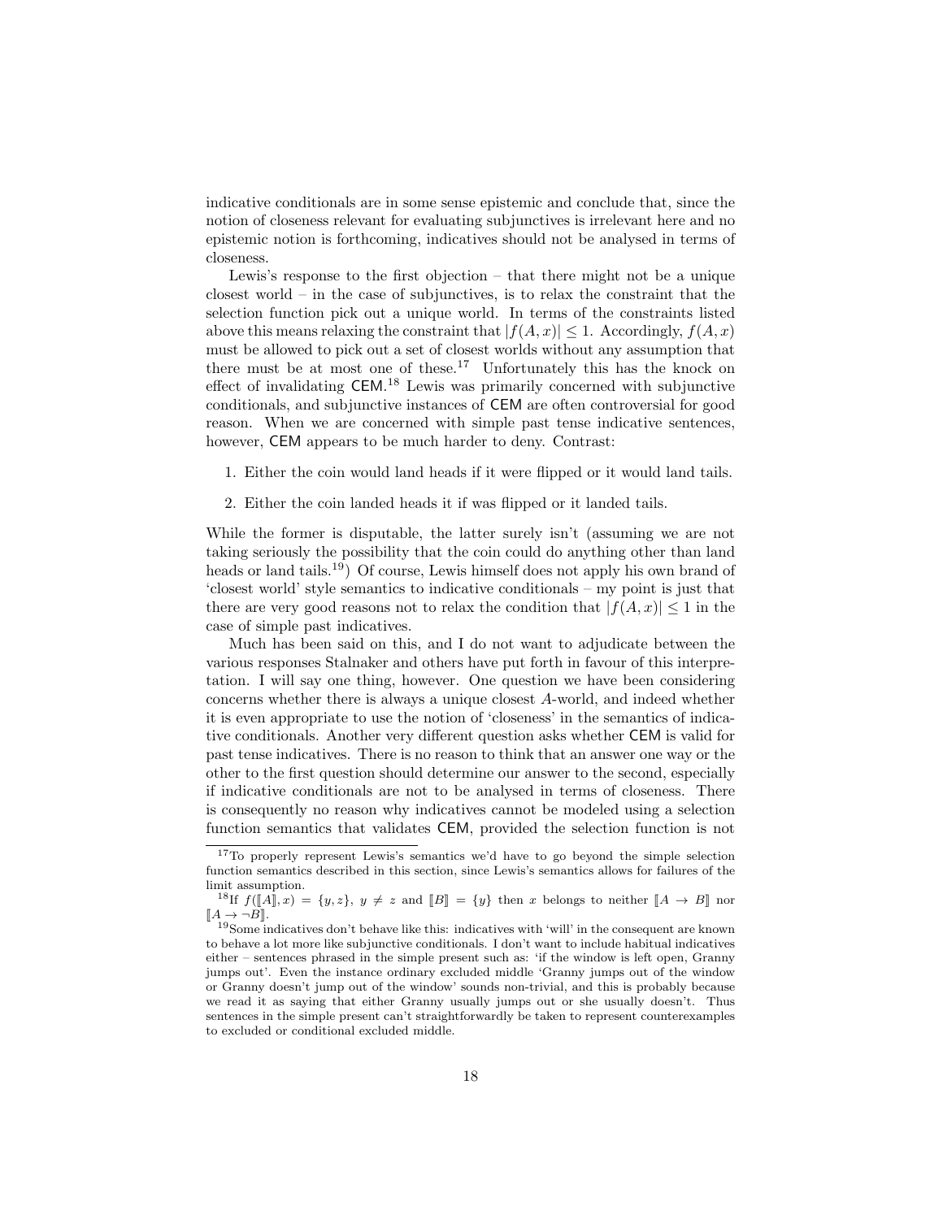indicative conditionals are in some sense epistemic and conclude that, since the notion of closeness relevant for evaluating subjunctives is irrelevant here and no epistemic notion is forthcoming, indicatives should not be analysed in terms of closeness.

Lewis's response to the first objection – that there might not be a unique closest world – in the case of subjunctives, is to relax the constraint that the selection function pick out a unique world. In terms of the constraints listed above this means relaxing the constraint that $|f(A,x)| \leq 1$. Accordingly, $f(A,x)$ must be allowed to pick out a set of closest worlds without any assumption that there must be at most one of these.[17] Unfortunately this has the knock on effect of invalidating CEM.[18] Lewis was primarily concerned with subjunctive conditionals, and subjunctive instances of CEM are often controversial for good reason. When we are concerned with simple past tense indicative sentences, however, CEM appears to be much harder to deny. Contrast:

1. Either the coin would land heads if it were flipped or it would land tails.
2. Either the coin landed heads it if was flipped or it landed tails.

While the former is disputable, the latter surely isn't (assuming we are not taking seriously the possibility that the coin could do anything other than land heads or land tails.[19]) Of course, Lewis himself does not apply his own brand of 'closest world' style semantics to indicative conditionals – my point is just that there are very good reasons not to relax the condition that $|f(A,x)| \leq 1$ in the case of simple past indicatives.

Much has been said on this, and I do not want to adjudicate between the various responses Stalnaker and others have put forth in favour of this interpretation. I will say one thing, however. One question we have been considering concerns whether there is always a unique closest $A$-world, and indeed whether it is even appropriate to use the notion of 'closeness' in the semantics of indicative conditionals. Another very different question asks whether CEM is valid for past tense indicatives. There is no reason to think that an answer one way or the other to the first question should determine our answer to the second, especially if indicative conditionals are not to be analysed in terms of closeness. There is consequently no reason why indicatives cannot be modeled using a selection function semantics that validates CEM, provided the selection function is not

[17] To properly represent Lewis's semantics we'd have to go beyond the simple selection function semantics described in this section, since Lewis's semantics allows for failures of the limit assumption.

[18] If $f([\![A]\!],x) = \{y,z\}$, $y \neq z$ and $[\![B]\!] = \{y\}$ then $x$ belongs to neither $[\![A \to B]\!]$ nor $[\![A \to \neg B]\!]$.

[19] Some indicatives don't behave like this: indicatives with 'will' in the consequent are known to behave a lot more like subjunctive conditionals. I don't want to include habitual indicatives either – sentences phrased in the simple present such as: 'if the window is left open, Granny jumps out'. Even the instance ordinary excluded middle 'Granny jumps out of the window or Granny doesn't jump out of the window' sounds non-trivial, and this is probably because we read it as saying that either Granny usually jumps out or she usually doesn't. Thus sentences in the simple present can't straightforwardly be taken to represent counterexamples to excluded or conditional excluded middle.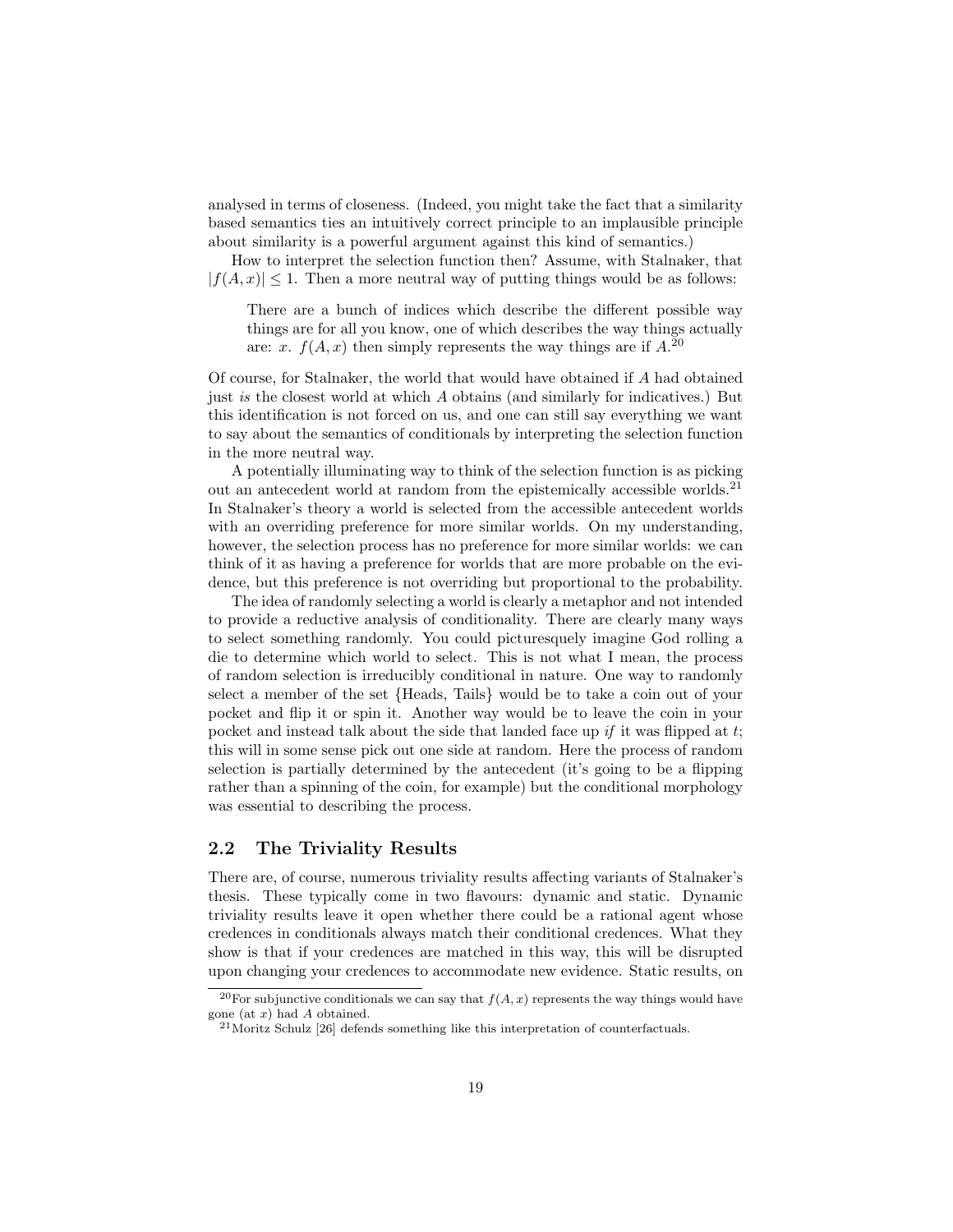analysed in terms of closeness. (Indeed, you might take the fact that a similarity based semantics ties an intuitively correct principle to an implausible principle about similarity is a powerful argument against this kind of semantics.)

How to interpret the selection function then? Assume, with Stalnaker, that $|f(A,x)| \leq 1$. Then a more neutral way of putting things would be as follows:

> There are a bunch of indices which describe the different possible way things are for all you know, one of which describes the way things actually are: $x$. $f(A,x)$ then simply represents the way things are if $A$.[20]

Of course, for Stalnaker, the world that would have obtained if $A$ had obtained just *is* the closest world at which $A$ obtains (and similarly for indicatives.) But this identification is not forced on us, and one can still say everything we want to say about the semantics of conditionals by interpreting the selection function in the more neutral way.

A potentially illuminating way to think of the selection function is as picking out an antecedent world at random from the epistemically accessible worlds.[21] In Stalnaker's theory a world is selected from the accessible antecedent worlds with an overriding preference for more similar worlds. On my understanding, however, the selection process has no preference for more similar worlds: we can think of it as having a preference for worlds that are more probable on the evidence, but this preference is not overriding but proportional to the probability.

The idea of randomly selecting a world is clearly a metaphor and not intended to provide a reductive analysis of conditionality. There are clearly many ways to select something randomly. You could picturesquely imagine God rolling a die to determine which world to select. This is not what I mean, the process of random selection is irreducibly conditional in nature. One way to randomly select a member of the set {Heads, Tails} would be to take a coin out of your pocket and flip it or spin it. Another way would be to leave the coin in your pocket and instead talk about the side that landed face up *if* it was flipped at $t$; this will in some sense pick out one side at random. Here the process of random selection is partially determined by the antecedent (it's going to be a flipping rather than a spinning of the coin, for example) but the conditional morphology was essential to describing the process.

## 2.2 The Triviality Results

There are, of course, numerous triviality results affecting variants of Stalnaker's thesis. These typically come in two flavours: dynamic and static. Dynamic triviality results leave it open whether there could be a rational agent whose credences in conditionals always match their conditional credences. What they show is that if your credences are matched in this way, this will be disrupted upon changing your credences to accommodate new evidence. Static results, on

[20] For subjunctive conditionals we can say that $f(A,x)$ represents the way things would have gone (at $x$) had $A$ obtained.

[21] Moritz Schulz [26] defends something like this interpretation of counterfactuals.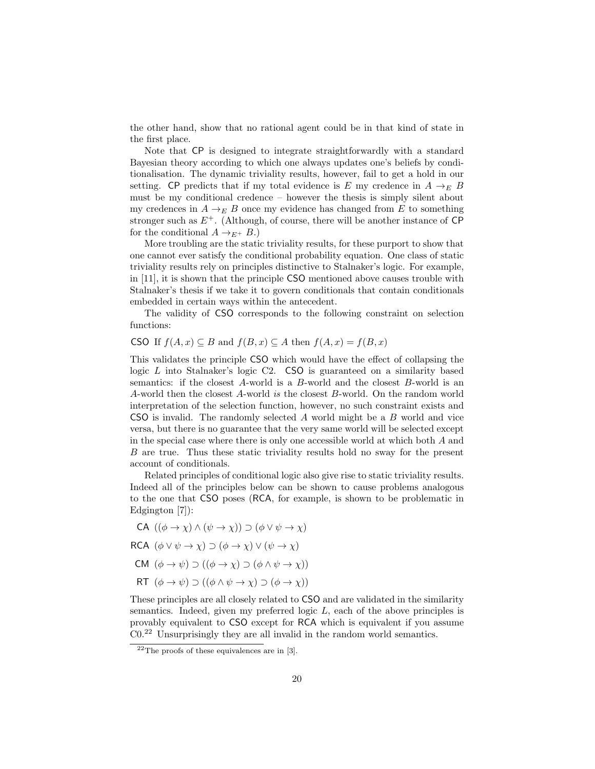the other hand, show that no rational agent could be in that kind of state in the first place.

Note that CP is designed to integrate straightforwardly with a standard Bayesian theory according to which one always updates one's beliefs by conditionalisation. The dynamic triviality results, however, fail to get a hold in our setting. CP predicts that if my total evidence is $E$ my credence in $A \rightarrow_E B$ must be my conditional credence – however the thesis is simply silent about my credences in $A \rightarrow_E B$ once my evidence has changed from $E$ to something stronger such as $E^+$. (Although, of course, there will be another instance of CP for the conditional $A \rightarrow_{E^+} B$.)

More troubling are the static triviality results, for these purport to show that one cannot ever satisfy the conditional probability equation. One class of static triviality results rely on principles distinctive to Stalnaker's logic. For example, in [11], it is shown that the principle CSO mentioned above causes trouble with Stalnaker's thesis if we take it to govern conditionals that contain conditionals embedded in certain ways within the antecedent.

The validity of CSO corresponds to the following constraint on selection functions:

CSO If $f(A, x) \subseteq B$ and $f(B, x) \subseteq A$ then $f(A, x) = f(B, x)$

This validates the principle CSO which would have the effect of collapsing the logic $L$ into Stalnaker's logic C2. CSO is guaranteed on a similarity based semantics: if the closest $A$-world is a $B$-world and the closest $B$-world is an $A$-world then the closest $A$-world *is* the closest $B$-world. On the random world interpretation of the selection function, however, no such constraint exists and CSO is invalid. The randomly selected $A$ world might be a $B$ world and vice versa, but there is no guarantee that the very same world will be selected except in the special case where there is only one accessible world at which both $A$ and $B$ are true. Thus these static triviality results hold no sway for the present account of conditionals.

Related principles of conditional logic also give rise to static triviality results. Indeed all of the principles below can be shown to cause problems analogous to the one that CSO poses (RCA, for example, is shown to be problematic in Edgington [7]):

CA $((\phi \rightarrow \chi) \wedge (\psi \rightarrow \chi)) \supset (\phi \vee \psi \rightarrow \chi)$

RCA $(\phi \vee \psi \rightarrow \chi) \supset (\phi \rightarrow \chi) \vee (\psi \rightarrow \chi)$

CM $(\phi \rightarrow \psi) \supset ((\phi \rightarrow \chi) \supset (\phi \wedge \psi \rightarrow \chi))$

RT $(\phi \rightarrow \psi) \supset ((\phi \wedge \psi \rightarrow \chi) \supset (\phi \rightarrow \chi))$

These principles are all closely related to CSO and are validated in the similarity semantics. Indeed, given my preferred logic $L$, each of the above principles is provably equivalent to CSO except for RCA which is equivalent if you assume C0.[22] Unsurprisingly they are all invalid in the random world semantics.

[22] The proofs of these equivalences are in [3].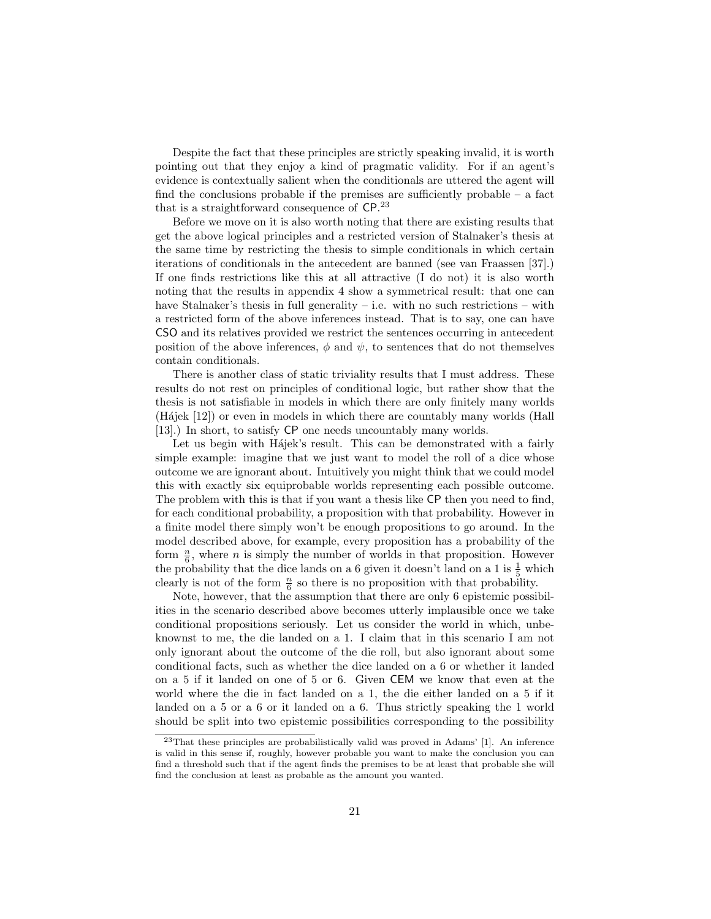Despite the fact that these principles are strictly speaking invalid, it is worth pointing out that they enjoy a kind of pragmatic validity. For if an agent's evidence is contextually salient when the conditionals are uttered the agent will find the conclusions probable if the premises are sufficiently probable – a fact that is a straightforward consequence of CP.[23]

Before we move on it is also worth noting that there are existing results that get the above logical principles and a restricted version of Stalnaker's thesis at the same time by restricting the thesis to simple conditionals in which certain iterations of conditionals in the antecedent are banned (see van Fraassen [37].) If one finds restrictions like this at all attractive (I do not) it is also worth noting that the results in appendix 4 show a symmetrical result: that one can have Stalnaker's thesis in full generality – i.e. with no such restrictions – with a restricted form of the above inferences instead. That is to say, one can have CSO and its relatives provided we restrict the sentences occurring in antecedent position of the above inferences, $\phi$ and $\psi$, to sentences that do not themselves contain conditionals.

There is another class of static triviality results that I must address. These results do not rest on principles of conditional logic, but rather show that the thesis is not satisfiable in models in which there are only finitely many worlds (Hájek [12]) or even in models in which there are countably many worlds (Hall [13].) In short, to satisfy CP one needs uncountably many worlds.

Let us begin with Hájek's result. This can be demonstrated with a fairly simple example: imagine that we just want to model the roll of a dice whose outcome we are ignorant about. Intuitively you might think that we could model this with exactly six equiprobable worlds representing each possible outcome. The problem with this is that if you want a thesis like CP then you need to find, for each conditional probability, a proposition with that probability. However in a finite model there simply won't be enough propositions to go around. In the model described above, for example, every proposition has a probability of the form $\frac{n}{6}$, where $n$ is simply the number of worlds in that proposition. However the probability that the dice lands on a 6 given it doesn't land on a 1 is $\frac{1}{5}$ which clearly is not of the form $\frac{n}{6}$ so there is no proposition with that probability.

Note, however, that the assumption that there are only 6 epistemic possibilities in the scenario described above becomes utterly implausible once we take conditional propositions seriously. Let us consider the world in which, unbeknownst to me, the die landed on a 1. I claim that in this scenario I am not only ignorant about the outcome of the die roll, but also ignorant about some conditional facts, such as whether the dice landed on a 6 or whether it landed on a 5 if it landed on one of 5 or 6. Given CEM we know that even at the world where the die in fact landed on a 1, the die either landed on a 5 if it landed on a 5 or a 6 or it landed on a 6. Thus strictly speaking the 1 world should be split into two epistemic possibilities corresponding to the possibility

[23] That these principles are probabilistically valid was proved in Adams' [1]. An inference is valid in this sense if, roughly, however probable you want to make the conclusion you can find a threshold such that if the agent finds the premises to be at least that probable she will find the conclusion at least as probable as the amount you wanted.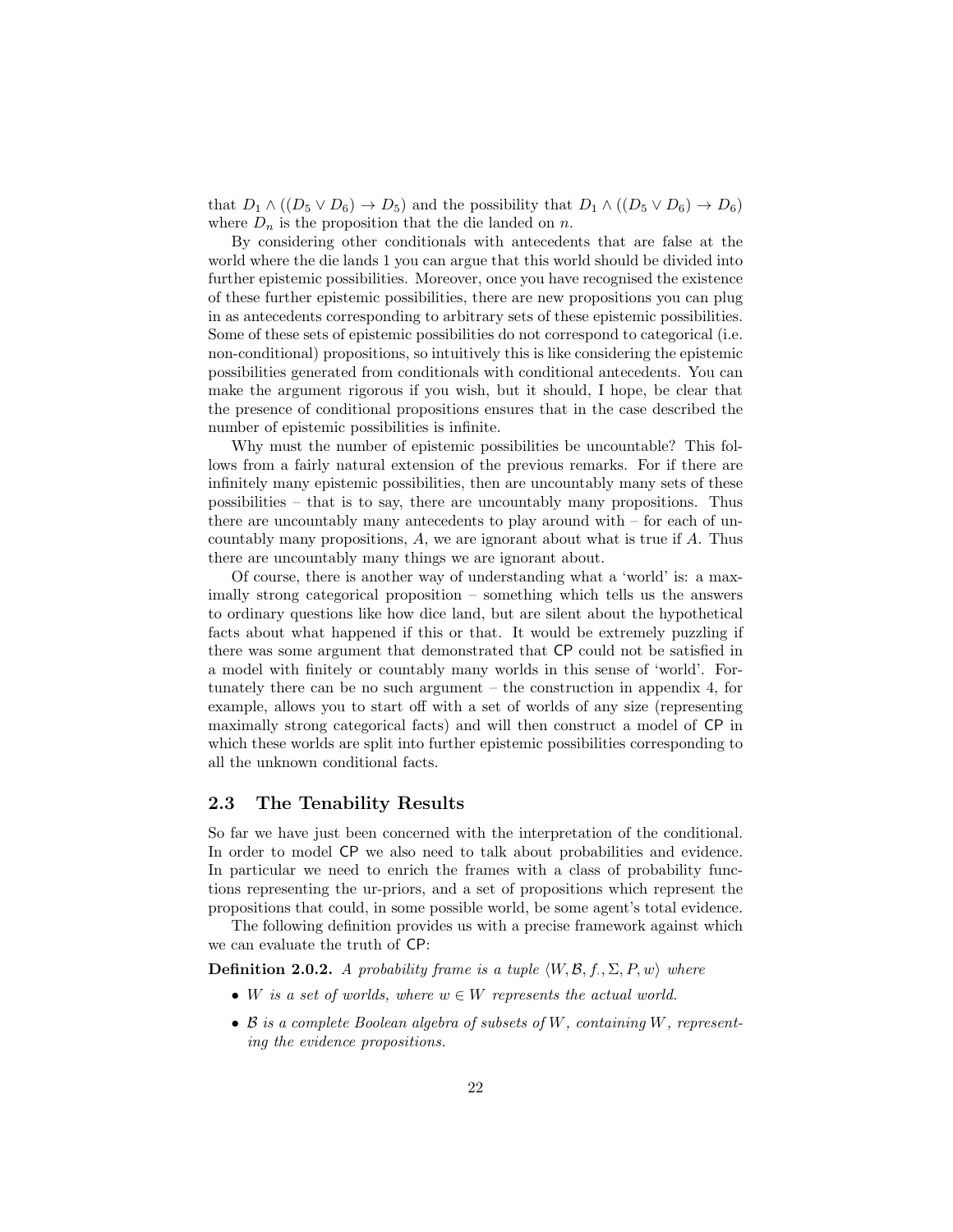that $D_1 \wedge ((D_5 \vee D_6) \rightarrow D_5)$ and the possibility that $D_1 \wedge ((D_5 \vee D_6) \rightarrow D_6)$ where $D_n$ is the proposition that the die landed on $n$.

By considering other conditionals with antecedents that are false at the world where the die lands 1 you can argue that this world should be divided into further epistemic possibilities. Moreover, once you have recognised the existence of these further epistemic possibilities, there are new propositions you can plug in as antecedents corresponding to arbitrary sets of these epistemic possibilities. Some of these sets of epistemic possibilities do not correspond to categorical (i.e. non-conditional) propositions, so intuitively this is like considering the epistemic possibilities generated from conditionals with conditional antecedents. You can make the argument rigorous if you wish, but it should, I hope, be clear that the presence of conditional propositions ensures that in the case described the number of epistemic possibilities is infinite.

Why must the number of epistemic possibilities be uncountable? This follows from a fairly natural extension of the previous remarks. For if there are infinitely many epistemic possibilities, then are uncountably many sets of these possibilities – that is to say, there are uncountably many propositions. Thus there are uncountably many antecedents to play around with – for each of uncountably many propositions, $A$, we are ignorant about what is true if $A$. Thus there are uncountably many things we are ignorant about.

Of course, there is another way of understanding what a 'world' is: a maximally strong categorical proposition – something which tells us the answers to ordinary questions like how dice land, but are silent about the hypothetical facts about what happened if this or that. It would be extremely puzzling if there was some argument that demonstrated that CP could not be satisfied in a model with finitely or countably many worlds in this sense of 'world'. Fortunately there can be no such argument – the construction in appendix 4, for example, allows you to start off with a set of worlds of any size (representing maximally strong categorical facts) and will then construct a model of CP in which these worlds are split into further epistemic possibilities corresponding to all the unknown conditional facts.

## 2.3 The Tenability Results

So far we have just been concerned with the interpretation of the conditional. In order to model CP we also need to talk about probabilities and evidence. In particular we need to enrich the frames with a class of probability functions representing the ur-priors, and a set of propositions which represent the propositions that could, in some possible world, be some agent's total evidence.

The following definition provides us with a precise framework against which we can evaluate the truth of CP:

**Definition 2.0.2.** *A probability frame is a tuple* $\langle W, \mathcal{B}, f_., \Sigma, P, w \rangle$ *where*

- $W$ *is a set of worlds, where* $w \in W$ *represents the actual world.*
- $\mathcal{B}$ *is a complete Boolean algebra of subsets of* $W$*, containing* $W$*, representing the evidence propositions.*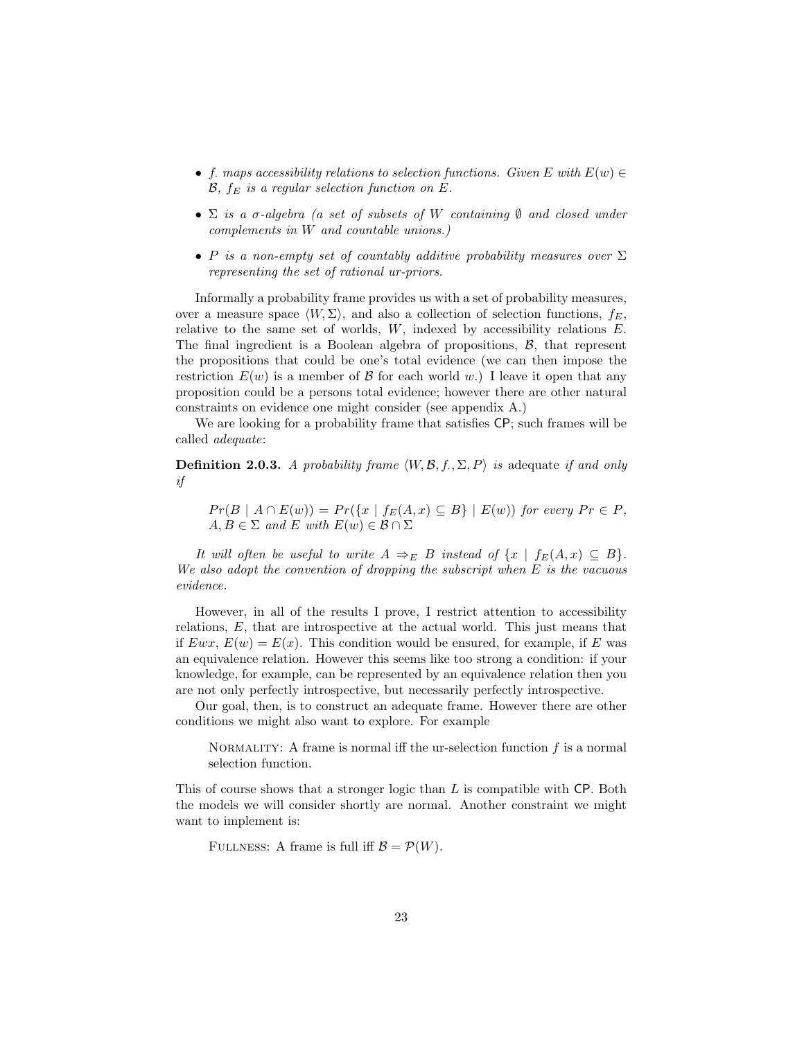- *$f_.$ maps accessibility relations to selection functions. Given $E$ with $E(w) \in \mathcal{B}$, $f_E$ is a regular selection function on $E$.*

- *$\Sigma$ is a $\sigma$-algebra (a set of subsets of $W$ containing $\emptyset$ and closed under complements in $W$ and countable unions.)*

- *$P$ is a non-empty set of countably additive probability measures over $\Sigma$ representing the set of rational ur-priors.*

Informally a probability frame provides us with a set of probability measures, over a measure space $\langle W, \Sigma \rangle$, and also a collection of selection functions, $f_E$, relative to the same set of worlds, $W$, indexed by accessibility relations $E$. The final ingredient is a Boolean algebra of propositions, $\mathcal{B}$, that represent the propositions that could be one's total evidence (we can then impose the restriction $E(w)$ is a member of $\mathcal{B}$ for each world $w$.) I leave it open that any proposition could be a persons total evidence; however there are other natural constraints on evidence one might consider (see appendix A.)

We are looking for a probability frame that satisfies CP; such frames will be called *adequate*:

**Definition 2.0.3.** *A probability frame $\langle W, \mathcal{B}, f_., \Sigma, P \rangle$ is* adequate *if and only if*

> *$Pr(B \mid A \cap E(w)) = Pr(\{x \mid f_E(A, x) \subseteq B\} \mid E(w))$ for every $Pr \in P$, $A, B \in \Sigma$ and $E$ with $E(w) \in \mathcal{B} \cap \Sigma$*

*It will often be useful to write $A \Rightarrow_E B$ instead of $\{x \mid f_E(A, x) \subseteq B\}$. We also adopt the convention of dropping the subscript when $E$ is the vacuous evidence.*

However, in all of the results I prove, I restrict attention to accessibility relations, $E$, that are introspective at the actual world. This just means that if $Ewx$, $E(w) = E(x)$. This condition would be ensured, for example, if $E$ was an equivalence relation. However this seems like too strong a condition: if your knowledge, for example, can be represented by an equivalence relation then you are not only perfectly introspective, but necessarily perfectly introspective.

Our goal, then, is to construct an adequate frame. However there are other conditions we might also want to explore. For example

> NORMALITY: A frame is normal iff the ur-selection function $f$ is a normal selection function.

This of course shows that a stronger logic than $L$ is compatible with CP. Both the models we will consider shortly are normal. Another constraint we might want to implement is:

> FULLNESS: A frame is full iff $\mathcal{B} = \mathcal{P}(W)$.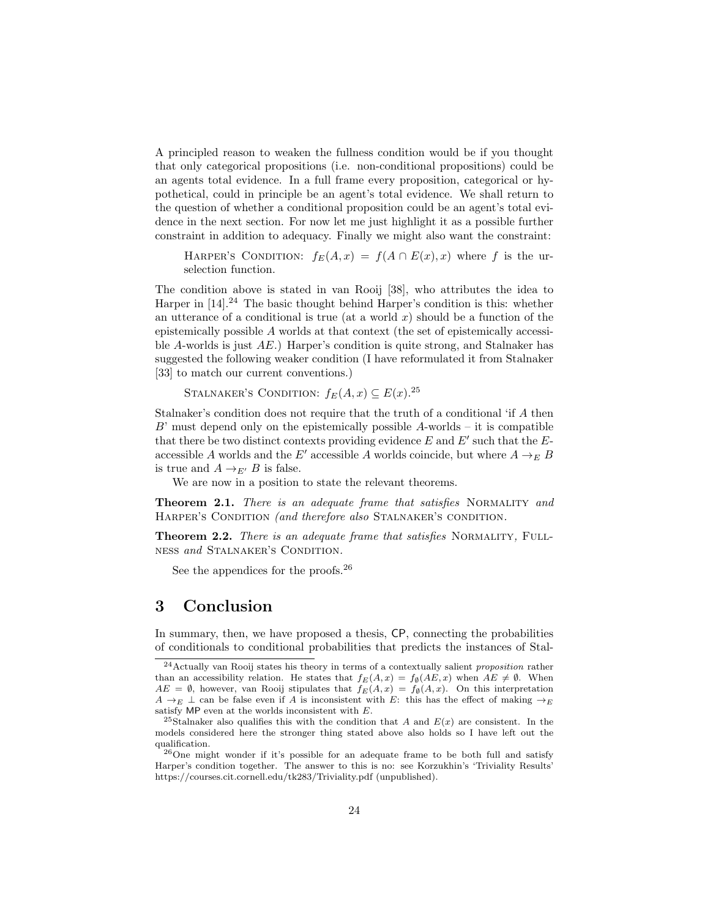A principled reason to weaken the fullness condition would be if you thought that only categorical propositions (i.e. non-conditional propositions) could be an agents total evidence. In a full frame every proposition, categorical or hypothetical, could in principle be an agent's total evidence. We shall return to the question of whether a conditional proposition could be an agent's total evidence in the next section. For now let me just highlight it as a possible further constraint in addition to adequacy. Finally we might also want the constraint:

> Harper's Condition: $f_E(A, x) = f(A \cap E(x), x)$ where $f$ is the ur-selection function.

The condition above is stated in van Rooij [38], who attributes the idea to Harper in [14].[24] The basic thought behind Harper's condition is this: whether an utterance of a conditional is true (at a world $x$) should be a function of the epistemically possible $A$ worlds at that context (the set of epistemically accessible $A$-worlds is just $AE$.) Harper's condition is quite strong, and Stalnaker has suggested the following weaker condition (I have reformulated it from Stalnaker [33] to match our current conventions.)

> Stalnaker's Condition: $f_E(A, x) \subseteq E(x)$.[25]

Stalnaker's condition does not require that the truth of a conditional 'if $A$ then $B$' must depend only on the epistemically possible $A$-worlds – it is compatible that there be two distinct contexts providing evidence $E$ and $E'$ such that the $E$-accessible $A$ worlds and the $E'$ accessible $A$ worlds coincide, but where $A \rightarrow_E B$ is true and $A \rightarrow_{E'} B$ is false.

We are now in a position to state the relevant theorems.

**Theorem 2.1.** *There is an adequate frame that satisfies* Normality *and* Harper's Condition *(and therefore also* Stalnaker's condition.

**Theorem 2.2.** *There is an adequate frame that satisfies* Normality, Fullness *and* Stalnaker's Condition.

See the appendices for the proofs.[26]

# 3 Conclusion

In summary, then, we have proposed a thesis, CP, connecting the probabilities of conditionals to conditional probabilities that predicts the instances of Stal-

---

[24] Actually van Rooij states his theory in terms of a contextually salient *proposition* rather than an accessibility relation. He states that $f_E(A, x) = f_\emptyset(AE, x)$ when $AE \neq \emptyset$. When $AE = \emptyset$, however, van Rooij stipulates that $f_E(A, x) = f_\emptyset(A, x)$. On this interpretation $A \rightarrow_E \bot$ can be false even if $A$ is inconsistent with $E$: this has the effect of making $\rightarrow_E$ satisfy MP even at the worlds inconsistent with $E$.

[25] Stalnaker also qualifies this with the condition that $A$ and $E(x)$ are consistent. In the models considered here the stronger thing stated above also holds so I have left out the qualification.

[26] One might wonder if it's possible for an adequate frame to be both full and satisfy Harper's condition together. The answer to this is no: see Korzukhin's 'Triviality Results' https://courses.cit.cornell.edu/tk283/Triviality.pdf (unpublished).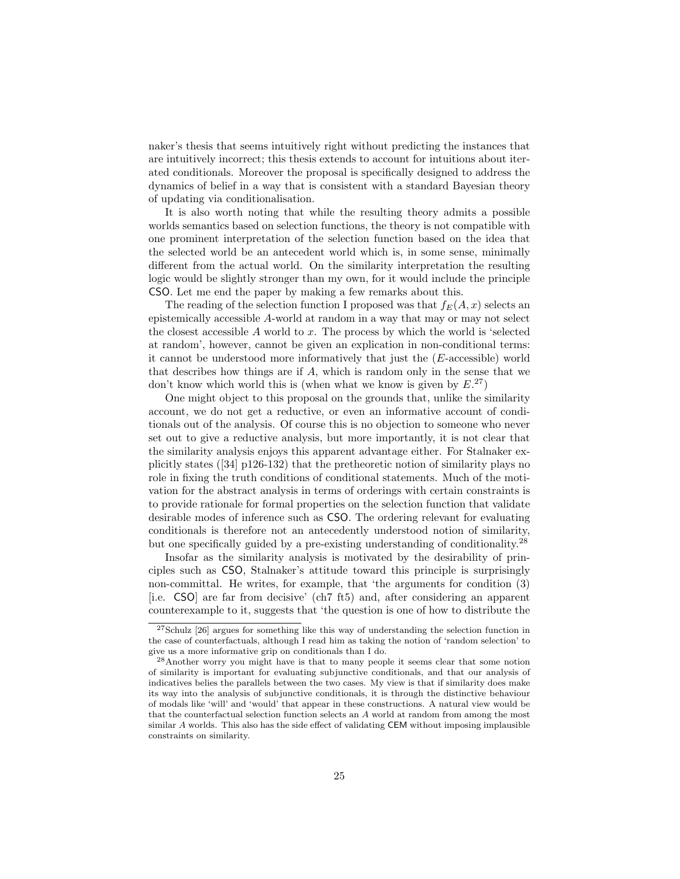naker's thesis that seems intuitively right without predicting the instances that are intuitively incorrect; this thesis extends to account for intuitions about iterated conditionals. Moreover the proposal is specifically designed to address the dynamics of belief in a way that is consistent with a standard Bayesian theory of updating via conditionalisation.

It is also worth noting that while the resulting theory admits a possible worlds semantics based on selection functions, the theory is not compatible with one prominent interpretation of the selection function based on the idea that the selected world be an antecedent world which is, in some sense, minimally different from the actual world. On the similarity interpretation the resulting logic would be slightly stronger than my own, for it would include the principle CSO. Let me end the paper by making a few remarks about this.

The reading of the selection function I proposed was that $f_E(A, x)$ selects an epistemically accessible $A$-world at random in a way that may or may not select the closest accessible $A$ world to $x$. The process by which the world is 'selected at random', however, cannot be given an explication in non-conditional terms: it cannot be understood more informatively that just the ($E$-accessible) world that describes how things are if $A$, which is random only in the sense that we don't know which world this is (when what we know is given by $E$.[27])

One might object to this proposal on the grounds that, unlike the similarity account, we do not get a reductive, or even an informative account of conditionals out of the analysis. Of course this is no objection to someone who never set out to give a reductive analysis, but more importantly, it is not clear that the similarity analysis enjoys this apparent advantage either. For Stalnaker explicitly states ([34] p126-132) that the pretheoretic notion of similarity plays no role in fixing the truth conditions of conditional statements. Much of the motivation for the abstract analysis in terms of orderings with certain constraints is to provide rationale for formal properties on the selection function that validate desirable modes of inference such as CSO. The ordering relevant for evaluating conditionals is therefore not an antecedently understood notion of similarity, but one specifically guided by a pre-existing understanding of conditionality.[28]

Insofar as the similarity analysis is motivated by the desirability of principles such as CSO, Stalnaker's attitude toward this principle is surprisingly non-committal. He writes, for example, that 'the arguments for condition (3) [i.e. CSO] are far from decisive' (ch7 ft5) and, after considering an apparent counterexample to it, suggests that 'the question is one of how to distribute the

[27] Schulz [26] argues for something like this way of understanding the selection function in the case of counterfactuals, although I read him as taking the notion of 'random selection' to give us a more informative grip on conditionals than I do.

[28] Another worry you might have is that to many people it seems clear that some notion of similarity is important for evaluating subjunctive conditionals, and that our analysis of indicatives belies the parallels between the two cases. My view is that if similarity does make its way into the analysis of subjunctive conditionals, it is through the distinctive behaviour of modals like 'will' and 'would' that appear in these constructions. A natural view would be that the counterfactual selection function selects an $A$ world at random from among the most similar $A$ worlds. This also has the side effect of validating CEM without imposing implausible constraints on similarity.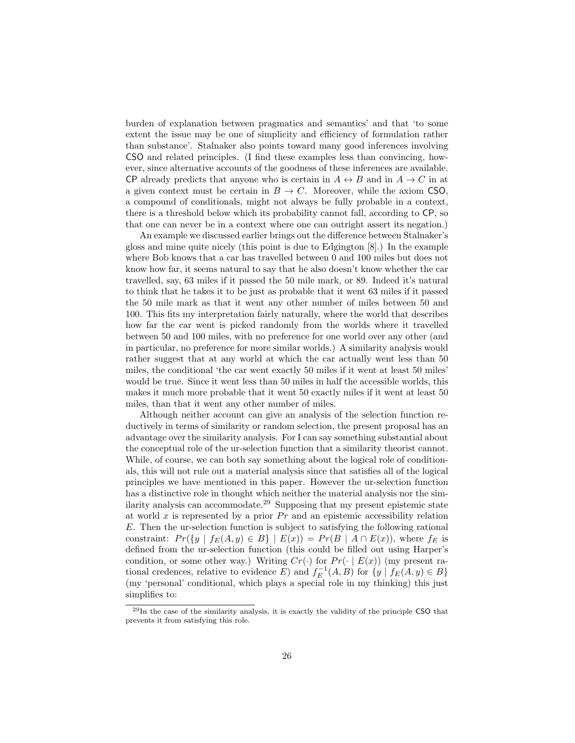burden of explanation between pragmatics and semantics' and that 'to some extent the issue may be one of simplicity and efficiency of formulation rather than substance'. Stalnaker also points toward many good inferences involving CSO and related principles. (I find these examples less than convincing, however, since alternative accounts of the goodness of these inferences are available. CP already predicts that anyone who is certain in $A \leftrightarrow B$ and in $A \to C$ in at a given context must be certain in $B \to C$. Moreover, while the axiom CSO, a compound of conditionals, might not always be fully probable in a context, there is a threshold below which its probability cannot fall, according to CP, so that one can never be in a context where one can outright assert its negation.)

An example we discussed earlier brings out the difference between Stalnaker's gloss and mine quite nicely (this point is due to Edgington [8].) In the example where Bob knows that a car has travelled between 0 and 100 miles but does not know how far, it seems natural to say that he also doesn't know whether the car travelled, say, 63 miles if it passed the 50 mile mark, or 89. Indeed it's natural to think that he takes it to be just as probable that it went 63 miles if it passed the 50 mile mark as that it went any other number of miles between 50 and 100. This fits my interpretation fairly naturally, where the world that describes how far the car went is picked randomly from the worlds where it travelled between 50 and 100 miles, with no preference for one world over any other (and in particular, no preference for more similar worlds.) A similarity analysis would rather suggest that at any world at which the car actually went less than 50 miles, the conditional 'the car went exactly 50 miles if it went at least 50 miles' would be true. Since it went less than 50 miles in half the accessible worlds, this makes it much more probable that it went 50 exactly miles if it went at least 50 miles, than that it went any other number of miles.

Although neither account can give an analysis of the selection function reductively in terms of similarity or random selection, the present proposal has an advantage over the similarity analysis. For I can say something substantial about the conceptual role of the ur-selection function that a similarity theorist cannot. While, of course, we can both say something about the logical role of conditionals, this will not rule out a material analysis since that satisfies all of the logical principles we have mentioned in this paper. However the ur-selection function has a distinctive role in thought which neither the material analysis nor the similarity analysis can accommodate.[29] Supposing that my present epistemic state at world $x$ is represented by a prior $Pr$ and an epistemic accessibility relation $E$. Then the ur-selection function is subject to satisfying the following rational constraint: $Pr(\{y \mid f_E(A, y) \in B\} \mid E(x)) = Pr(B \mid A \cap E(x))$, where $f_E$ is defined from the ur-selection function (this could be filled out using Harper's condition, or some other way.) Writing $Cr(\cdot)$ for $Pr(\cdot \mid E(x))$ (my present rational credences, relative to evidence $E$) and $f_E^{-1}(A, B)$ for $\{y \mid f_E(A, y) \in B\}$ (my 'personal' conditional, which plays a special role in my thinking) this just simplifies to:

[29] In the case of the similarity analysis, it is exactly the validity of the principle CSO that prevents it from satisfying this role.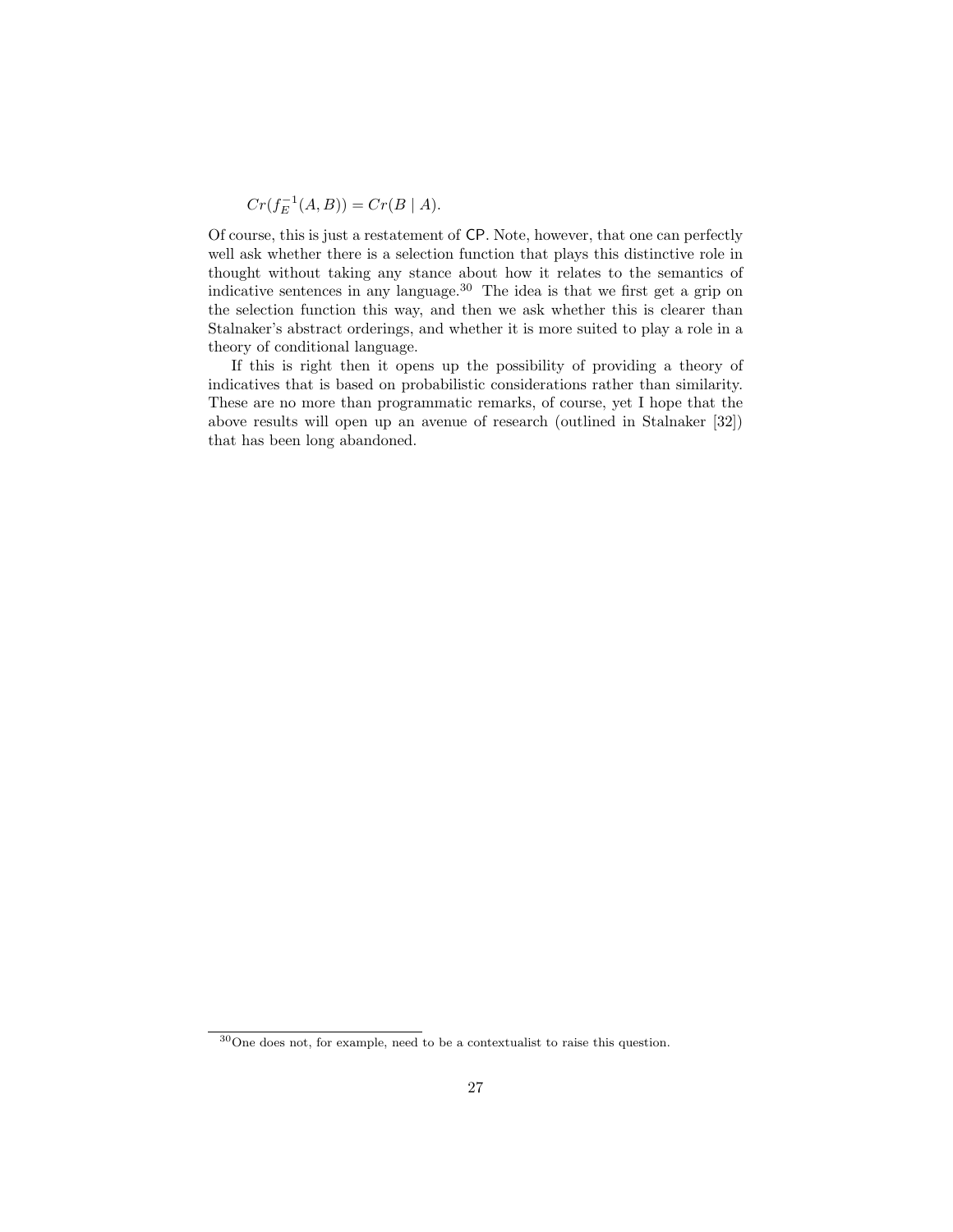$$Cr(f_E^{-1}(A, B)) = Cr(B \mid A).$$

Of course, this is just a restatement of CP. Note, however, that one can perfectly well ask whether there is a selection function that plays this distinctive role in thought without taking any stance about how it relates to the semantics of indicative sentences in any language.[30] The idea is that we first get a grip on the selection function this way, and then we ask whether this is clearer than Stalnaker's abstract orderings, and whether it is more suited to play a role in a theory of conditional language.

If this is right then it opens up the possibility of providing a theory of indicatives that is based on probabilistic considerations rather than similarity. These are no more than programmatic remarks, of course, yet I hope that the above results will open up an avenue of research (outlined in Stalnaker [32]) that has been long abandoned.

---

[30] One does not, for example, need to be a contextualist to raise this question.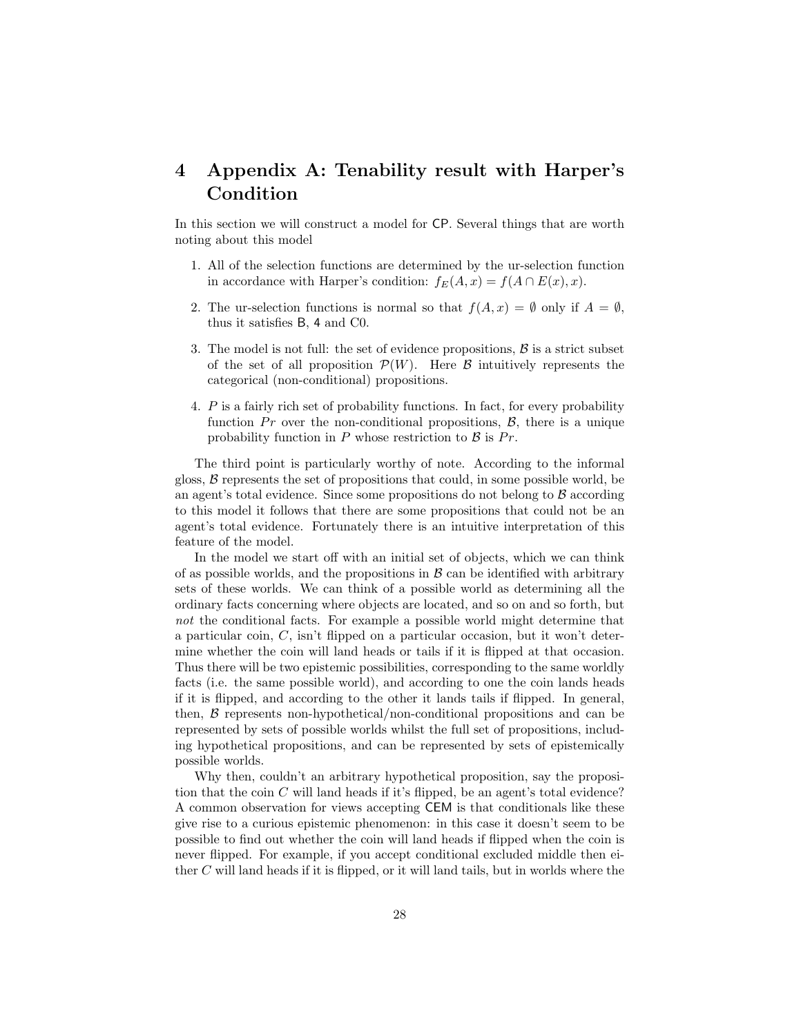# 4 Appendix A: Tenability result with Harper's Condition

In this section we will construct a model for CP. Several things that are worth noting about this model

1. All of the selection functions are determined by the ur-selection function in accordance with Harper's condition: $f_E(A, x) = f(A \cap E(x), x)$.
2. The ur-selection functions is normal so that $f(A, x) = \emptyset$ only if $A = \emptyset$, thus it satisfies B, 4 and C0.
3. The model is not full: the set of evidence propositions, $\mathcal{B}$ is a strict subset of the set of all proposition $\mathcal{P}(W)$. Here $\mathcal{B}$ intuitively represents the categorical (non-conditional) propositions.
4. $P$ is a fairly rich set of probability functions. In fact, for every probability function $Pr$ over the non-conditional propositions, $\mathcal{B}$, there is a unique probability function in $P$ whose restriction to $\mathcal{B}$ is $Pr$.

The third point is particularly worthy of note. According to the informal gloss, $\mathcal{B}$ represents the set of propositions that could, in some possible world, be an agent's total evidence. Since some propositions do not belong to $\mathcal{B}$ according to this model it follows that there are some propositions that could not be an agent's total evidence. Fortunately there is an intuitive interpretation of this feature of the model.

In the model we start off with an initial set of objects, which we can think of as possible worlds, and the propositions in $\mathcal{B}$ can be identified with arbitrary sets of these worlds. We can think of a possible world as determining all the ordinary facts concerning where objects are located, and so on and so forth, but *not* the conditional facts. For example a possible world might determine that a particular coin, $C$, isn't flipped on a particular occasion, but it won't determine whether the coin will land heads or tails if it is flipped at that occasion. Thus there will be two epistemic possibilities, corresponding to the same worldly facts (i.e. the same possible world), and according to one the coin lands heads if it is flipped, and according to the other it lands tails if flipped. In general, then, $\mathcal{B}$ represents non-hypothetical/non-conditional propositions and can be represented by sets of possible worlds whilst the full set of propositions, including hypothetical propositions, and can be represented by sets of epistemically possible worlds.

Why then, couldn't an arbitrary hypothetical proposition, say the proposition that the coin $C$ will land heads if it's flipped, be an agent's total evidence? A common observation for views accepting CEM is that conditionals like these give rise to a curious epistemic phenomenon: in this case it doesn't seem to be possible to find out whether the coin will land heads if flipped when the coin is never flipped. For example, if you accept conditional excluded middle then either $C$ will land heads if it is flipped, or it will land tails, but in worlds where the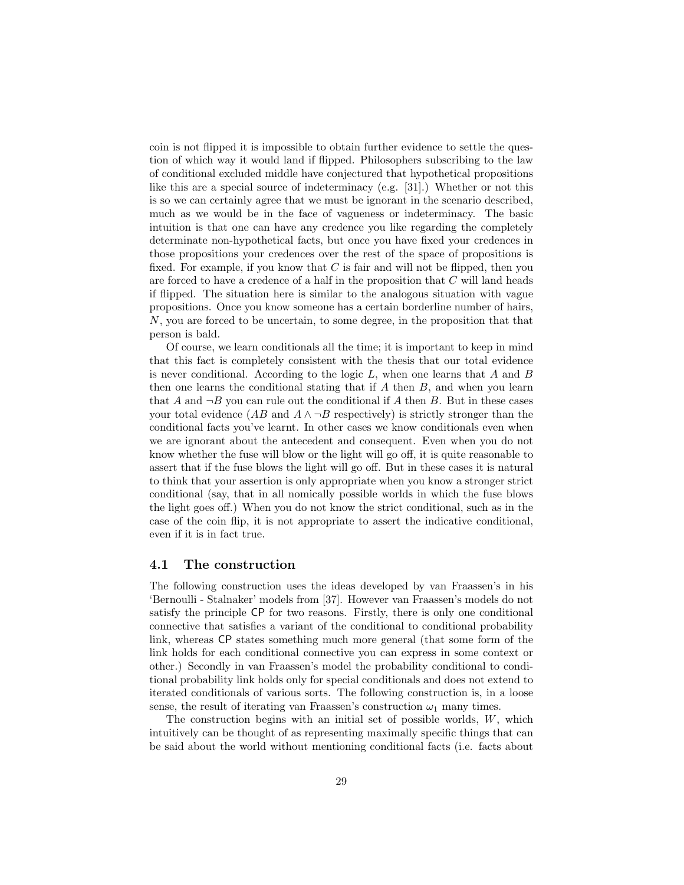coin is not flipped it is impossible to obtain further evidence to settle the question of which way it would land if flipped. Philosophers subscribing to the law of conditional excluded middle have conjectured that hypothetical propositions like this are a special source of indeterminacy (e.g. [31].) Whether or not this is so we can certainly agree that we must be ignorant in the scenario described, much as we would be in the face of vagueness or indeterminacy. The basic intuition is that one can have any credence you like regarding the completely determinate non-hypothetical facts, but once you have fixed your credences in those propositions your credences over the rest of the space of propositions is fixed. For example, if you know that $C$ is fair and will not be flipped, then you are forced to have a credence of a half in the proposition that $C$ will land heads if flipped. The situation here is similar to the analogous situation with vague propositions. Once you know someone has a certain borderline number of hairs, $N$, you are forced to be uncertain, to some degree, in the proposition that that person is bald.

Of course, we learn conditionals all the time; it is important to keep in mind that this fact is completely consistent with the thesis that our total evidence is never conditional. According to the logic $L$, when one learns that $A$ and $B$ then one learns the conditional stating that if $A$ then $B$, and when you learn that $A$ and $\neg B$ you can rule out the conditional if $A$ then $B$. But in these cases your total evidence ($AB$ and $A \wedge \neg B$ respectively) is strictly stronger than the conditional facts you've learnt. In other cases we know conditionals even when we are ignorant about the antecedent and consequent. Even when you do not know whether the fuse will blow or the light will go off, it is quite reasonable to assert that if the fuse blows the light will go off. But in these cases it is natural to think that your assertion is only appropriate when you know a stronger strict conditional (say, that in all nomically possible worlds in which the fuse blows the light goes off.) When you do not know the strict conditional, such as in the case of the coin flip, it is not appropriate to assert the indicative conditional, even if it is in fact true.

### 4.1 The construction

The following construction uses the ideas developed by van Fraassen's in his 'Bernoulli - Stalnaker' models from [37]. However van Fraassen's models do not satisfy the principle CP for two reasons. Firstly, there is only one conditional connective that satisfies a variant of the conditional to conditional probability link, whereas CP states something much more general (that some form of the link holds for each conditional connective you can express in some context or other.) Secondly in van Fraassen's model the probability conditional to conditional probability link holds only for special conditionals and does not extend to iterated conditionals of various sorts. The following construction is, in a loose sense, the result of iterating van Fraassen's construction $\omega_1$ many times.

The construction begins with an initial set of possible worlds, $W$, which intuitively can be thought of as representing maximally specific things that can be said about the world without mentioning conditional facts (i.e. facts about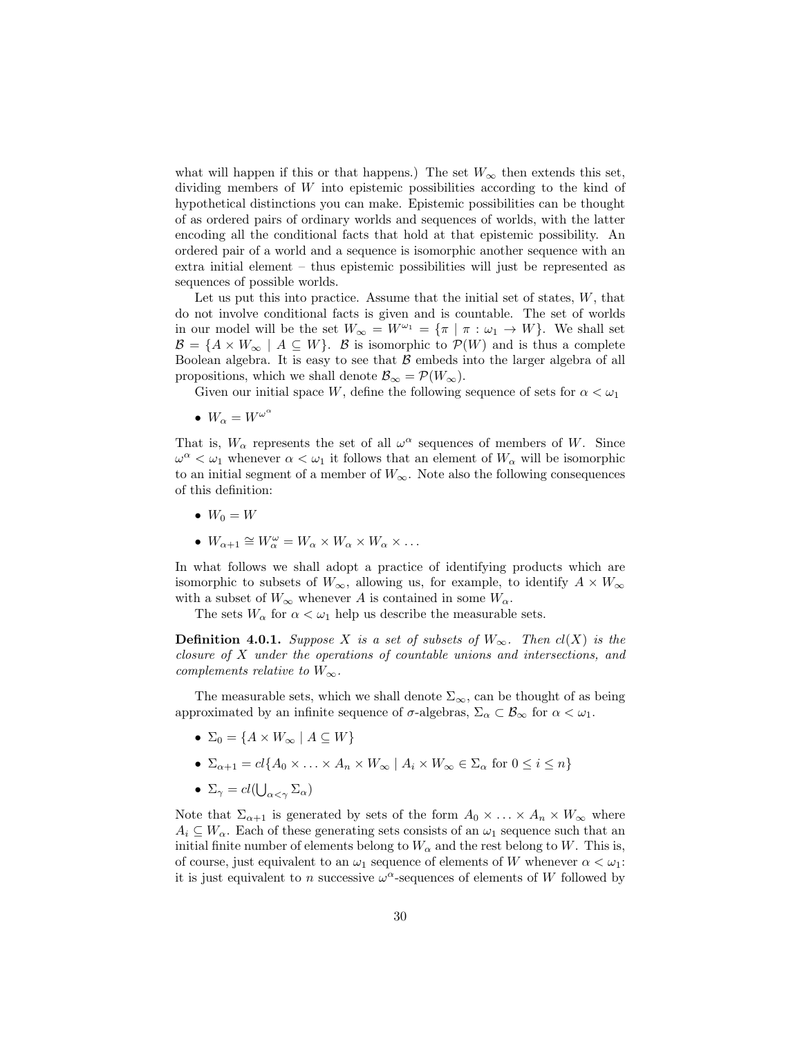what will happen if this or that happens.) The set $W_\infty$ then extends this set, dividing members of $W$ into epistemic possibilities according to the kind of hypothetical distinctions you can make. Epistemic possibilities can be thought of as ordered pairs of ordinary worlds and sequences of worlds, with the latter encoding all the conditional facts that hold at that epistemic possibility. An ordered pair of a world and a sequence is isomorphic another sequence with an extra initial element – thus epistemic possibilities will just be represented as sequences of possible worlds.

Let us put this into practice. Assume that the initial set of states, $W$, that do not involve conditional facts is given and is countable. The set of worlds in our model will be the set $W_\infty = W^{\omega_1} = \{\pi \mid \pi : \omega_1 \to W\}$. We shall set $\mathcal{B} = \{A \times W_\infty \mid A \subseteq W\}$. $\mathcal{B}$ is isomorphic to $\mathcal{P}(W)$ and is thus a complete Boolean algebra. It is easy to see that $\mathcal{B}$ embeds into the larger algebra of all propositions, which we shall denote $\mathcal{B}_\infty = \mathcal{P}(W_\infty)$.

Given our initial space $W$, define the following sequence of sets for $\alpha < \omega_1$

- $W_\alpha = W^{\omega^\alpha}$

That is, $W_\alpha$ represents the set of all $\omega^\alpha$ sequences of members of $W$. Since $\omega^\alpha < \omega_1$ whenever $\alpha < \omega_1$ it follows that an element of $W_\alpha$ will be isomorphic to an initial segment of a member of $W_\infty$. Note also the following consequences of this definition:

- $W_0 = W$
- $W_{\alpha+1} \cong W_\alpha^\omega = W_\alpha \times W_\alpha \times W_\alpha \times \ldots$

In what follows we shall adopt a practice of identifying products which are isomorphic to subsets of $W_\infty$, allowing us, for example, to identify $A \times W_\infty$ with a subset of $W_\infty$ whenever $A$ is contained in some $W_\alpha$.

The sets $W_\alpha$ for $\alpha < \omega_1$ help us describe the measurable sets.

**Definition 4.0.1.** *Suppose $X$ is a set of subsets of $W_\infty$. Then $cl(X)$ is the closure of $X$ under the operations of countable unions and intersections, and complements relative to $W_\infty$.*

The measurable sets, which we shall denote $\Sigma_\infty$, can be thought of as being approximated by an infinite sequence of $\sigma$-algebras, $\Sigma_\alpha \subset \mathcal{B}_\infty$ for $\alpha < \omega_1$.

- $\Sigma_0 = \{A \times W_\infty \mid A \subseteq W\}$
- $\Sigma_{\alpha+1} = cl\{A_0 \times \ldots \times A_n \times W_\infty \mid A_i \times W_\infty \in \Sigma_\alpha \text{ for } 0 \leq i \leq n\}$
- $\Sigma_\gamma = cl(\bigcup_{\alpha<\gamma} \Sigma_\alpha)$

Note that $\Sigma_{\alpha+1}$ is generated by sets of the form $A_0 \times \ldots \times A_n \times W_\infty$ where $A_i \subseteq W_\alpha$. Each of these generating sets consists of an $\omega_1$ sequence such that an initial finite number of elements belong to $W_\alpha$ and the rest belong to $W$. This is, of course, just equivalent to an $\omega_1$ sequence of elements of $W$ whenever $\alpha < \omega_1$: it is just equivalent to $n$ successive $\omega^\alpha$-sequences of elements of $W$ followed by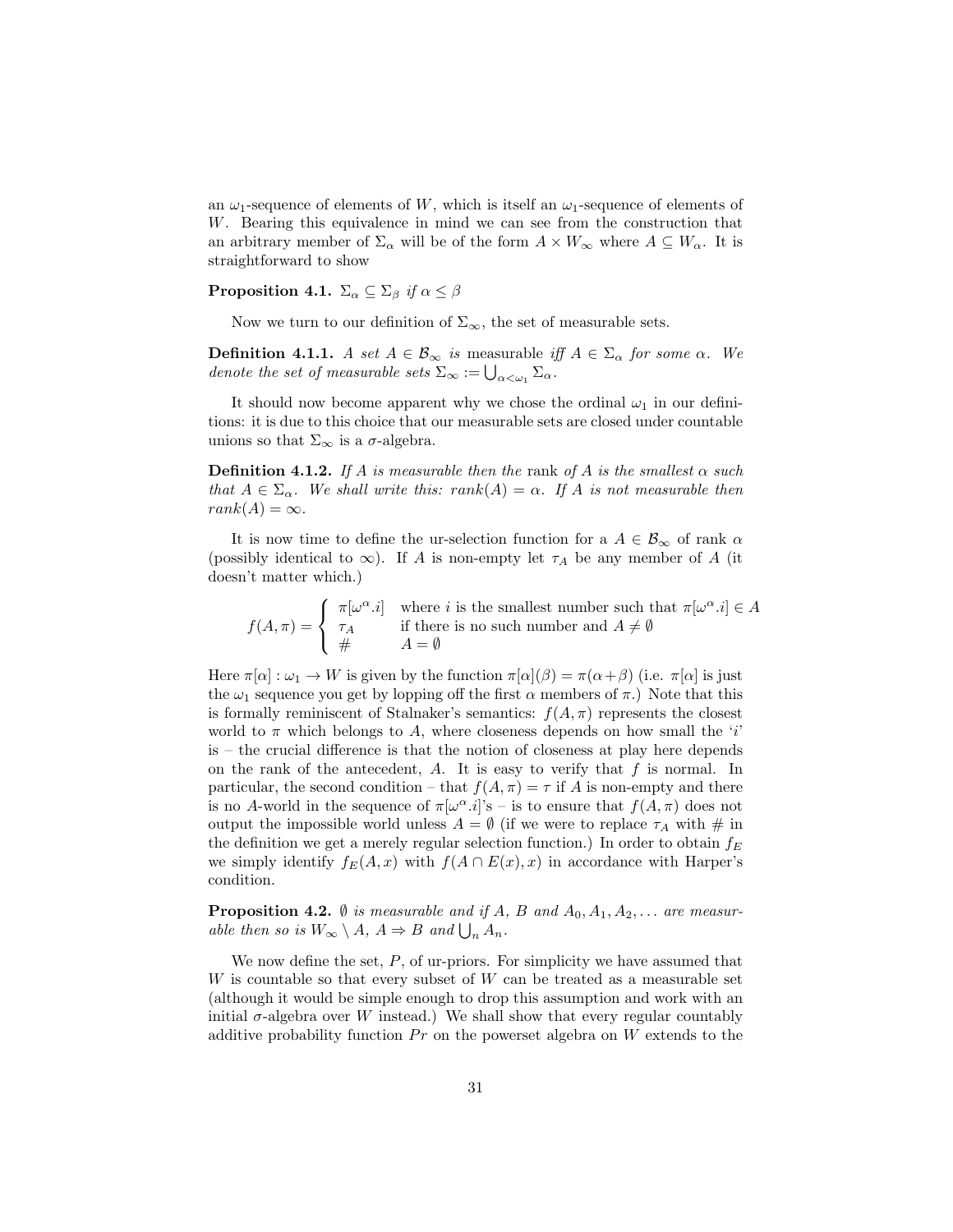an $\omega_1$-sequence of elements of $W$, which is itself an $\omega_1$-sequence of elements of $W$. Bearing this equivalence in mind we can see from the construction that an arbitrary member of $\Sigma_\alpha$ will be of the form $A \times W_\infty$ where $A \subseteq W_\alpha$. It is straightforward to show

**Proposition 4.1.** *$\Sigma_\alpha \subseteq \Sigma_\beta$ if $\alpha \leq \beta$*

Now we turn to our definition of $\Sigma_\infty$, the set of measurable sets.

**Definition 4.1.1.** *A set $A \in \mathcal{B}_\infty$ is* measurable *iff $A \in \Sigma_\alpha$ for some $\alpha$. We denote the set of measurable sets $\Sigma_\infty := \bigcup_{\alpha<\omega_1} \Sigma_\alpha$.*

It should now become apparent why we chose the ordinal $\omega_1$ in our definitions: it is due to this choice that our measurable sets are closed under countable unions so that $\Sigma_\infty$ is a $\sigma$-algebra.

**Definition 4.1.2.** *If $A$ is measurable then the* rank *of $A$ is the smallest $\alpha$ such that $A \in \Sigma_\alpha$. We shall write this: $rank(A) = \alpha$. If $A$ is not measurable then $rank(A) = \infty$.*

It is now time to define the ur-selection function for a $A \in \mathcal{B}_\infty$ of rank $\alpha$ (possibly identical to $\infty$). If $A$ is non-empty let $\tau_A$ be any member of $A$ (it doesn't matter which.)

$$f(A, \pi) = \begin{cases} \pi[\omega^\alpha.i] & \text{where } i \text{ is the smallest number such that } \pi[\omega^\alpha.i] \in A \\ \tau_A & \text{if there is no such number and } A \neq \emptyset \\ \# & A = \emptyset \end{cases}$$

Here $\pi[\alpha] : \omega_1 \to W$ is given by the function $\pi[\alpha](\beta) = \pi(\alpha+\beta)$ (i.e. $\pi[\alpha]$ is just the $\omega_1$ sequence you get by lopping off the first $\alpha$ members of $\pi$.) Note that this is formally reminiscent of Stalnaker's semantics: $f(A, \pi)$ represents the closest world to $\pi$ which belongs to $A$, where closeness depends on how small the '$i$' is – the crucial difference is that the notion of closeness at play here depends on the rank of the antecedent, $A$. It is easy to verify that $f$ is normal. In particular, the second condition – that $f(A, \pi) = \tau$ if $A$ is non-empty and there is no $A$-world in the sequence of $\pi[\omega^\alpha.i]$'s – is to ensure that $f(A, \pi)$ does not output the impossible world unless $A = \emptyset$ (if we were to replace $\tau_A$ with $\#$ in the definition we get a merely regular selection function.) In order to obtain $f_E$ we simply identify $f_E(A, x)$ with $f(A \cap E(x), x)$ in accordance with Harper's condition.

**Proposition 4.2.** *$\emptyset$ is measurable and if $A$, $B$ and $A_0, A_1, A_2, \ldots$ are measurable then so is $W_\infty \setminus A$, $A \Rightarrow B$ and $\bigcup_n A_n$.*

We now define the set, $P$, of ur-priors. For simplicity we have assumed that $W$ is countable so that every subset of $W$ can be treated as a measurable set (although it would be simple enough to drop this assumption and work with an initial $\sigma$-algebra over $W$ instead.) We shall show that every regular countably additive probability function $Pr$ on the powerset algebra on $W$ extends to the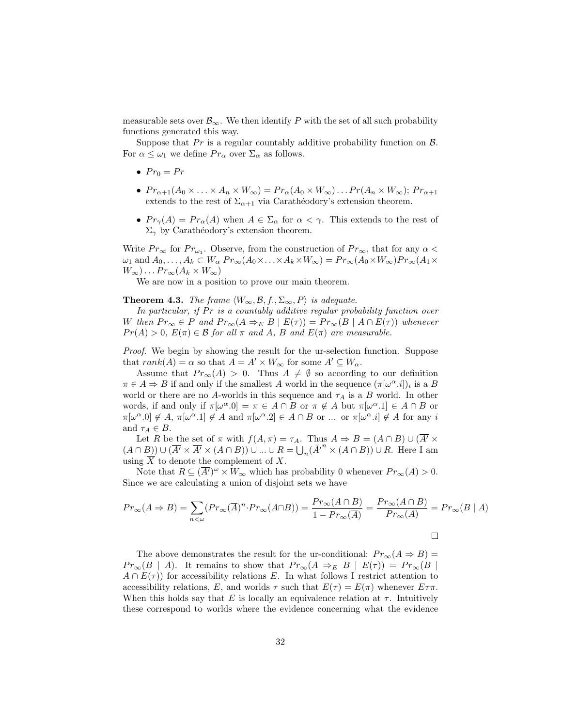measurable sets over $\mathcal{B}_\infty$. We then identify $P$ with the set of all such probability functions generated this way.

Suppose that $Pr$ is a regular countably additive probability function on $\mathcal{B}$. For $\alpha \leq \omega_1$ we define $Pr_\alpha$ over $\Sigma_\alpha$ as follows.

- $Pr_0 = Pr$
- $Pr_{\alpha+1}(A_0 \times \ldots \times A_n \times W_\infty) = Pr_\alpha(A_0 \times W_\infty) \ldots Pr(A_n \times W_\infty)$; $Pr_{\alpha+1}$ extends to the rest of $\Sigma_{\alpha+1}$ via Carathéodory's extension theorem.
- $Pr_\gamma(A) = Pr_\alpha(A)$ when $A \in \Sigma_\alpha$ for $\alpha < \gamma$. This extends to the rest of $\Sigma_\gamma$ by Carathéodory's extension theorem.

Write $Pr_\infty$ for $Pr_{\omega_1}$. Observe, from the construction of $Pr_\infty$, that for any $\alpha < \omega_1$ and $A_0, \ldots, A_k \subset W_\alpha$ $Pr_\infty(A_0 \times \ldots \times A_k \times W_\infty) = Pr_\infty(A_0 \times W_\infty) Pr_\infty(A_1 \times W_\infty) \ldots Pr_\infty(A_k \times W_\infty)$

We are now in a position to prove our main theorem.

**Theorem 4.3.** *The frame $\langle W_\infty, \mathcal{B}, f., \Sigma_\infty, P \rangle$ is adequate.*

*In particular, if $Pr$ is a countably additive regular probability function over $W$ then $Pr_\infty \in P$ and $Pr_\infty(A \Rightarrow_E B \mid E(\tau)) = Pr_\infty(B \mid A \cap E(\tau))$ whenever $Pr(A) > 0$, $E(\pi) \in \mathcal{B}$ for all $\pi$ and $A$, $B$ and $E(\pi)$ are measurable.*

*Proof.* We begin by showing the result for the ur-selection function. Suppose that $rank(A) = \alpha$ so that $A = A' \times W_\infty$ for some $A' \subseteq W_\alpha$.

Assume that $Pr_\infty(A) > 0$. Thus $A \neq \emptyset$ so according to our definition $\pi \in A \Rightarrow B$ if and only if the smallest $A$ world in the sequence $(\pi[\omega^\alpha.i])_i$ is a $B$ world or there are no $A$-worlds in this sequence and $\tau_A$ is a $B$ world. In other words, if and only if $\pi[\omega^\alpha.0] = \pi \in A \cap B$ or $\pi \notin A$ but $\pi[\omega^\alpha.1] \in A \cap B$ or $\pi[\omega^\alpha.0] \notin A$, $\pi[\omega^\alpha.1] \notin A$ and $\pi[\omega^\alpha.2] \in A \cap B$ or ... or $\pi[\omega^\alpha.i] \notin A$ for any $i$ and $\tau_A \in B$.

Let $R$ be the set of $\pi$ with $f(A, \pi) = \tau_A$. Thus $A \Rightarrow B = (A \cap B) \cup (\overline{A'} \times (A \cap B)) \cup (\overline{A'} \times \overline{A'} \times (A \cap B)) \cup ... \cup R = \bigcup_n (\bar{A'}^n \times (A \cap B)) \cup R$. Here I am using $\overline{X}$ to denote the complement of $X$.

Note that $R \subseteq (\overline{A'})^\omega \times W_\infty$ which has probability 0 whenever $Pr_\infty(A) > 0$. Since we are calculating a union of disjoint sets we have

$$Pr_\infty(A \Rightarrow B) = \sum_{n<\omega} (Pr_\infty(\overline{A})^n \cdot Pr_\infty(A \cap B)) = \frac{Pr_\infty(A \cap B)}{1 - Pr_\infty(\overline{A})} = \frac{Pr_\infty(A \cap B)}{Pr_\infty(A)} = Pr_\infty(B \mid A)$$

□

The above demonstrates the result for the ur-conditional: $Pr_\infty(A \Rightarrow B) = Pr_\infty(B \mid A)$. It remains to show that $Pr_\infty(A \Rightarrow_E B \mid E(\tau)) = Pr_\infty(B \mid A \cap E(\tau))$ for accessibility relations $E$. In what follows I restrict attention to accessibility relations, $E$, and worlds $\tau$ such that $E(\tau) = E(\pi)$ whenever $E\tau\pi$. When this holds say that $E$ is locally an equivalence relation at $\tau$. Intuitively these correspond to worlds where the evidence concerning what the evidence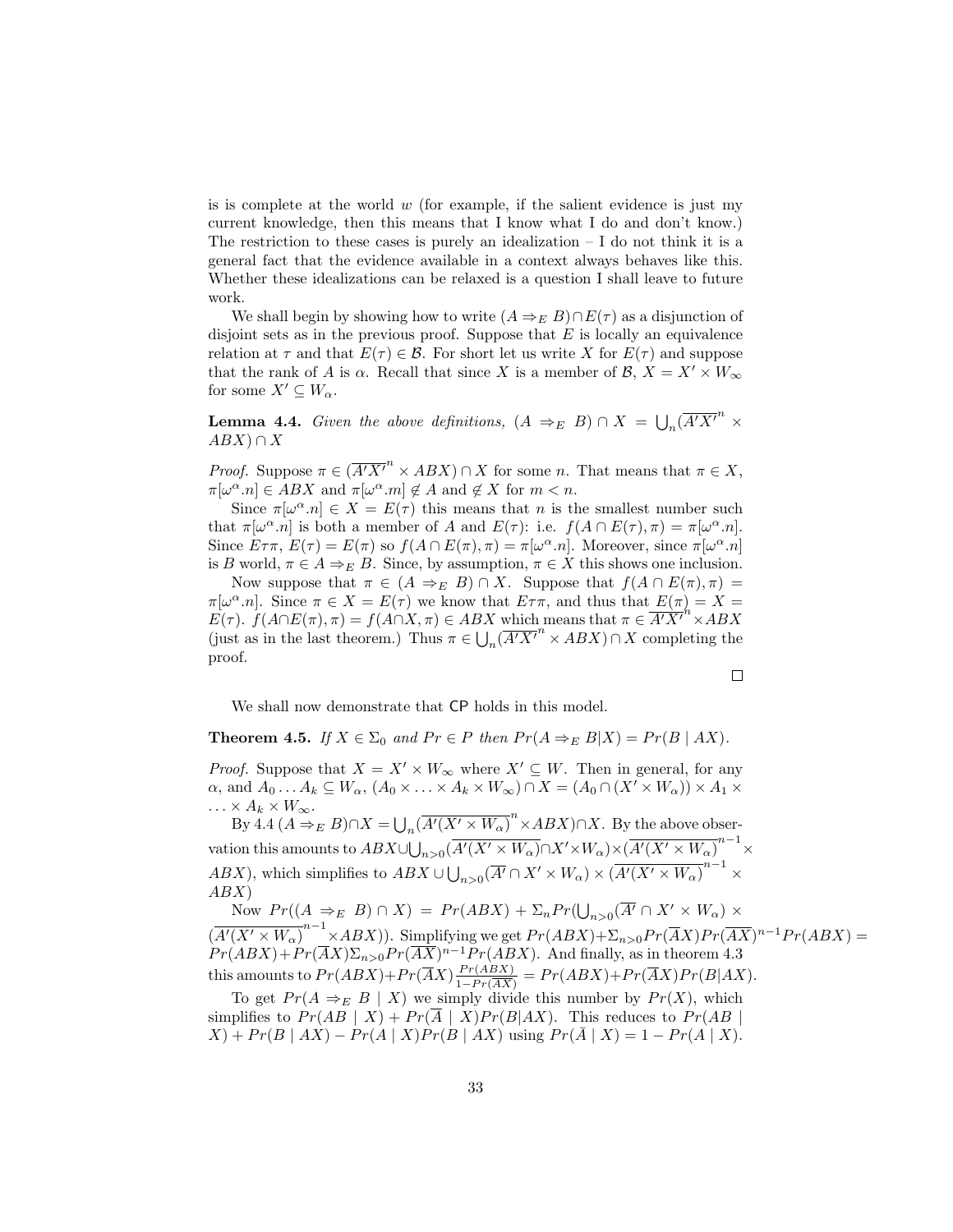is is complete at the world $w$ (for example, if the salient evidence is just my current knowledge, then this means that I know what I do and don't know.) The restriction to these cases is purely an idealization – I do not think it is a general fact that the evidence available in a context always behaves like this. Whether these idealizations can be relaxed is a question I shall leave to future work.

We shall begin by showing how to write $(A \Rightarrow_E B) \cap E(\tau)$ as a disjunction of disjoint sets as in the previous proof. Suppose that $E$ is locally an equivalence relation at $\tau$ and that $E(\tau) \in \mathcal{B}$. For short let us write $X$ for $E(\tau)$ and suppose that the rank of $A$ is $\alpha$. Recall that since $X$ is a member of $\mathcal{B}$, $X = X' \times W_\infty$ for some $X' \subseteq W_\alpha$.

**Lemma 4.4.** *Given the above definitions,* $(A \Rightarrow_E B) \cap X = \bigcup_n (\overline{A'X'}^n \times ABX) \cap X$

*Proof.* Suppose $\pi \in (\overline{A'X'}^n \times ABX) \cap X$ for some $n$. That means that $\pi \in X$, $\pi[\omega^\alpha.n] \in ABX$ and $\pi[\omega^\alpha.m] \notin A$ and $\notin X$ for $m < n$.

Since $\pi[\omega^\alpha.n] \in X = E(\tau)$ this means that $n$ is the smallest number such that $\pi[\omega^\alpha.n]$ is both a member of $A$ and $E(\tau)$: i.e. $f(A \cap E(\tau), \pi) = \pi[\omega^\alpha.n]$. Since $E\tau\pi$, $E(\tau) = E(\pi)$ so $f(A \cap E(\pi), \pi) = \pi[\omega^\alpha.n]$. Moreover, since $\pi[\omega^\alpha.n]$ is $B$ world, $\pi \in A \Rightarrow_E B$. Since, by assumption, $\pi \in X$ this shows one inclusion.

Now suppose that $\pi \in (A \Rightarrow_E B) \cap X$. Suppose that $f(A \cap E(\pi), \pi) = \pi[\omega^\alpha.n]$. Since $\pi \in X = E(\tau)$ we know that $E\tau\pi$, and thus that $E(\pi) = X = E(\tau)$. $f(A \cap E(\pi), \pi) = f(A \cap X, \pi) \in ABX$ which means that $\pi \in \overline{A'X'}^n \times ABX$ (just as in the last theorem.) Thus $\pi \in \bigcup_n (\overline{A'X'}^n \times ABX) \cap X$ completing the proof.

□

We shall now demonstrate that $\mathsf{CP}$ holds in this model.

**Theorem 4.5.** *If* $X \in \Sigma_0$ *and* $Pr \in P$ *then* $Pr(A \Rightarrow_E B|X) = Pr(B \mid AX)$.

*Proof.* Suppose that $X = X' \times W_\infty$ where $X' \subseteq W$. Then in general, for any $\alpha$, and $A_0 \ldots A_k \subseteq W_\alpha$, $(A_0 \times \ldots \times A_k \times W_\infty) \cap X = (A_0 \cap (X' \times W_\alpha)) \times A_1 \times \ldots \times A_k \times W_\infty$.

By 4.4 $(A \Rightarrow_E B) \cap X = \bigcup_n (\overline{A'(X' \times W_\alpha)}^n \times ABX) \cap X$. By the above observation this amounts to $ABX \cup \bigcup_{n>0} (\overline{A'(X' \times W_\alpha)} \cap X' \times W_\alpha) \times (\overline{A'(X' \times W_\alpha)}^{n-1} \times ABX)$, which simplifies to $ABX \cup \bigcup_{n>0} (\overline{A'} \cap X' \times W_\alpha) \times (\overline{A'(X' \times W_\alpha)}^{n-1} \times ABX)$

Now $Pr((A \Rightarrow_E B) \cap X) = Pr(ABX) + \Sigma_n Pr(\bigcup_{n>0} (\overline{A'} \cap X' \times W_\alpha) \times (\overline{A'(X' \times W_\alpha)}^{n-1} \times ABX))$. Simplifying we get $Pr(ABX) + \Sigma_{n>0} Pr(\overline{A}X) Pr(\overline{AX})^{n-1} Pr(ABX) = Pr(ABX) + Pr(\overline{A}X) \Sigma_{n>0} Pr(\overline{AX})^{n-1} Pr(ABX)$. And finally, as in theorem 4.3 this amounts to $Pr(ABX) + Pr(\overline{A}X) \frac{Pr(ABX)}{1 - Pr(\overline{AX})} = Pr(ABX) + Pr(\overline{A}X) Pr(B|AX)$.

To get $Pr(A \Rightarrow_E B \mid X)$ we simply divide this number by $Pr(X)$, which simplifies to $Pr(AB \mid X) + Pr(\overline{A} \mid X) Pr(B|AX)$. This reduces to $Pr(AB \mid X) + Pr(B \mid AX) - Pr(A \mid X) Pr(B \mid AX)$ using $Pr(\bar{A} \mid X) = 1 - Pr(A \mid X)$.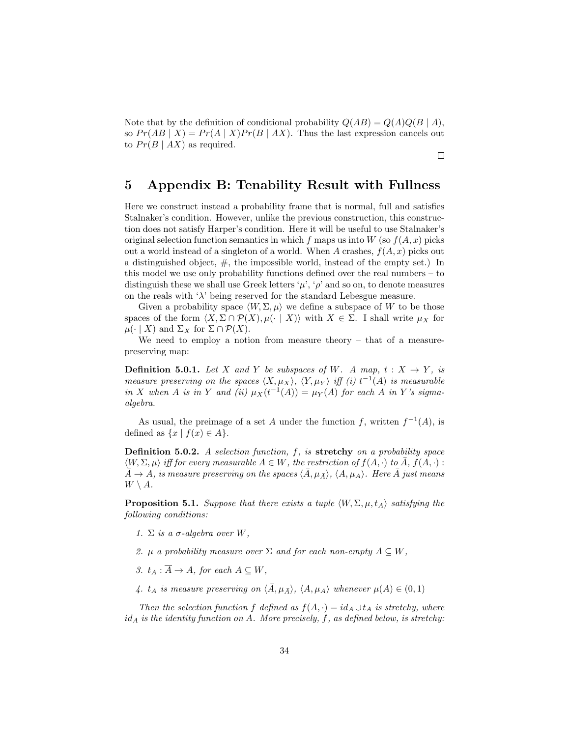Note that by the definition of conditional probability $Q(AB) = Q(A)Q(B \mid A)$, so $Pr(AB \mid X) = Pr(A \mid X)Pr(B \mid AX)$. Thus the last expression cancels out to $Pr(B \mid AX)$ as required.

□

# 5 Appendix B: Tenability Result with Fullness

Here we construct instead a probability frame that is normal, full and satisfies Stalnaker's condition. However, unlike the previous construction, this construction does not satisfy Harper's condition. Here it will be useful to use Stalnaker's original selection function semantics in which $f$ maps us into $W$ (so $f(A, x)$ picks out a world instead of a singleton of a world. When $A$ crashes, $f(A, x)$ picks out a distinguished object, #, the impossible world, instead of the empty set.) In this model we use only probability functions defined over the real numbers – to distinguish these we shall use Greek letters '$\mu$', '$\rho$' and so on, to denote measures on the reals with '$\lambda$' being reserved for the standard Lebesgue measure.

Given a probability space $\langle W, \Sigma, \mu \rangle$ we define a subspace of $W$ to be those spaces of the form $\langle X, \Sigma \cap \mathcal{P}(X), \mu(\cdot \mid X) \rangle$ with $X \in \Sigma$. I shall write $\mu_X$ for $\mu(\cdot \mid X)$ and $\Sigma_X$ for $\Sigma \cap \mathcal{P}(X)$.

We need to employ a notion from measure theory – that of a measure-preserving map:

**Definition 5.0.1.** *Let $X$ and $Y$ be subspaces of $W$. A map, $t : X \to Y$, is measure preserving on the spaces $\langle X, \mu_X \rangle$, $\langle Y, \mu_Y \rangle$ iff (i) $t^{-1}(A)$ is measurable in $X$ when $A$ is in $Y$ and (ii) $\mu_X(t^{-1}(A)) = \mu_Y(A)$ for each $A$ in $Y$'s sigma-algebra.*

As usual, the preimage of a set $A$ under the function $f$, written $f^{-1}(A)$, is defined as $\{x \mid f(x) \in A\}$.

**Definition 5.0.2.** *A selection function, $f$, is* **stretchy** *on a probability space $\langle W, \Sigma, \mu \rangle$ iff for every measurable $A \in W$, the restriction of $f(A, \cdot)$ to $\bar{A}$, $f(A, \cdot) : \bar{A} \to A$, is measure preserving on the spaces $\langle \bar{A}, \mu_{\bar{A}} \rangle$, $\langle A, \mu_A \rangle$. Here $\bar{A}$ just means $W \setminus A$.*

**Proposition 5.1.** *Suppose that there exists a tuple $\langle W, \Sigma, \mu, t_A \rangle$ satisfying the following conditions:*

1. *$\Sigma$ is a $\sigma$-algebra over $W$,*
2. *$\mu$ a probability measure over $\Sigma$ and for each non-empty $A \subseteq W$,*
3. *$t_A : \overline{A} \to A$, for each $A \subseteq W$,*
4. *$t_A$ is measure preserving on $\langle \bar{A}, \mu_{\bar{A}} \rangle$, $\langle A, \mu_A \rangle$ whenever $\mu(A) \in (0, 1)$*

*Then the selection function $f$ defined as $f(A, \cdot) = id_A \cup t_A$ is stretchy, where $id_A$ is the identity function on $A$. More precisely, $f$, as defined below, is stretchy:*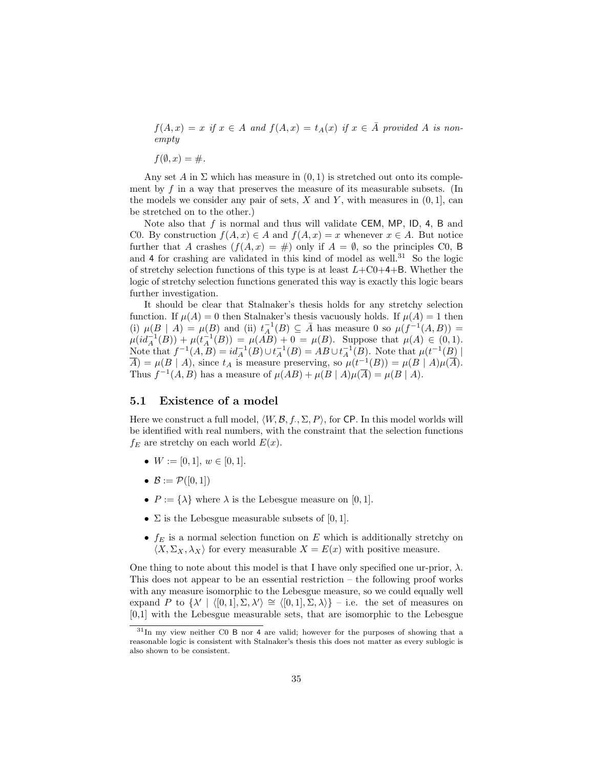*$f(A,x) = x$ if $x \in A$ and $f(A,x) = t_A(x)$ if $x \in \bar{A}$ provided $A$ is non-empty*

*$f(\emptyset, x) = \#$.*

Any set $A$ in $\Sigma$ which has measure in $(0,1)$ is stretched out onto its complement by $f$ in a way that preserves the measure of its measurable subsets. (In the models we consider any pair of sets, $X$ and $Y$, with measures in $(0,1]$, can be stretched on to the other.)

Note also that $f$ is normal and thus will validate CEM, MP, ID, 4, B and C0. By construction $f(A,x) \in A$ and $f(A,x) = x$ whenever $x \in A$. But notice further that $A$ crashes ($f(A,x) = \#$) only if $A = \emptyset$, so the principles C0, B and 4 for crashing are validated in this kind of model as well.[31] So the logic of stretchy selection functions of this type is at least $L$+C0+4+B. Whether the logic of stretchy selection functions generated this way is exactly this logic bears further investigation.

It should be clear that Stalnaker's thesis holds for any stretchy selection function. If $\mu(A) = 0$ then Stalnaker's thesis vacuously holds. If $\mu(A) = 1$ then (i) $\mu(B \mid A) = \mu(B)$ and (ii) $t_A^{-1}(B) \subseteq \bar{A}$ has measure 0 so $\mu(f^{-1}(A,B)) = \mu(id_A^{-1}(B)) + \mu(t_A^{-1}(B)) = \mu(AB) + 0 = \mu(B)$. Suppose that $\mu(A) \in (0,1)$. Note that $f^{-1}(A,B) = id_A^{-1}(B) \cup t_A^{-1}(B) = AB \cup t_A^{-1}(B)$. Note that $\mu(t^{-1}(B) \mid \overline{A}) = \mu(B \mid A)$, since $t_A$ is measure preserving, so $\mu(t^{-1}(B)) = \mu(B \mid A)\mu(\overline{A})$. Thus $f^{-1}(A,B)$ has a measure of $\mu(AB) + \mu(B \mid A)\mu(\overline{A}) = \mu(B \mid A)$.

## 5.1 Existence of a model

Here we construct a full model, $\langle W, \mathcal{B}, f., \Sigma, P\rangle$, for CP. In this model worlds will be identified with real numbers, with the constraint that the selection functions $f_E$ are stretchy on each world $E(x)$.

- $W := [0,1]$, $w \in [0,1]$.
- $\mathcal{B} := \mathcal{P}([0,1])$
- $P := \{\lambda\}$ where $\lambda$ is the Lebesgue measure on $[0,1]$.
- $\Sigma$ is the Lebesgue measurable subsets of $[0,1]$.
- $f_E$ is a normal selection function on $E$ which is additionally stretchy on $\langle X, \Sigma_X, \lambda_X\rangle$ for every measurable $X = E(x)$ with positive measure.

One thing to note about this model is that I have only specified one ur-prior, $\lambda$. This does not appear to be an essential restriction – the following proof works with any measure isomorphic to the Lebesgue measure, so we could equally well expand $P$ to $\{\lambda' \mid \langle [0,1], \Sigma, \lambda'\rangle \cong \langle [0,1], \Sigma, \lambda\rangle\}$ – i.e. the set of measures on [0,1] with the Lebesgue measurable sets, that are isomorphic to the Lebesgue

[31] In my view neither C0 B nor 4 are valid; however for the purposes of showing that a reasonable logic is consistent with Stalnaker's thesis this does not matter as every sublogic is also shown to be consistent.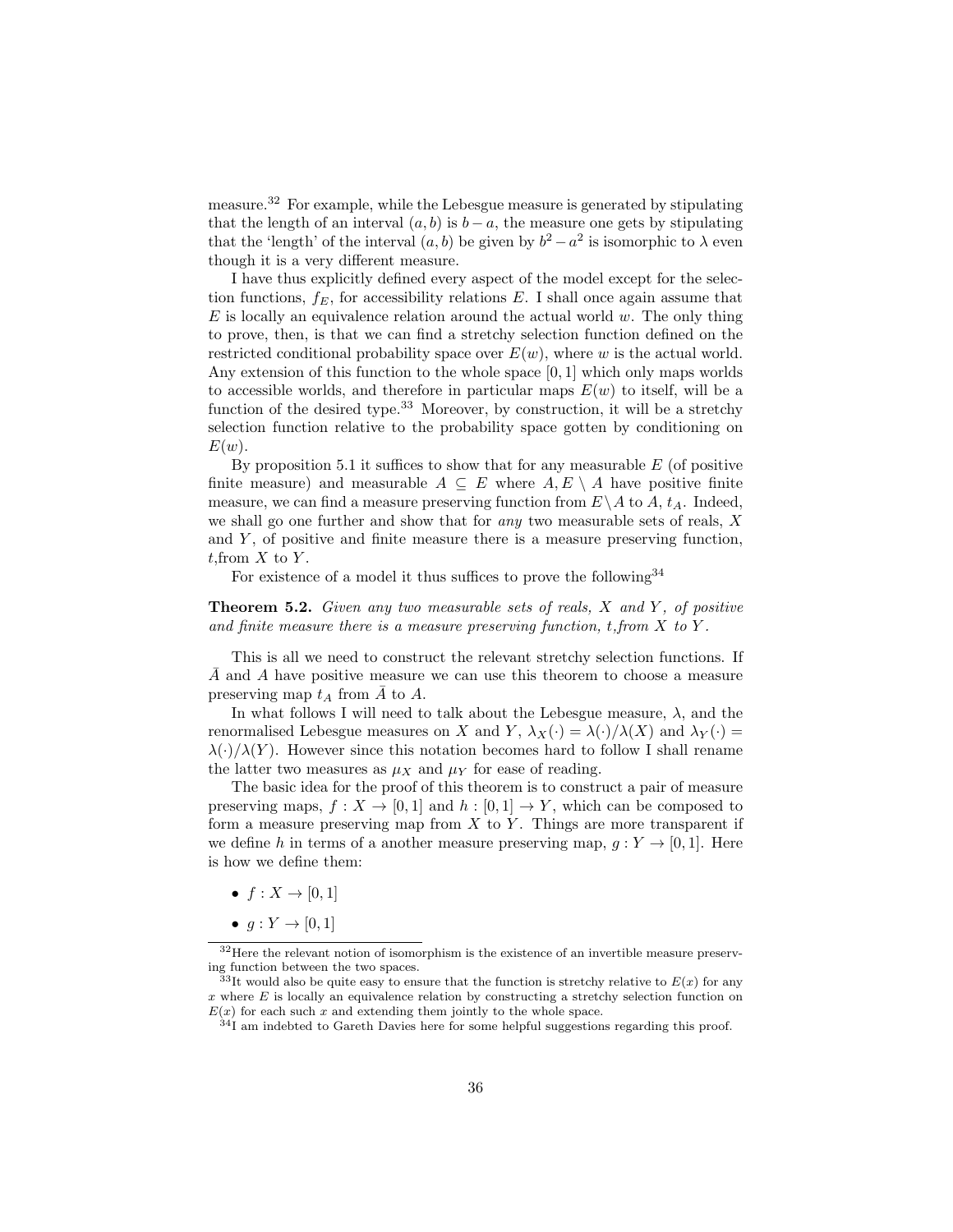measure.[32] For example, while the Lebesgue measure is generated by stipulating that the length of an interval $(a, b)$ is $b - a$, the measure one gets by stipulating that the 'length' of the interval $(a, b)$ be given by $b^2 - a^2$ is isomorphic to $\lambda$ even though it is a very different measure.

I have thus explicitly defined every aspect of the model except for the selection functions, $f_E$, for accessibility relations $E$. I shall once again assume that $E$ is locally an equivalence relation around the actual world $w$. The only thing to prove, then, is that we can find a stretchy selection function defined on the restricted conditional probability space over $E(w)$, where $w$ is the actual world. Any extension of this function to the whole space $[0, 1]$ which only maps worlds to accessible worlds, and therefore in particular maps $E(w)$ to itself, will be a function of the desired type.[33] Moreover, by construction, it will be a stretchy selection function relative to the probability space gotten by conditioning on $E(w)$.

By proposition 5.1 it suffices to show that for any measurable $E$ (of positive finite measure) and measurable $A \subseteq E$ where $A, E \setminus A$ have positive finite measure, we can find a measure preserving function from $E \setminus A$ to $A$, $t_A$. Indeed, we shall go one further and show that for *any* two measurable sets of reals, $X$ and $Y$, of positive and finite measure there is a measure preserving function, $t$,from $X$ to $Y$.

For existence of a model it thus suffices to prove the following[34]

**Theorem 5.2.** *Given any two measurable sets of reals, $X$ and $Y$, of positive and finite measure there is a measure preserving function, $t$, from $X$ to $Y$.*

This is all we need to construct the relevant stretchy selection functions. If $\bar{A}$ and $A$ have positive measure we can use this theorem to choose a measure preserving map $t_A$ from $\bar{A}$ to $A$.

In what follows I will need to talk about the Lebesgue measure, $\lambda$, and the renormalised Lebesgue measures on $X$ and $Y$, $\lambda_X(\cdot) = \lambda(\cdot)/\lambda(X)$ and $\lambda_Y(\cdot) = \lambda(\cdot)/\lambda(Y)$. However since this notation becomes hard to follow I shall rename the latter two measures as $\mu_X$ and $\mu_Y$ for ease of reading.

The basic idea for the proof of this theorem is to construct a pair of measure preserving maps, $f : X \to [0, 1]$ and $h : [0, 1] \to Y$, which can be composed to form a measure preserving map from $X$ to $Y$. Things are more transparent if we define $h$ in terms of a another measure preserving map, $g : Y \to [0, 1]$. Here is how we define them:

- $f : X \to [0, 1]$
- $g : Y \to [0, 1]$

---

[32] Here the relevant notion of isomorphism is the existence of an invertible measure preserving function between the two spaces.

[33] It would also be quite easy to ensure that the function is stretchy relative to $E(x)$ for any $x$ where $E$ is locally an equivalence relation by constructing a stretchy selection function on $E(x)$ for each such $x$ and extending them jointly to the whole space.

[34] I am indebted to Gareth Davies here for some helpful suggestions regarding this proof.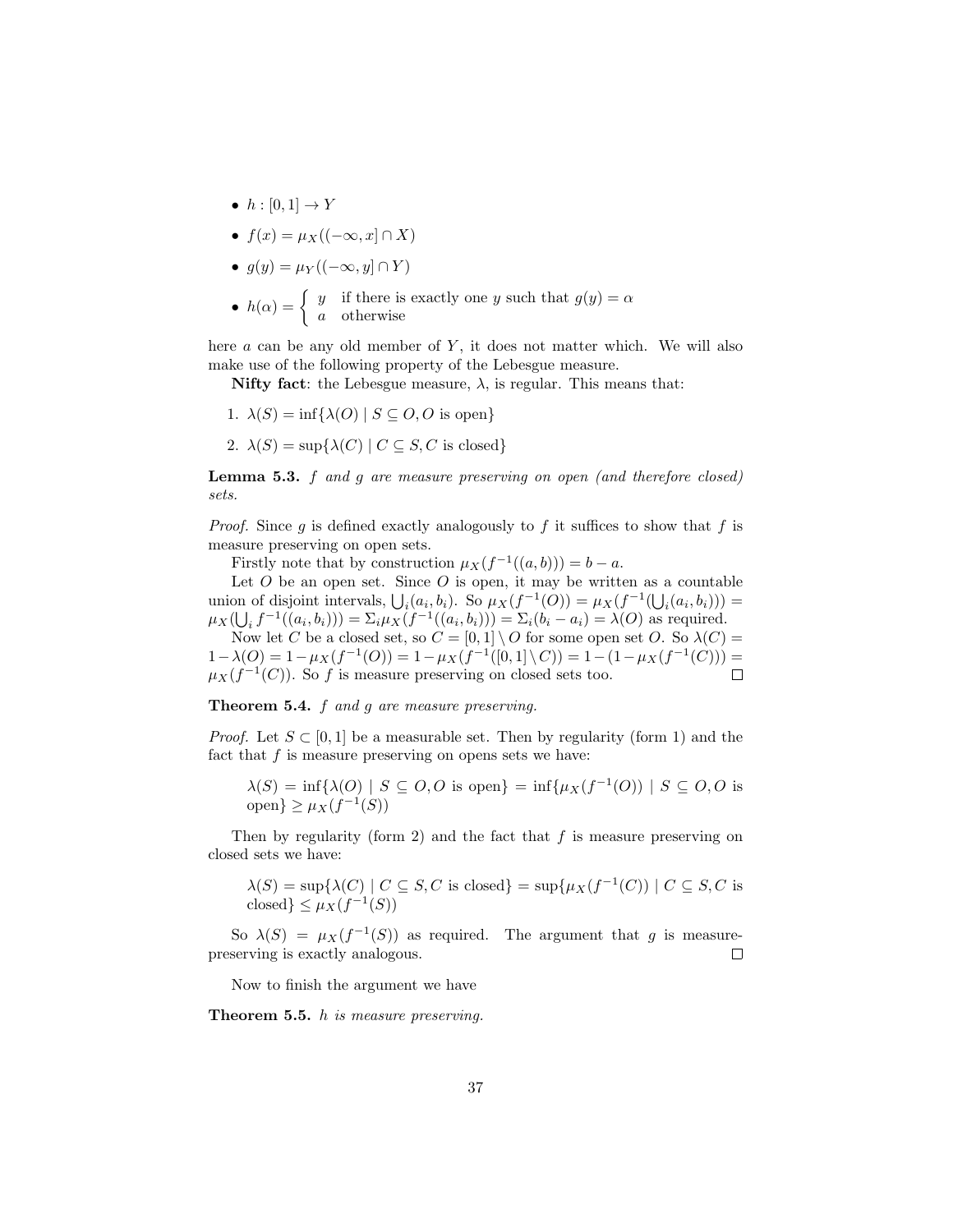- $h : [0, 1] \to Y$
- $f(x) = \mu_X((-\infty, x] \cap X)$
- $g(y) = \mu_Y((-\infty, y] \cap Y)$
- $h(\alpha) = \begin{cases} y & \text{if there is exactly one } y \text{ such that } g(y) = \alpha \\ a & \text{otherwise} \end{cases}$

here $a$ can be any old member of $Y$, it does not matter which. We will also make use of the following property of the Lebesgue measure.

**Nifty fact**: the Lebesgue measure, $\lambda$, is regular. This means that:

1. $\lambda(S) = \inf\{\lambda(O) \mid S \subseteq O, O \text{ is open}\}$
2. $\lambda(S) = \sup\{\lambda(C) \mid C \subseteq S, C \text{ is closed}\}$

**Lemma 5.3.** *$f$ and $g$ are measure preserving on open (and therefore closed) sets.*

*Proof.* Since $g$ is defined exactly analogously to $f$ it suffices to show that $f$ is measure preserving on open sets.

Firstly note that by construction $\mu_X(f^{-1}((a, b))) = b - a$.

Let $O$ be an open set. Since $O$ is open, it may be written as a countable union of disjoint intervals, $\bigcup_i (a_i, b_i)$. So $\mu_X(f^{-1}(O)) = \mu_X(f^{-1}(\bigcup_i (a_i, b_i))) = \mu_X(\bigcup_i f^{-1}((a_i, b_i))) = \Sigma_i \mu_X(f^{-1}((a_i, b_i))) = \Sigma_i (b_i - a_i) = \lambda(O)$ as required.

Now let $C$ be a closed set, so $C = [0, 1] \setminus O$ for some open set $O$. So $\lambda(C) = 1 - \lambda(O) = 1 - \mu_X(f^{-1}(O)) = 1 - \mu_X(f^{-1}([0, 1] \setminus C)) = 1 - (1 - \mu_X(f^{-1}(C))) = \mu_X(f^{-1}(C))$. So $f$ is measure preserving on closed sets too. $\square$

**Theorem 5.4.** *$f$ and $g$ are measure preserving.*

*Proof.* Let $S \subset [0, 1]$ be a measurable set. Then by regularity (form 1) and the fact that $f$ is measure preserving on opens sets we have:

> $\lambda(S) = \inf\{\lambda(O) \mid S \subseteq O, O \text{ is open}\} = \inf\{\mu_X(f^{-1}(O)) \mid S \subseteq O, O \text{ is open}\} \geq \mu_X(f^{-1}(S))$

Then by regularity (form 2) and the fact that $f$ is measure preserving on closed sets we have:

> $\lambda(S) = \sup\{\lambda(C) \mid C \subseteq S, C \text{ is closed}\} = \sup\{\mu_X(f^{-1}(C)) \mid C \subseteq S, C \text{ is closed}\} \leq \mu_X(f^{-1}(S))$

So $\lambda(S) = \mu_X(f^{-1}(S))$ as required. The argument that $g$ is measure-preserving is exactly analogous. $\square$

Now to finish the argument we have

**Theorem 5.5.** *$h$ is measure preserving.*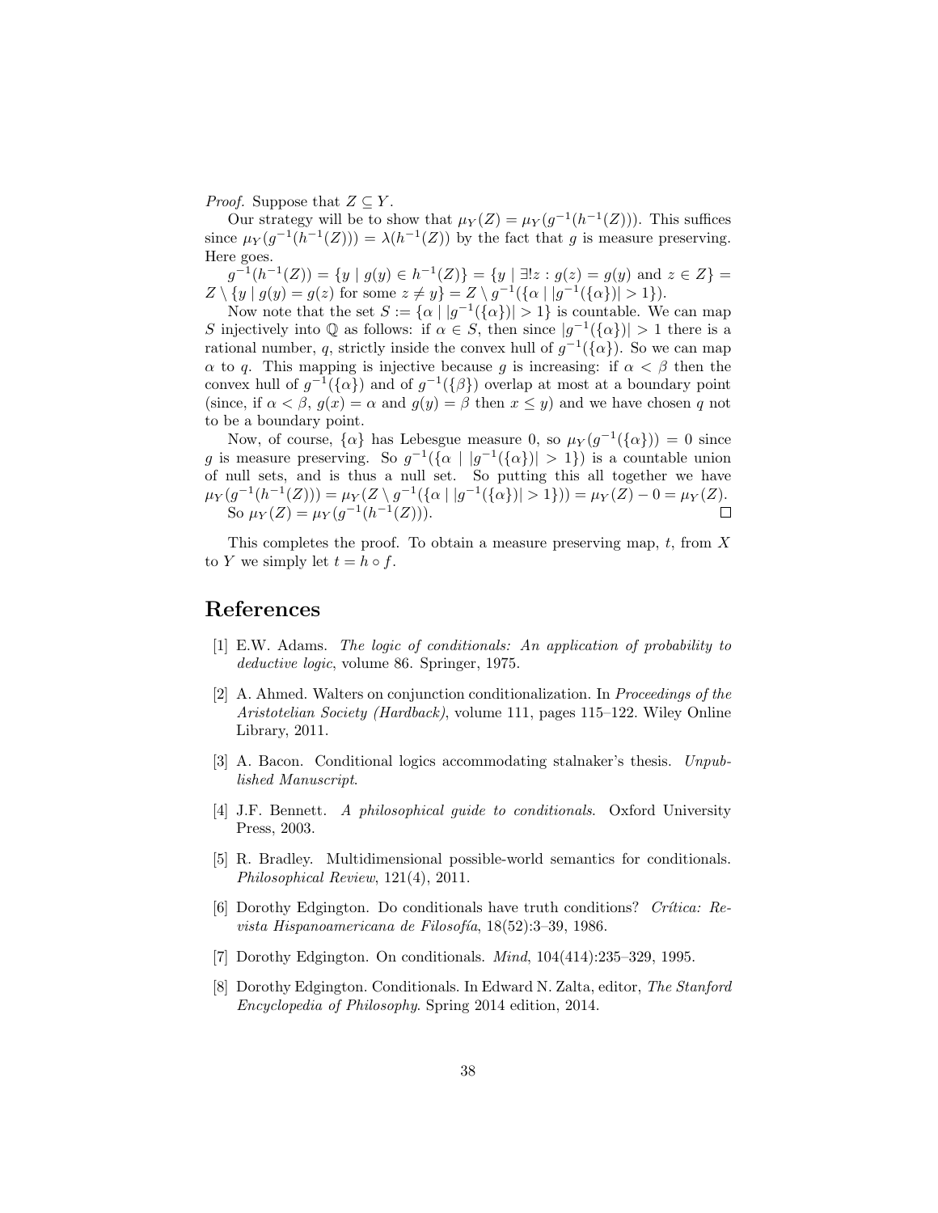*Proof.* Suppose that $Z \subseteq Y$.

Our strategy will be to show that $\mu_Y(Z) = \mu_Y(g^{-1}(h^{-1}(Z)))$. This suffices since $\mu_Y(g^{-1}(h^{-1}(Z))) = \lambda(h^{-1}(Z))$ by the fact that $g$ is measure preserving. Here goes.

$g^{-1}(h^{-1}(Z)) = \{y \mid g(y) \in h^{-1}(Z)\} = \{y \mid \exists! z : g(z) = g(y) \text{ and } z \in Z\} = Z \setminus \{y \mid g(y) = g(z) \text{ for some } z \neq y\} = Z \setminus g^{-1}(\{\alpha \mid |g^{-1}(\{\alpha\})| > 1\})$.

Now note that the set $S := \{\alpha \mid |g^{-1}(\{\alpha\})| > 1\}$ is countable. We can map $S$ injectively into $\mathbb{Q}$ as follows: if $\alpha \in S$, then since $|g^{-1}(\{\alpha\})| > 1$ there is a rational number, $q$, strictly inside the convex hull of $g^{-1}(\{\alpha\})$. So we can map $\alpha$ to $q$. This mapping is injective because $g$ is increasing: if $\alpha < \beta$ then the convex hull of $g^{-1}(\{\alpha\})$ and of $g^{-1}(\{\beta\})$ overlap at most at a boundary point (since, if $\alpha < \beta$, $g(x) = \alpha$ and $g(y) = \beta$ then $x \leq y$) and we have chosen $q$ not to be a boundary point.

Now, of course, $\{\alpha\}$ has Lebesgue measure 0, so $\mu_Y(g^{-1}(\{\alpha\})) = 0$ since $g$ is measure preserving. So $g^{-1}(\{\alpha \mid |g^{-1}(\{\alpha\})| > 1\})$ is a countable union of null sets, and is thus a null set. So putting this all together we have $\mu_Y(g^{-1}(h^{-1}(Z))) = \mu_Y(Z \setminus g^{-1}(\{\alpha \mid |g^{-1}(\{\alpha\})| > 1\})) = \mu_Y(Z) - 0 = \mu_Y(Z)$.

So $\mu_Y(Z) = \mu_Y(g^{-1}(h^{-1}(Z)))$. □

This completes the proof. To obtain a measure preserving map, $t$, from $X$ to $Y$ we simply let $t = h \circ f$.

# References

[1] E.W. Adams. *The logic of conditionals: An application of probability to deductive logic*, volume 86. Springer, 1975.

[2] A. Ahmed. Walters on conjunction conditionalization. In *Proceedings of the Aristotelian Society (Hardback)*, volume 111, pages 115–122. Wiley Online Library, 2011.

[3] A. Bacon. Conditional logics accommodating stalnaker's thesis. *Unpublished Manuscript*.

[4] J.F. Bennett. *A philosophical guide to conditionals*. Oxford University Press, 2003.

[5] R. Bradley. Multidimensional possible-world semantics for conditionals. *Philosophical Review*, 121(4), 2011.

[6] Dorothy Edgington. Do conditionals have truth conditions? *Crítica: Revista Hispanoamericana de Filosofía*, 18(52):3–39, 1986.

[7] Dorothy Edgington. On conditionals. *Mind*, 104(414):235–329, 1995.

[8] Dorothy Edgington. Conditionals. In Edward N. Zalta, editor, *The Stanford Encyclopedia of Philosophy*. Spring 2014 edition, 2014.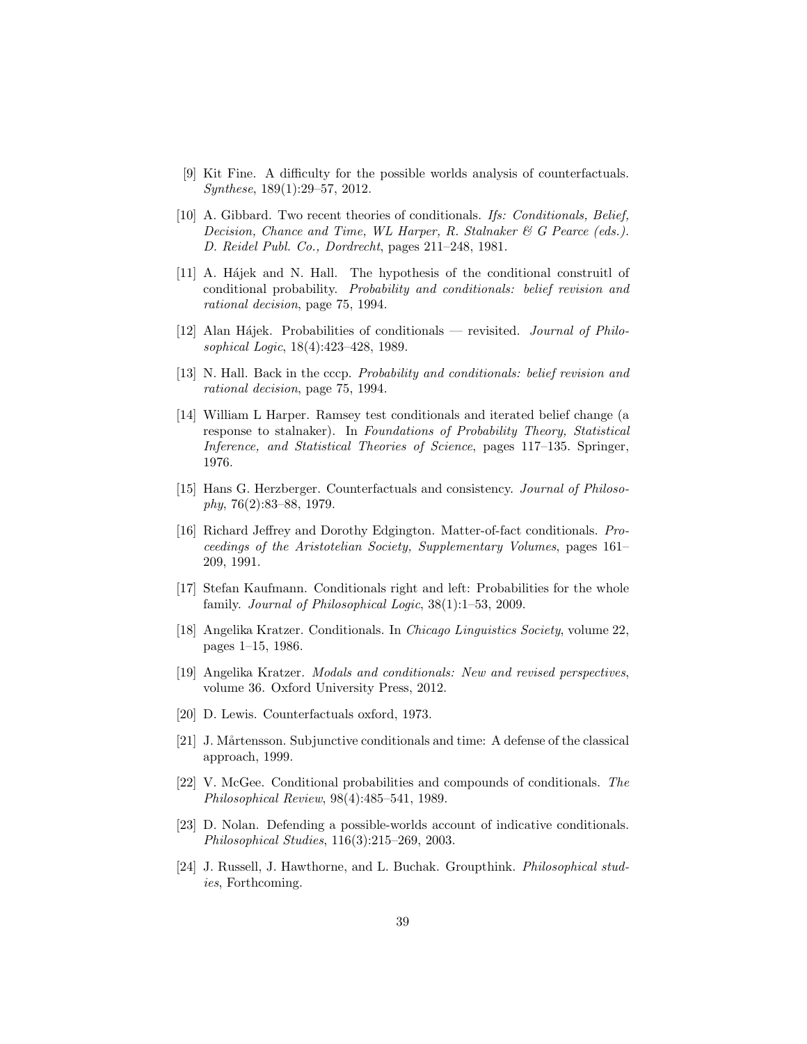[9] Kit Fine. A difficulty for the possible worlds analysis of counterfactuals. *Synthese*, 189(1):29–57, 2012.

[10] A. Gibbard. Two recent theories of conditionals. *Ifs: Conditionals, Belief, Decision, Chance and Time, WL Harper, R. Stalnaker & G Pearce (eds.). D. Reidel Publ. Co., Dordrecht*, pages 211–248, 1981.

[11] A. Hájek and N. Hall. The hypothesis of the conditional construitl of conditional probability. *Probability and conditionals: belief revision and rational decision*, page 75, 1994.

[12] Alan Hájek. Probabilities of conditionals — revisited. *Journal of Philosophical Logic*, 18(4):423–428, 1989.

[13] N. Hall. Back in the cccp. *Probability and conditionals: belief revision and rational decision*, page 75, 1994.

[14] William L Harper. Ramsey test conditionals and iterated belief change (a response to stalnaker). In *Foundations of Probability Theory, Statistical Inference, and Statistical Theories of Science*, pages 117–135. Springer, 1976.

[15] Hans G. Herzberger. Counterfactuals and consistency. *Journal of Philosophy*, 76(2):83–88, 1979.

[16] Richard Jeffrey and Dorothy Edgington. Matter-of-fact conditionals. *Proceedings of the Aristotelian Society, Supplementary Volumes*, pages 161–209, 1991.

[17] Stefan Kaufmann. Conditionals right and left: Probabilities for the whole family. *Journal of Philosophical Logic*, 38(1):1–53, 2009.

[18] Angelika Kratzer. Conditionals. In *Chicago Linguistics Society*, volume 22, pages 1–15, 1986.

[19] Angelika Kratzer. *Modals and conditionals: New and revised perspectives*, volume 36. Oxford University Press, 2012.

[20] D. Lewis. Counterfactuals oxford, 1973.

[21] J. Mårtensson. Subjunctive conditionals and time: A defense of the classical approach, 1999.

[22] V. McGee. Conditional probabilities and compounds of conditionals. *The Philosophical Review*, 98(4):485–541, 1989.

[23] D. Nolan. Defending a possible-worlds account of indicative conditionals. *Philosophical Studies*, 116(3):215–269, 2003.

[24] J. Russell, J. Hawthorne, and L. Buchak. Groupthink. *Philosophical studies*, Forthcoming.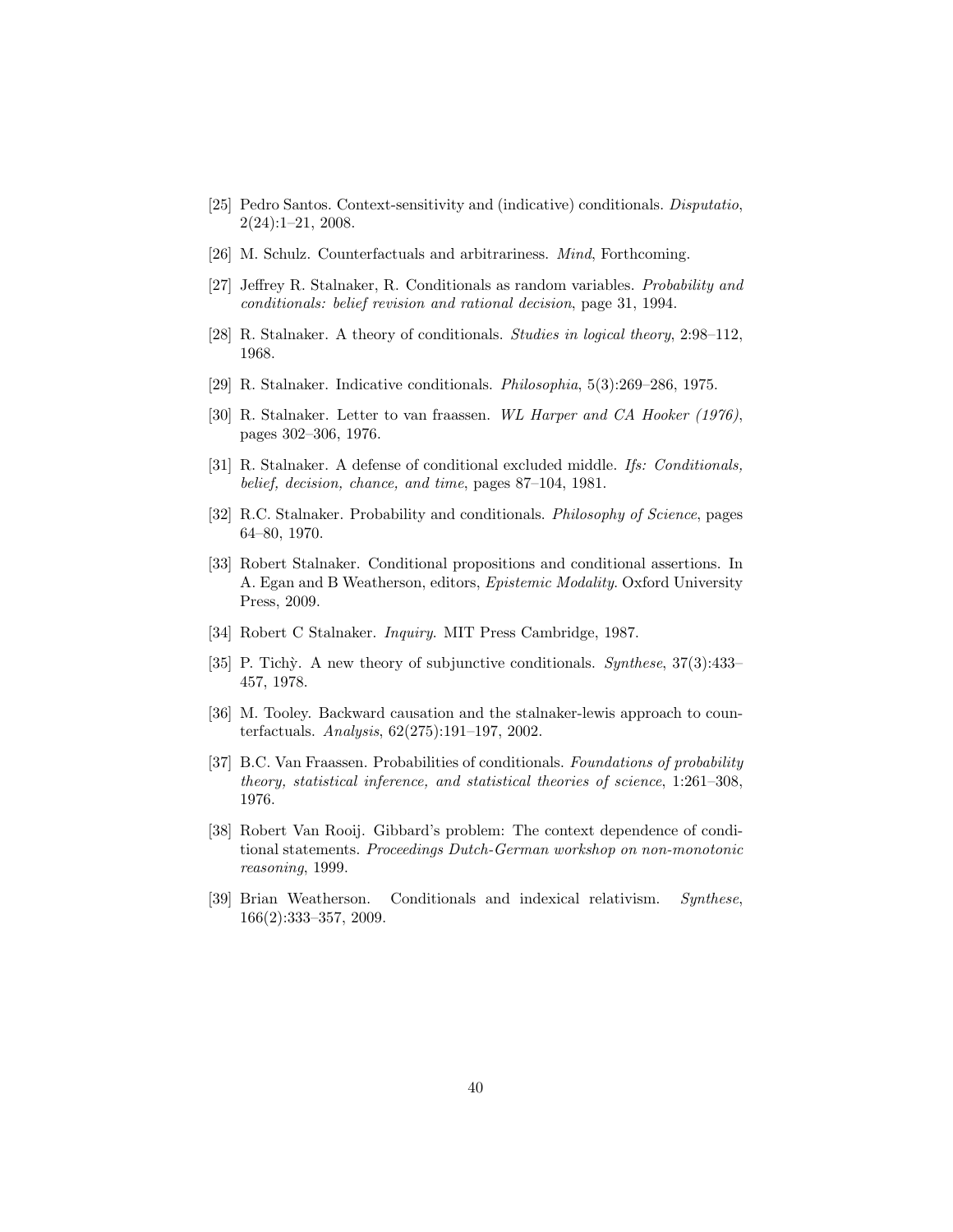[25] Pedro Santos. Context-sensitivity and (indicative) conditionals. *Disputatio*, 2(24):1–21, 2008.

[26] M. Schulz. Counterfactuals and arbitrariness. *Mind*, Forthcoming.

[27] Jeffrey R. Stalnaker, R. Conditionals as random variables. *Probability and conditionals: belief revision and rational decision*, page 31, 1994.

[28] R. Stalnaker. A theory of conditionals. *Studies in logical theory*, 2:98–112, 1968.

[29] R. Stalnaker. Indicative conditionals. *Philosophia*, 5(3):269–286, 1975.

[30] R. Stalnaker. Letter to van fraassen. *WL Harper and CA Hooker (1976)*, pages 302–306, 1976.

[31] R. Stalnaker. A defense of conditional excluded middle. *Ifs: Conditionals, belief, decision, chance, and time*, pages 87–104, 1981.

[32] R.C. Stalnaker. Probability and conditionals. *Philosophy of Science*, pages 64–80, 1970.

[33] Robert Stalnaker. Conditional propositions and conditional assertions. In A. Egan and B Weatherson, editors, *Epistemic Modality*. Oxford University Press, 2009.

[34] Robert C Stalnaker. *Inquiry*. MIT Press Cambridge, 1987.

[35] P. Tichỳ. A new theory of subjunctive conditionals. *Synthese*, 37(3):433–457, 1978.

[36] M. Tooley. Backward causation and the stalnaker-lewis approach to counterfactuals. *Analysis*, 62(275):191–197, 2002.

[37] B.C. Van Fraassen. Probabilities of conditionals. *Foundations of probability theory, statistical inference, and statistical theories of science*, 1:261–308, 1976.

[38] Robert Van Rooij. Gibbard's problem: The context dependence of conditional statements. *Proceedings Dutch-German workshop on non-monotonic reasoning*, 1999.

[39] Brian Weatherson. Conditionals and indexical relativism. *Synthese*, 166(2):333–357, 2009.